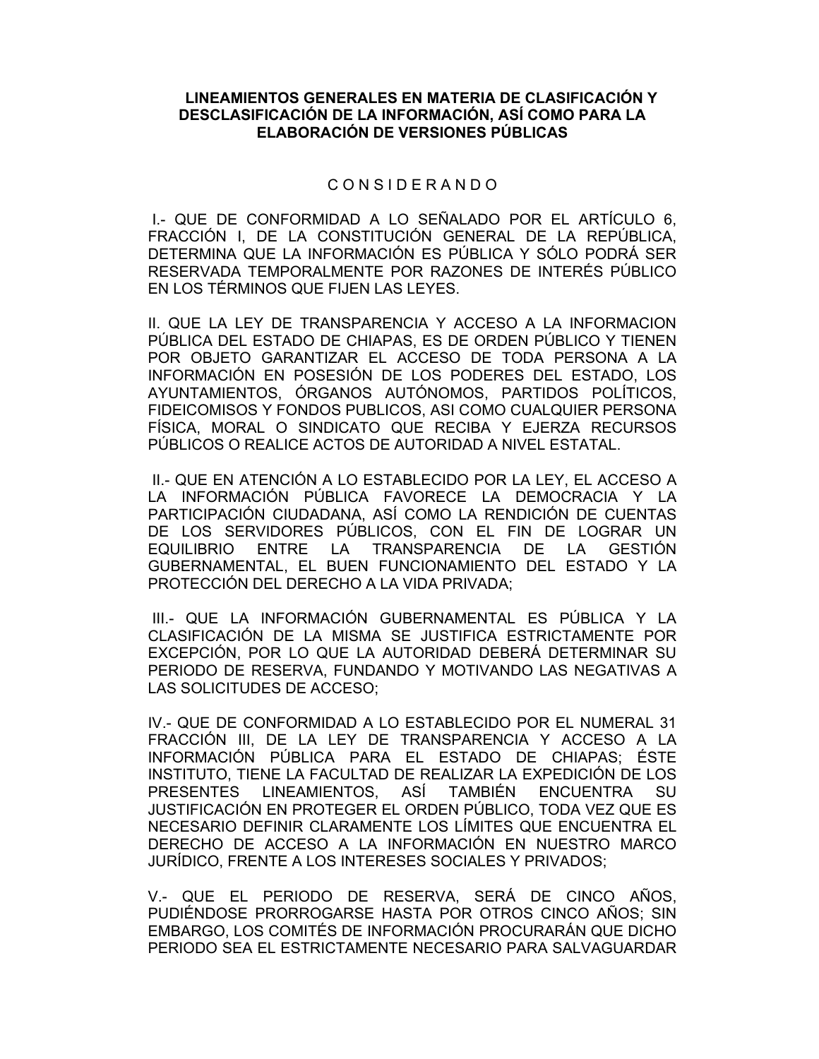# LINEAMIENTOS GENERALES EN MATERIA DE CLASIFICACIÓN Y DESCLASIFICACIÓN DE LA INFORMACIÓN, ASÍ COMO PARA LA ELABORACIÓN DE VERSIONES PÚBLICAS

## C O N S I D E R A N D O

I.- QUE DE CONFORMIDAD A LO SEÑALADO POR EL ARTÍCULO 6, FRACCIÓN I, DE LA CONSTITUCIÓN GENERAL DE LA REPÚBLICA, DETERMINA QUE LA INFORMACIÓN ES PÚBLICA Y SÓLO PODRÁ SER RESERVADA TEMPORALMENTE POR RAZONES DE INTERÉS PÚBLICO EN LOS TÉRMINOS QUE FIJEN LAS LEYES.

II. QUE LA LEY DE TRANSPARENCIA Y ACCESO A LA INFORMACION PÚBLICA DEL ESTADO DE CHIAPAS, ES DE ORDEN PÚBLICO Y TIENEN POR OBJETO GARANTIZAR EL ACCESO DE TODA PERSONA A LA INFORMACIÓN EN POSESIÓN DE LOS PODERES DEL ESTADO, LOS AYUNTAMIENTOS, ÓRGANOS AUTÓNOMOS, PARTIDOS POLÍTICOS, FIDEICOMISOS Y FONDOS PUBLICOS, ASI COMO CUALQUIER PERSONA FÍSICA, MORAL O SINDICATO QUE RECIBA Y EJERZA RECURSOS PÚBLICOS O REALICE ACTOS DE AUTORIDAD A NIVEL ESTATAL.

II.- QUE EN ATENCIÓN A LO ESTABLECIDO POR LA LEY, EL ACCESO A LA INFORMACIÓN PÚBLICA FAVORECE LA DEMOCRACIA Y LA PARTICIPACIÓN CIUDADANA, ASÍ COMO LA RENDICIÓN DE CUENTAS DE LOS SERVIDORES PÚBLICOS, CON EL FIN DE LOGRAR UN EQUILIBRIO ENTRE LA TRANSPARENCIA DE LA GESTIÓN GUBERNAMENTAL, EL BUEN FUNCIONAMIENTO DEL ESTADO Y LA PROTECCIÓN DEL DERECHO A LA VIDA PRIVADA;

III.- QUE LA INFORMACIÓN GUBERNAMENTAL ES PÚBLICA Y LA CLASIFICACIÓN DE LA MISMA SE JUSTIFICA ESTRICTAMENTE POR EXCEPCIÓN, POR LO QUE LA AUTORIDAD DEBERÁ DETERMINAR SU PERIODO DE RESERVA, FUNDANDO Y MOTIVANDO LAS NEGATIVAS A LAS SOLICITUDES DE ACCESO;

IV.- QUE DE CONFORMIDAD A LO ESTABLECIDO POR EL NUMERAL 31 FRACCIÓN III, DE LA LEY DE TRANSPARENCIA Y ACCESO A LA INFORMACIÓN PÚBLICA PARA EL ESTADO DE CHIAPAS; ÉSTE INSTITUTO, TIENE LA FACULTAD DE REALIZAR LA EXPEDICIÓN DE LOS PRESENTES LINEAMIENTOS, ASÍ TAMBIÉN ENCUENTRA SU JUSTIFICACIÓN EN PROTEGER EL ORDEN PÚBLICO, TODA VEZ QUE ES NECESARIO DEFINIR CLARAMENTE LOS LÍMITES QUE ENCUENTRA EL DERECHO DE ACCESO A LA INFORMACIÓN EN NUESTRO MARCO JURÍDICO, FRENTE A LOS INTERESES SOCIALES Y PRIVADOS;

V.- QUE EL PERIODO DE RESERVA, SERÁ DE CINCO AÑOS, PUDIÉNDOSE PRORROGARSE HASTA POR OTROS CINCO AÑOS; SIN EMBARGO, LOS COMITÉS DE INFORMACIÓN PROCURARÁN QUE DICHO PERIODO SEA EL ESTRICTAMENTE NECESARIO PARA SALVAGUARDAR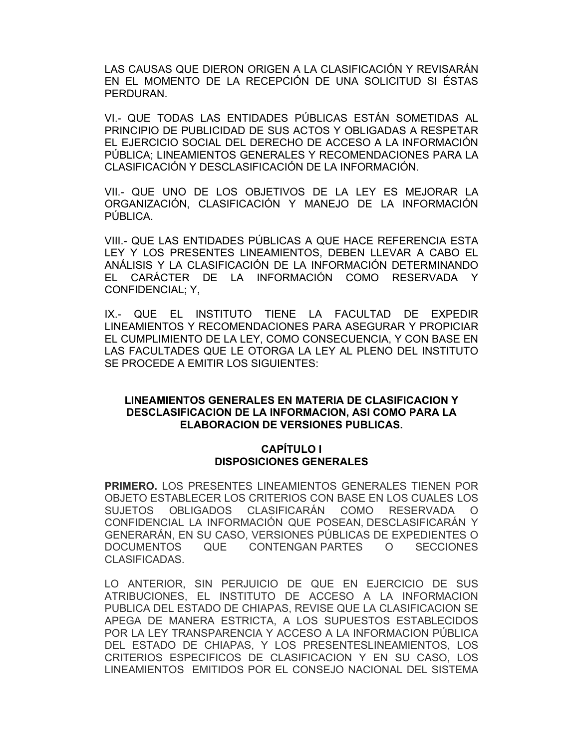LAS CAUSAS QUE DIERON ORIGEN A LA CLASIFICACIÓN Y REVISARÁN EN EL MOMENTO DE LA RECEPCIÓN DE UNA SOLICITUD SI ÉSTAS PERDURAN.

VI.- QUE TODAS LAS ENTIDADES PÚBLICAS ESTÁN SOMETIDAS AL PRINCIPIO DE PUBLICIDAD DE SUS ACTOS Y OBLIGADAS A RESPETAR EL EJERCICIO SOCIAL DEL DERECHO DE ACCESO A LA INFORMACIÓN PÚBLICA; LINEAMIENTOS GENERALES Y RECOMENDACIONES PARA LA CLASIFICACIÓN Y DESCLASIFICACIÓN DE LA INFORMACIÓN.

VII.- QUE UNO DE LOS OBJETIVOS DE LA LEY ES MEJORAR LA ORGANIZACIÓN, CLASIFICACIÓN Y MANEJO DE LA INFORMACIÓN PÚBLICA.

VIII.- QUE LAS ENTIDADES PÚBLICAS A QUE HACE REFERENCIA ESTA LEY Y LOS PRESENTES LINEAMIENTOS, DEBEN LLEVAR A CABO EL ANÁLISIS Y LA CLASIFICACIÓN DE LA INFORMACIÓN DETERMINANDO EL CARÁCTER DE LA INFORMACIÓN COMO RESERVADA Y CONFIDENCIAL; Y,

IX.- QUE EL INSTITUTO TIENE LA FACULTAD DE EXPEDIR LINEAMIENTOS Y RECOMENDACIONES PARA ASEGURAR Y PROPICIAR EL CUMPLIMIENTO DE LA LEY, COMO CONSECUENCIA, Y CON BASE EN LAS FACULTADES QUE LE OTORGA LA LEY AL PLENO DEL INSTITUTO SE PROCEDE A EMITIR LOS SIGUIENTES:

## LINEAMIENTOS GENERALES EN MATERIA DE CLASIFICACION Y DESCLASIFICACION DE LA INFORMACION, ASI COMO PARA LA ELABORACION DE VERSIONES PUBLICAS.

### CAPÍTULO I
### DISPOSICIONES GENERALES

**PRIMERO.** LOS PRESENTES LINEAMIENTOS GENERALES TIENEN POR OBJETO ESTABLECER LOS CRITERIOS CON BASE EN LOS CUALES LOS SUJETOS OBLIGADOS CLASIFICARÁN COMO RESERVADA O CONFIDENCIAL LA INFORMACIÓN QUE POSEAN, DESCLASIFICARÁN Y GENERARÁN, EN SU CASO, VERSIONES PÚBLICAS DE EXPEDIENTES O DOCUMENTOS QUE CONTENGAN PARTES O SECCIONES CLASIFICADAS.

LO ANTERIOR, SIN PERJUICIO DE QUE EN EJERCICIO DE SUS ATRIBUCIONES, EL INSTITUTO DE ACCESO A LA INFORMACION PUBLICA DEL ESTADO DE CHIAPAS, REVISE QUE LA CLASIFICACION SE APEGA DE MANERA ESTRICTA, A LOS SUPUESTOS ESTABLECIDOS POR LA LEY TRANSPARENCIA Y ACCESO A LA INFORMACION PÚBLICA DEL ESTADO DE CHIAPAS, Y LOS PRESENTESLINEAMIENTOS, LOS CRITERIOS ESPECIFICOS DE CLASIFICACION Y EN SU CASO, LOS LINEAMIENTOS EMITIDOS POR EL CONSEJO NACIONAL DEL SISTEMA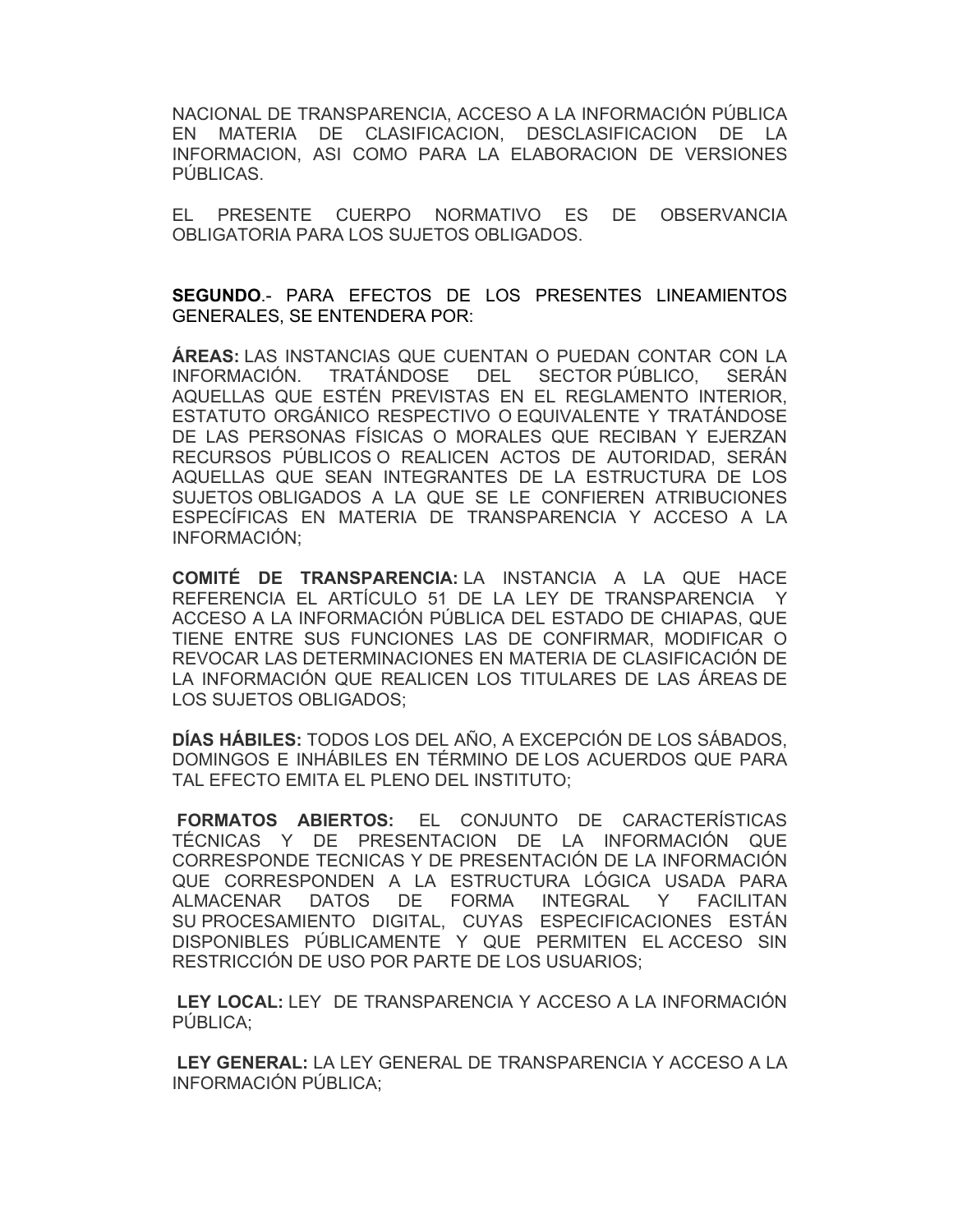NACIONAL DE TRANSPARENCIA, ACCESO A LA INFORMACIÓN PÚBLICA EN MATERIA DE CLASIFICACION, DESCLASIFICACION DE LA INFORMACION, ASI COMO PARA LA ELABORACION DE VERSIONES PÚBLICAS.

EL PRESENTE CUERPO NORMATIVO ES DE OBSERVANCIA OBLIGATORIA PARA LOS SUJETOS OBLIGADOS.

**SEGUNDO**.- PARA EFECTOS DE LOS PRESENTES LINEAMIENTOS GENERALES, SE ENTENDERA POR:

**ÁREAS:** LAS INSTANCIAS QUE CUENTAN O PUEDAN CONTAR CON LA INFORMACIÓN. TRATÁNDOSE DEL SECTOR PÚBLICO, SERÁN AQUELLAS QUE ESTÉN PREVISTAS EN EL REGLAMENTO INTERIOR, ESTATUTO ORGÁNICO RESPECTIVO O EQUIVALENTE Y TRATÁNDOSE DE LAS PERSONAS FÍSICAS O MORALES QUE RECIBAN Y EJERZAN RECURSOS PÚBLICOS O REALICEN ACTOS DE AUTORIDAD, SERÁN AQUELLAS QUE SEAN INTEGRANTES DE LA ESTRUCTURA DE LOS SUJETOS OBLIGADOS A LA QUE SE LE CONFIEREN ATRIBUCIONES ESPECÍFICAS EN MATERIA DE TRANSPARENCIA Y ACCESO A LA INFORMACIÓN;

**COMITÉ DE TRANSPARENCIA:** LA INSTANCIA A LA QUE HACE REFERENCIA EL ARTÍCULO 51 DE LA LEY DE TRANSPARENCIA Y ACCESO A LA INFORMACIÓN PÚBLICA DEL ESTADO DE CHIAPAS, QUE TIENE ENTRE SUS FUNCIONES LAS DE CONFIRMAR, MODIFICAR O REVOCAR LAS DETERMINACIONES EN MATERIA DE CLASIFICACIÓN DE LA INFORMACIÓN QUE REALICEN LOS TITULARES DE LAS ÁREAS DE LOS SUJETOS OBLIGADOS;

**DÍAS HÁBILES:** TODOS LOS DEL AÑO, A EXCEPCIÓN DE LOS SÁBADOS, DOMINGOS E INHÁBILES EN TÉRMINO DE LOS ACUERDOS QUE PARA TAL EFECTO EMITA EL PLENO DEL INSTITUTO;

**FORMATOS ABIERTOS:** EL CONJUNTO DE CARACTERÍSTICAS TÉCNICAS Y DE PRESENTACION DE LA INFORMACIÓN QUE CORRESPONDE TECNICAS Y DE PRESENTACIÓN DE LA INFORMACIÓN QUE CORRESPONDEN A LA ESTRUCTURA LÓGICA USADA PARA ALMACENAR DATOS DE FORMA INTEGRAL Y FACILITAN SU PROCESAMIENTO DIGITAL, CUYAS ESPECIFICACIONES ESTÁN DISPONIBLES PÚBLICAMENTE Y QUE PERMITEN EL ACCESO SIN RESTRICCIÓN DE USO POR PARTE DE LOS USUARIOS;

**LEY LOCAL:** LEY DE TRANSPARENCIA Y ACCESO A LA INFORMACIÓN PÚBLICA;

**LEY GENERAL:** LA LEY GENERAL DE TRANSPARENCIA Y ACCESO A LA INFORMACIÓN PÚBLICA;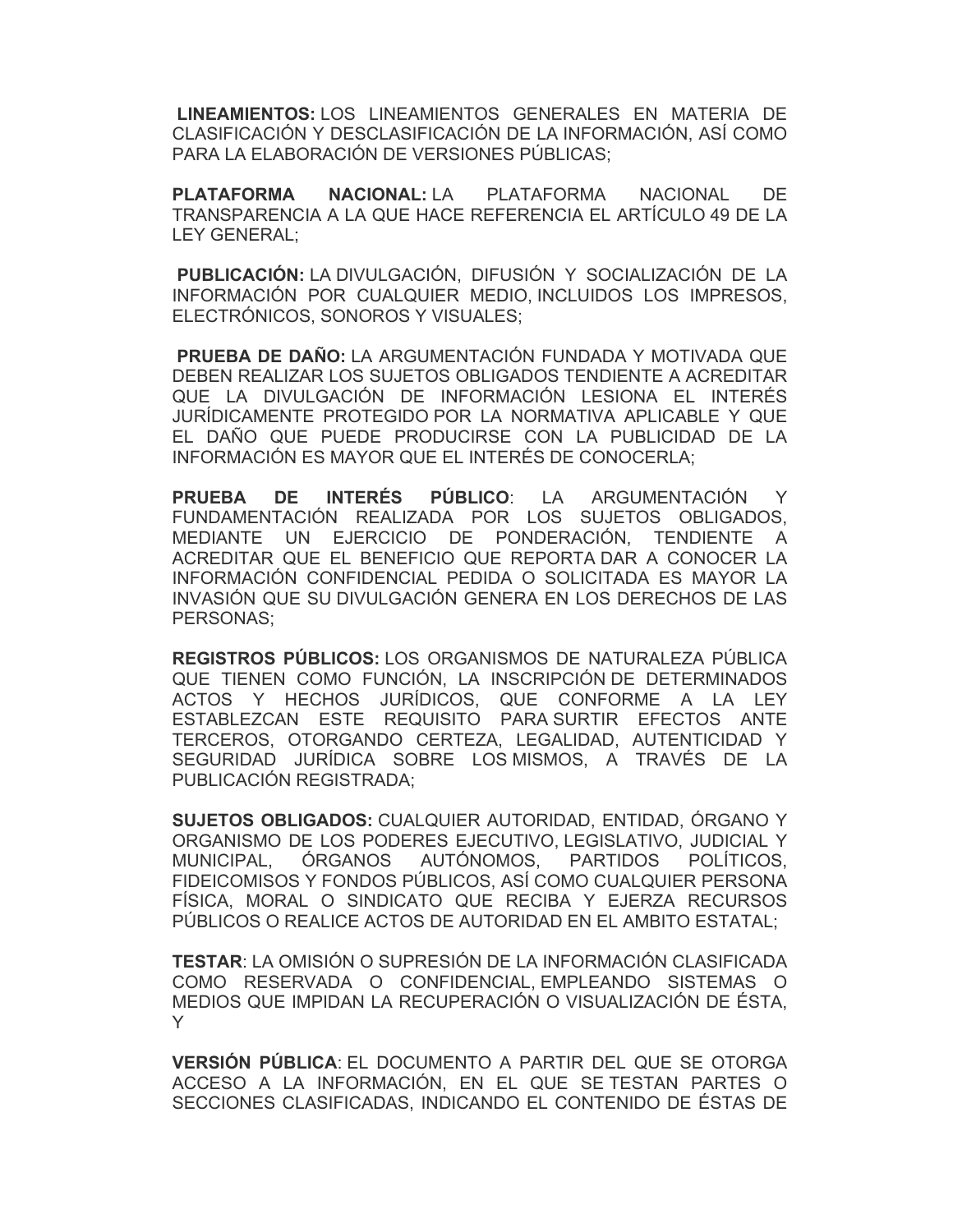**LINEAMIENTOS:** LOS LINEAMIENTOS GENERALES EN MATERIA DE CLASIFICACIÓN Y DESCLASIFICACIÓN DE LA INFORMACIÓN, ASÍ COMO PARA LA ELABORACIÓN DE VERSIONES PÚBLICAS;

**PLATAFORMA NACIONAL:** LA PLATAFORMA NACIONAL DE TRANSPARENCIA A LA QUE HACE REFERENCIA EL ARTÍCULO 49 DE LA LEY GENERAL;

**PUBLICACIÓN:** LA DIVULGACIÓN, DIFUSIÓN Y SOCIALIZACIÓN DE LA INFORMACIÓN POR CUALQUIER MEDIO, INCLUIDOS LOS IMPRESOS, ELECTRÓNICOS, SONOROS Y VISUALES;

**PRUEBA DE DAÑO:** LA ARGUMENTACIÓN FUNDADA Y MOTIVADA QUE DEBEN REALIZAR LOS SUJETOS OBLIGADOS TENDIENTE A ACREDITAR QUE LA DIVULGACIÓN DE INFORMACIÓN LESIONA EL INTERÉS JURÍDICAMENTE PROTEGIDO POR LA NORMATIVA APLICABLE Y QUE EL DAÑO QUE PUEDE PRODUCIRSE CON LA PUBLICIDAD DE LA INFORMACIÓN ES MAYOR QUE EL INTERÉS DE CONOCERLA;

**PRUEBA DE INTERÉS PÚBLICO**: LA ARGUMENTACIÓN Y FUNDAMENTACIÓN REALIZADA POR LOS SUJETOS OBLIGADOS, MEDIANTE UN EJERCICIO DE PONDERACIÓN, TENDIENTE A ACREDITAR QUE EL BENEFICIO QUE REPORTA DAR A CONOCER LA INFORMACIÓN CONFIDENCIAL PEDIDA O SOLICITADA ES MAYOR LA INVASIÓN QUE SU DIVULGACIÓN GENERA EN LOS DERECHOS DE LAS PERSONAS;

**REGISTROS PÚBLICOS:** LOS ORGANISMOS DE NATURALEZA PÚBLICA QUE TIENEN COMO FUNCIÓN, LA INSCRIPCIÓN DE DETERMINADOS ACTOS Y HECHOS JURÍDICOS, QUE CONFORME A LA LEY ESTABLEZCAN ESTE REQUISITO PARA SURTIR EFECTOS ANTE TERCEROS, OTORGANDO CERTEZA, LEGALIDAD, AUTENTICIDAD Y SEGURIDAD JURÍDICA SOBRE LOS MISMOS, A TRAVÉS DE LA PUBLICACIÓN REGISTRADA;

**SUJETOS OBLIGADOS:** CUALQUIER AUTORIDAD, ENTIDAD, ÓRGANO Y ORGANISMO DE LOS PODERES EJECUTIVO, LEGISLATIVO, JUDICIAL Y MUNICIPAL, ÓRGANOS AUTÓNOMOS, PARTIDOS POLÍTICOS, FIDEICOMISOS Y FONDOS PÚBLICOS, ASÍ COMO CUALQUIER PERSONA FÍSICA, MORAL O SINDICATO QUE RECIBA Y EJERZA RECURSOS PÚBLICOS O REALICE ACTOS DE AUTORIDAD EN EL AMBITO ESTATAL;

**TESTAR**: LA OMISIÓN O SUPRESIÓN DE LA INFORMACIÓN CLASIFICADA COMO RESERVADA O CONFIDENCIAL, EMPLEANDO SISTEMAS O MEDIOS QUE IMPIDAN LA RECUPERACIÓN O VISUALIZACIÓN DE ÉSTA, Y

**VERSIÓN PÚBLICA**: EL DOCUMENTO A PARTIR DEL QUE SE OTORGA ACCESO A LA INFORMACIÓN, EN EL QUE SE TESTAN PARTES O SECCIONES CLASIFICADAS, INDICANDO EL CONTENIDO DE ÉSTAS DE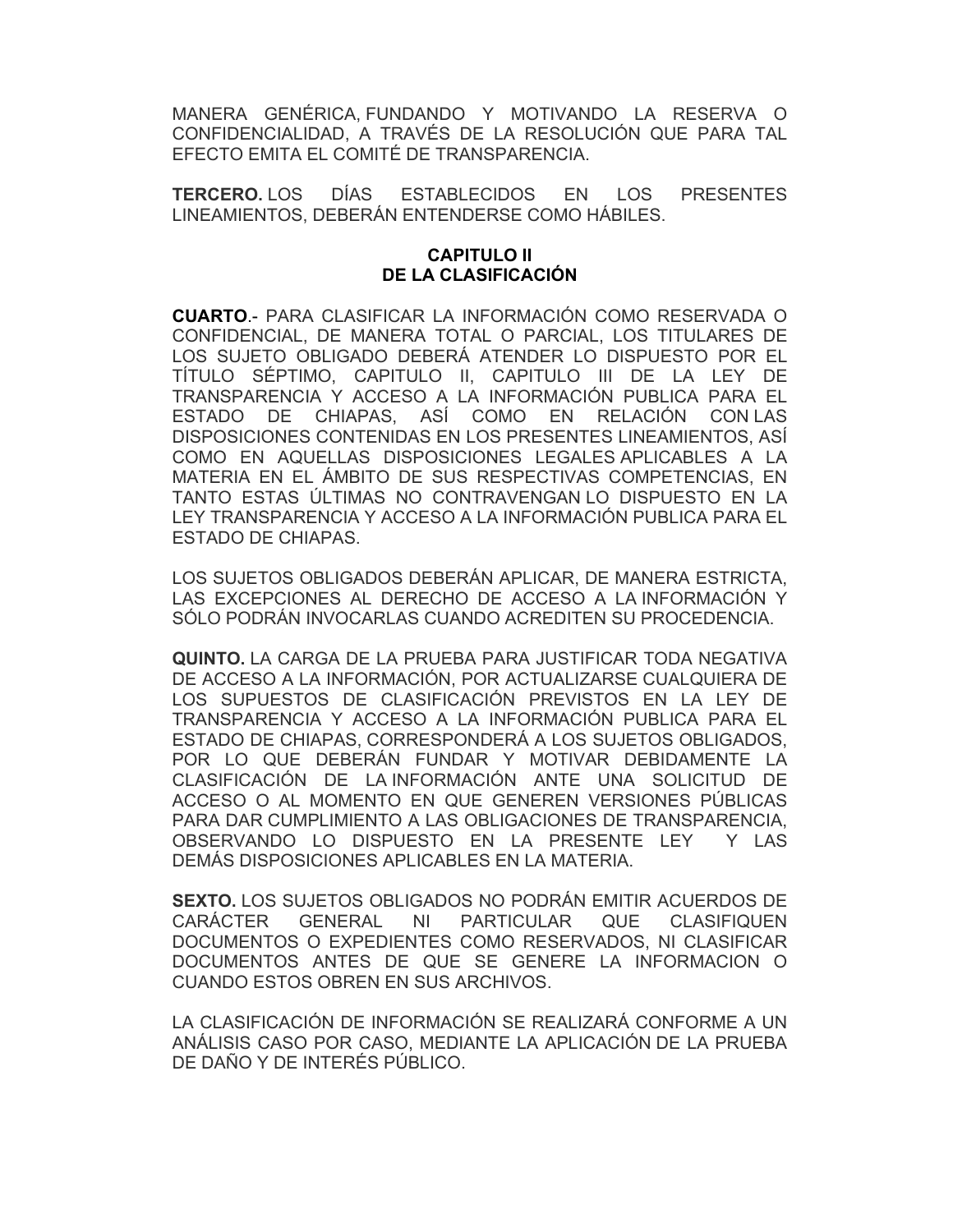MANERA GENÉRICA, FUNDANDO Y MOTIVANDO LA RESERVA O CONFIDENCIALIDAD, A TRAVÉS DE LA RESOLUCIÓN QUE PARA TAL EFECTO EMITA EL COMITÉ DE TRANSPARENCIA.

**TERCERO.** LOS DÍAS ESTABLECIDOS EN LOS PRESENTES LINEAMIENTOS, DEBERÁN ENTENDERSE COMO HÁBILES.

## CAPITULO II
## DE LA CLASIFICACIÓN

**CUARTO**.- PARA CLASIFICAR LA INFORMACIÓN COMO RESERVADA O CONFIDENCIAL, DE MANERA TOTAL O PARCIAL, LOS TITULARES DE LOS SUJETO OBLIGADO DEBERÁ ATENDER LO DISPUESTO POR EL TÍTULO SÉPTIMO, CAPITULO II, CAPITULO III DE LA LEY DE TRANSPARENCIA Y ACCESO A LA INFORMACIÓN PUBLICA PARA EL ESTADO DE CHIAPAS, ASÍ COMO EN RELACIÓN CON LAS DISPOSICIONES CONTENIDAS EN LOS PRESENTES LINEAMIENTOS, ASÍ COMO EN AQUELLAS DISPOSICIONES LEGALES APLICABLES A LA MATERIA EN EL ÁMBITO DE SUS RESPECTIVAS COMPETENCIAS, EN TANTO ESTAS ÚLTIMAS NO CONTRAVENGAN LO DISPUESTO EN LA LEY TRANSPARENCIA Y ACCESO A LA INFORMACIÓN PUBLICA PARA EL ESTADO DE CHIAPAS.

LOS SUJETOS OBLIGADOS DEBERÁN APLICAR, DE MANERA ESTRICTA, LAS EXCEPCIONES AL DERECHO DE ACCESO A LA INFORMACIÓN Y SÓLO PODRÁN INVOCARLAS CUANDO ACREDITEN SU PROCEDENCIA.

**QUINTO.** LA CARGA DE LA PRUEBA PARA JUSTIFICAR TODA NEGATIVA DE ACCESO A LA INFORMACIÓN, POR ACTUALIZARSE CUALQUIERA DE LOS SUPUESTOS DE CLASIFICACIÓN PREVISTOS EN LA LEY DE TRANSPARENCIA Y ACCESO A LA INFORMACIÓN PUBLICA PARA EL ESTADO DE CHIAPAS, CORRESPONDERÁ A LOS SUJETOS OBLIGADOS, POR LO QUE DEBERÁN FUNDAR Y MOTIVAR DEBIDAMENTE LA CLASIFICACIÓN DE LA INFORMACIÓN ANTE UNA SOLICITUD DE ACCESO O AL MOMENTO EN QUE GENEREN VERSIONES PÚBLICAS PARA DAR CUMPLIMIENTO A LAS OBLIGACIONES DE TRANSPARENCIA, OBSERVANDO LO DISPUESTO EN LA PRESENTE LEY Y LAS DEMÁS DISPOSICIONES APLICABLES EN LA MATERIA.

**SEXTO.** LOS SUJETOS OBLIGADOS NO PODRÁN EMITIR ACUERDOS DE CARÁCTER GENERAL NI PARTICULAR QUE CLASIFIQUEN DOCUMENTOS O EXPEDIENTES COMO RESERVADOS, NI CLASIFICAR DOCUMENTOS ANTES DE QUE SE GENERE LA INFORMACION O CUANDO ESTOS OBREN EN SUS ARCHIVOS.

LA CLASIFICACIÓN DE INFORMACIÓN SE REALIZARÁ CONFORME A UN ANÁLISIS CASO POR CASO, MEDIANTE LA APLICACIÓN DE LA PRUEBA DE DAÑO Y DE INTERÉS PÚBLICO.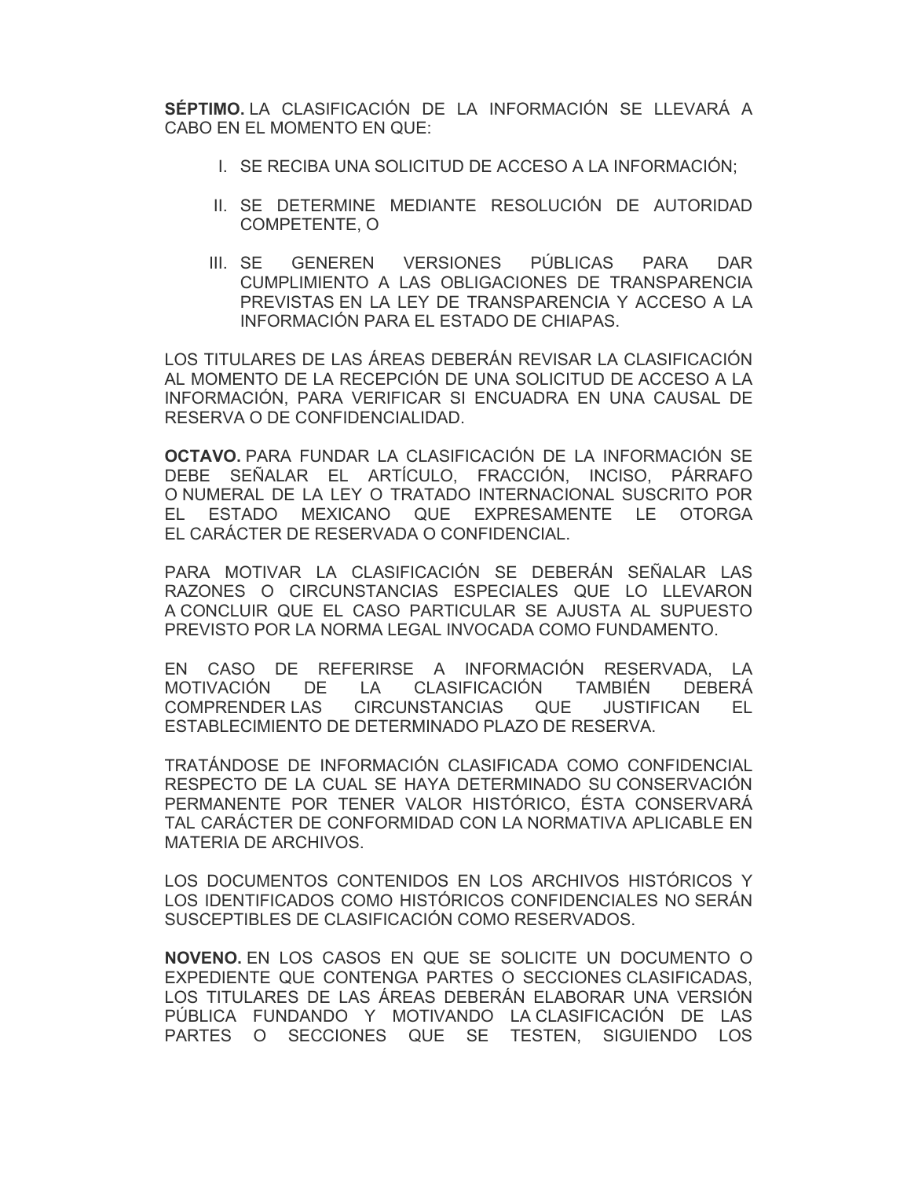**SÉPTIMO.** LA CLASIFICACIÓN DE LA INFORMACIÓN SE LLEVARÁ A CABO EN EL MOMENTO EN QUE:

I. SE RECIBA UNA SOLICITUD DE ACCESO A LA INFORMACIÓN;

II. SE DETERMINE MEDIANTE RESOLUCIÓN DE AUTORIDAD COMPETENTE, O

III. SE GENEREN VERSIONES PÚBLICAS PARA DAR CUMPLIMIENTO A LAS OBLIGACIONES DE TRANSPARENCIA PREVISTAS EN LA LEY DE TRANSPARENCIA Y ACCESO A LA INFORMACIÓN PARA EL ESTADO DE CHIAPAS.

LOS TITULARES DE LAS ÁREAS DEBERÁN REVISAR LA CLASIFICACIÓN AL MOMENTO DE LA RECEPCIÓN DE UNA SOLICITUD DE ACCESO A LA INFORMACIÓN, PARA VERIFICAR SI ENCUADRA EN UNA CAUSAL DE RESERVA O DE CONFIDENCIALIDAD.

**OCTAVO.** PARA FUNDAR LA CLASIFICACIÓN DE LA INFORMACIÓN SE DEBE SEÑALAR EL ARTÍCULO, FRACCIÓN, INCISO, PÁRRAFO O NUMERAL DE LA LEY O TRATADO INTERNACIONAL SUSCRITO POR EL ESTADO MEXICANO QUE EXPRESAMENTE LE OTORGA EL CARÁCTER DE RESERVADA O CONFIDENCIAL.

PARA MOTIVAR LA CLASIFICACIÓN SE DEBERÁN SEÑALAR LAS RAZONES O CIRCUNSTANCIAS ESPECIALES QUE LO LLEVARON A CONCLUIR QUE EL CASO PARTICULAR SE AJUSTA AL SUPUESTO PREVISTO POR LA NORMA LEGAL INVOCADA COMO FUNDAMENTO.

EN CASO DE REFERIRSE A INFORMACIÓN RESERVADA, LA MOTIVACIÓN DE LA CLASIFICACIÓN TAMBIÉN DEBERÁ COMPRENDER LAS CIRCUNSTANCIAS QUE JUSTIFICAN EL ESTABLECIMIENTO DE DETERMINADO PLAZO DE RESERVA.

TRATÁNDOSE DE INFORMACIÓN CLASIFICADA COMO CONFIDENCIAL RESPECTO DE LA CUAL SE HAYA DETERMINADO SU CONSERVACIÓN PERMANENTE POR TENER VALOR HISTÓRICO, ÉSTA CONSERVARÁ TAL CARÁCTER DE CONFORMIDAD CON LA NORMATIVA APLICABLE EN MATERIA DE ARCHIVOS.

LOS DOCUMENTOS CONTENIDOS EN LOS ARCHIVOS HISTÓRICOS Y LOS IDENTIFICADOS COMO HISTÓRICOS CONFIDENCIALES NO SERÁN SUSCEPTIBLES DE CLASIFICACIÓN COMO RESERVADOS.

**NOVENO.** EN LOS CASOS EN QUE SE SOLICITE UN DOCUMENTO O EXPEDIENTE QUE CONTENGA PARTES O SECCIONES CLASIFICADAS, LOS TITULARES DE LAS ÁREAS DEBERÁN ELABORAR UNA VERSIÓN PÚBLICA FUNDANDO Y MOTIVANDO LA CLASIFICACIÓN DE LAS PARTES O SECCIONES QUE SE TESTEN, SIGUIENDO LOS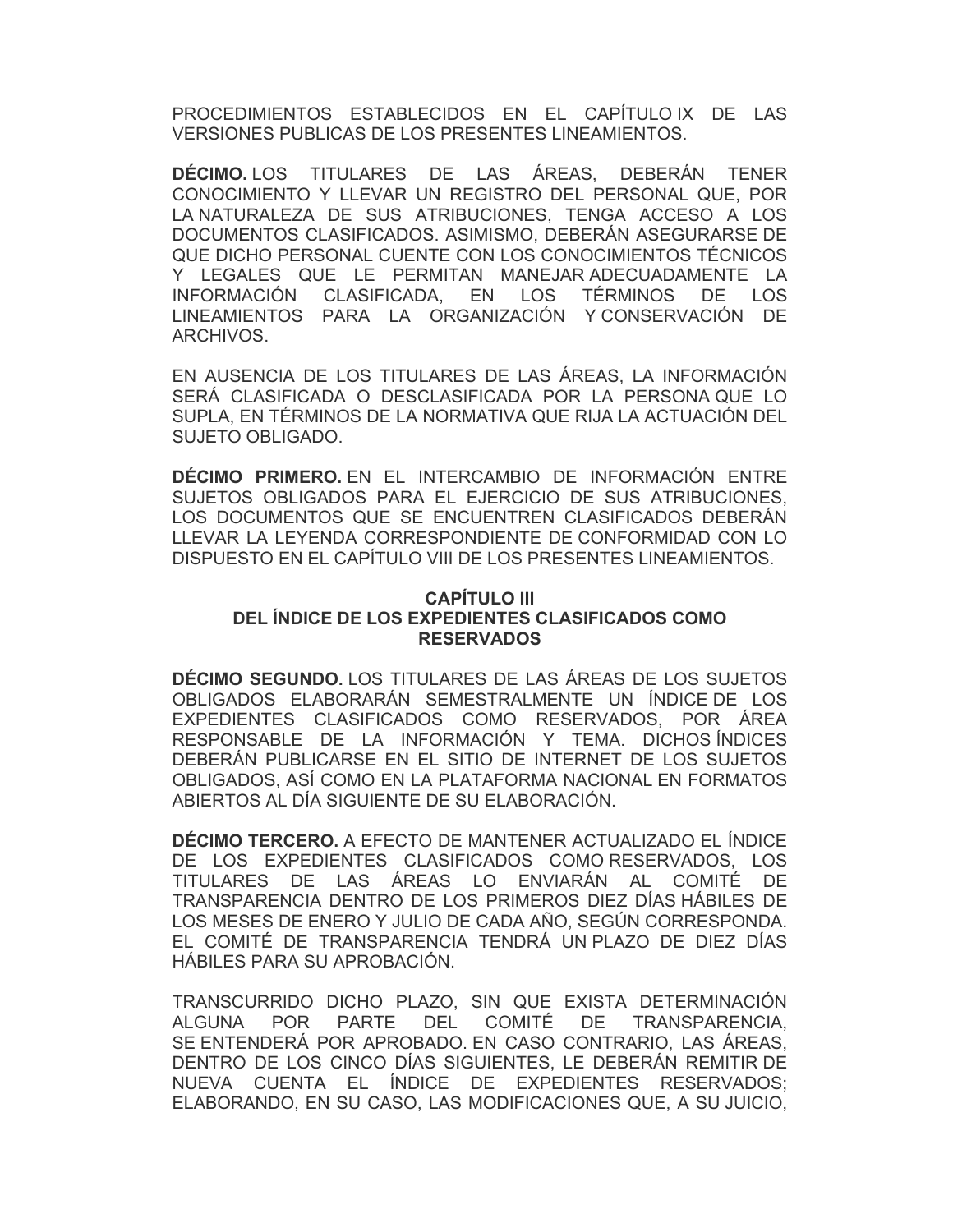PROCEDIMIENTOS ESTABLECIDOS EN EL CAPÍTULO IX DE LAS VERSIONES PUBLICAS DE LOS PRESENTES LINEAMIENTOS.

**DÉCIMO.** LOS TITULARES DE LAS ÁREAS, DEBERÁN TENER CONOCIMIENTO Y LLEVAR UN REGISTRO DEL PERSONAL QUE, POR LA NATURALEZA DE SUS ATRIBUCIONES, TENGA ACCESO A LOS DOCUMENTOS CLASIFICADOS. ASIMISMO, DEBERÁN ASEGURARSE DE QUE DICHO PERSONAL CUENTE CON LOS CONOCIMIENTOS TÉCNICOS Y LEGALES QUE LE PERMITAN MANEJAR ADECUADAMENTE LA INFORMACIÓN CLASIFICADA, EN LOS TÉRMINOS DE LOS LINEAMIENTOS PARA LA ORGANIZACIÓN Y CONSERVACIÓN DE ARCHIVOS.

EN AUSENCIA DE LOS TITULARES DE LAS ÁREAS, LA INFORMACIÓN SERÁ CLASIFICADA O DESCLASIFICADA POR LA PERSONA QUE LO SUPLA, EN TÉRMINOS DE LA NORMATIVA QUE RIJA LA ACTUACIÓN DEL SUJETO OBLIGADO.

**DÉCIMO PRIMERO.** EN EL INTERCAMBIO DE INFORMACIÓN ENTRE SUJETOS OBLIGADOS PARA EL EJERCICIO DE SUS ATRIBUCIONES, LOS DOCUMENTOS QUE SE ENCUENTREN CLASIFICADOS DEBERÁN LLEVAR LA LEYENDA CORRESPONDIENTE DE CONFORMIDAD CON LO DISPUESTO EN EL CAPÍTULO VIII DE LOS PRESENTES LINEAMIENTOS.

## CAPÍTULO III
## DEL ÍNDICE DE LOS EXPEDIENTES CLASIFICADOS COMO RESERVADOS

**DÉCIMO SEGUNDO.** LOS TITULARES DE LAS ÁREAS DE LOS SUJETOS OBLIGADOS ELABORARÁN SEMESTRALMENTE UN ÍNDICE DE LOS EXPEDIENTES CLASIFICADOS COMO RESERVADOS, POR ÁREA RESPONSABLE DE LA INFORMACIÓN Y TEMA. DICHOS ÍNDICES DEBERÁN PUBLICARSE EN EL SITIO DE INTERNET DE LOS SUJETOS OBLIGADOS, ASÍ COMO EN LA PLATAFORMA NACIONAL EN FORMATOS ABIERTOS AL DÍA SIGUIENTE DE SU ELABORACIÓN.

**DÉCIMO TERCERO.** A EFECTO DE MANTENER ACTUALIZADO EL ÍNDICE DE LOS EXPEDIENTES CLASIFICADOS COMO RESERVADOS, LOS TITULARES DE LAS ÁREAS LO ENVIARÁN AL COMITÉ DE TRANSPARENCIA DENTRO DE LOS PRIMEROS DIEZ DÍAS HÁBILES DE LOS MESES DE ENERO Y JULIO DE CADA AÑO, SEGÚN CORRESPONDA. EL COMITÉ DE TRANSPARENCIA TENDRÁ UN PLAZO DE DIEZ DÍAS HÁBILES PARA SU APROBACIÓN.

TRANSCURRIDO DICHO PLAZO, SIN QUE EXISTA DETERMINACIÓN ALGUNA POR PARTE DEL COMITÉ DE TRANSPARENCIA, SE ENTENDERÁ POR APROBADO. EN CASO CONTRARIO, LAS ÁREAS, DENTRO DE LOS CINCO DÍAS SIGUIENTES, LE DEBERÁN REMITIR DE NUEVA CUENTA EL ÍNDICE DE EXPEDIENTES RESERVADOS; ELABORANDO, EN SU CASO, LAS MODIFICACIONES QUE, A SU JUICIO,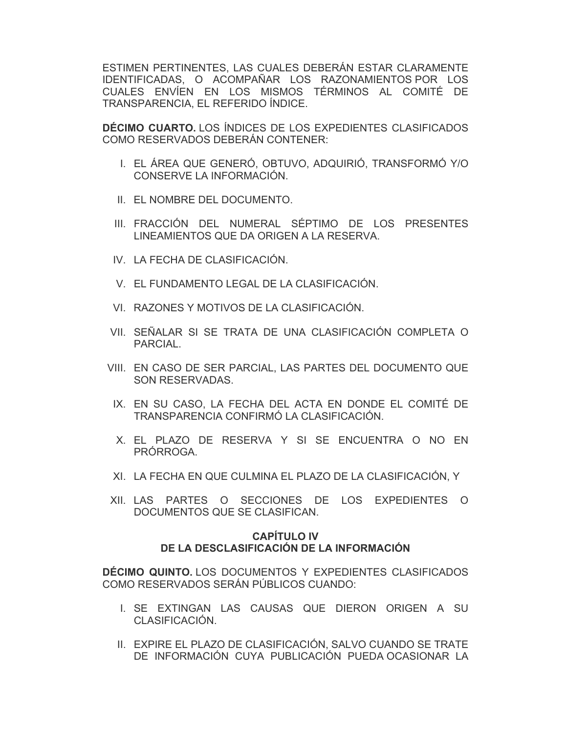ESTIMEN PERTINENTES, LAS CUALES DEBERÁN ESTAR CLARAMENTE IDENTIFICADAS, O ACOMPAÑAR LOS RAZONAMIENTOS POR LOS CUALES ENVÍEN EN LOS MISMOS TÉRMINOS AL COMITÉ DE TRANSPARENCIA, EL REFERIDO ÍNDICE.

**DÉCIMO CUARTO.** LOS ÍNDICES DE LOS EXPEDIENTES CLASIFICADOS COMO RESERVADOS DEBERÁN CONTENER:

I. EL ÁREA QUE GENERÓ, OBTUVO, ADQUIRIÓ, TRANSFORMÓ Y/O CONSERVE LA INFORMACIÓN.

II. EL NOMBRE DEL DOCUMENTO.

III. FRACCIÓN DEL NUMERAL SÉPTIMO DE LOS PRESENTES LINEAMIENTOS QUE DA ORIGEN A LA RESERVA.

IV. LA FECHA DE CLASIFICACIÓN.

V. EL FUNDAMENTO LEGAL DE LA CLASIFICACIÓN.

VI. RAZONES Y MOTIVOS DE LA CLASIFICACIÓN.

VII. SEÑALAR SI SE TRATA DE UNA CLASIFICACIÓN COMPLETA O PARCIAL.

VIII. EN CASO DE SER PARCIAL, LAS PARTES DEL DOCUMENTO QUE SON RESERVADAS.

IX. EN SU CASO, LA FECHA DEL ACTA EN DONDE EL COMITÉ DE TRANSPARENCIA CONFIRMÓ LA CLASIFICACIÓN.

X. EL PLAZO DE RESERVA Y SI SE ENCUENTRA O NO EN PRÓRROGA.

XI. LA FECHA EN QUE CULMINA EL PLAZO DE LA CLASIFICACIÓN, Y

XII. LAS PARTES O SECCIONES DE LOS EXPEDIENTES O DOCUMENTOS QUE SE CLASIFICAN.

## CAPÍTULO IV
## DE LA DESCLASIFICACIÓN DE LA INFORMACIÓN

**DÉCIMO QUINTO.** LOS DOCUMENTOS Y EXPEDIENTES CLASIFICADOS COMO RESERVADOS SERÁN PÚBLICOS CUANDO:

I. SE EXTINGAN LAS CAUSAS QUE DIERON ORIGEN A SU CLASIFICACIÓN.

II. EXPIRE EL PLAZO DE CLASIFICACIÓN, SALVO CUANDO SE TRATE DE INFORMACIÓN CUYA PUBLICACIÓN PUEDA OCASIONAR LA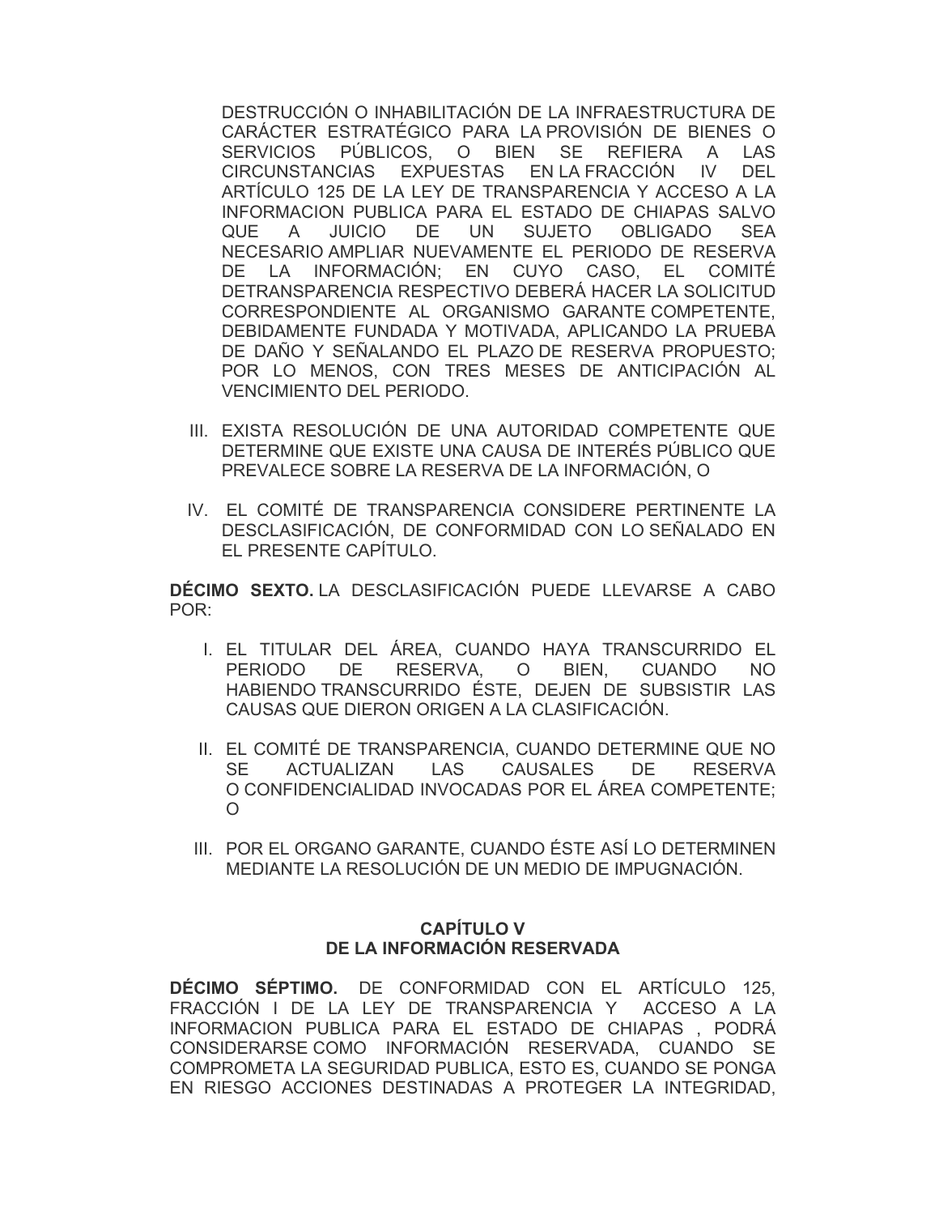DESTRUCCIÓN O INHABILITACIÓN DE LA INFRAESTRUCTURA DE CARÁCTER ESTRATÉGICO PARA LA PROVISIÓN DE BIENES O SERVICIOS PÚBLICOS, O BIEN SE REFIERA A LAS CIRCUNSTANCIAS EXPUESTAS EN LA FRACCIÓN IV DEL ARTÍCULO 125 DE LA LEY DE TRANSPARENCIA Y ACCESO A LA INFORMACION PUBLICA PARA EL ESTADO DE CHIAPAS SALVO QUE A JUICIO DE UN SUJETO OBLIGADO SEA NECESARIO AMPLIAR NUEVAMENTE EL PERIODO DE RESERVA DE LA INFORMACIÓN; EN CUYO CASO, EL COMITÉ DETRANSPARENCIA RESPECTIVO DEBERÁ HACER LA SOLICITUD CORRESPONDIENTE AL ORGANISMO GARANTE COMPETENTE, DEBIDAMENTE FUNDADA Y MOTIVADA, APLICANDO LA PRUEBA DE DAÑO Y SEÑALANDO EL PLAZO DE RESERVA PROPUESTO; POR LO MENOS, CON TRES MESES DE ANTICIPACIÓN AL VENCIMIENTO DEL PERIODO.

III. EXISTA RESOLUCIÓN DE UNA AUTORIDAD COMPETENTE QUE DETERMINE QUE EXISTE UNA CAUSA DE INTERÉS PÚBLICO QUE PREVALECE SOBRE LA RESERVA DE LA INFORMACIÓN, O

IV. EL COMITÉ DE TRANSPARENCIA CONSIDERE PERTINENTE LA DESCLASIFICACIÓN, DE CONFORMIDAD CON LO SEÑALADO EN EL PRESENTE CAPÍTULO.

**DÉCIMO SEXTO.** LA DESCLASIFICACIÓN PUEDE LLEVARSE A CABO POR:

I. EL TITULAR DEL ÁREA, CUANDO HAYA TRANSCURRIDO EL PERIODO DE RESERVA, O BIEN, CUANDO NO HABIENDO TRANSCURRIDO ÉSTE, DEJEN DE SUBSISTIR LAS CAUSAS QUE DIERON ORIGEN A LA CLASIFICACIÓN.

II. EL COMITÉ DE TRANSPARENCIA, CUANDO DETERMINE QUE NO SE ACTUALIZAN LAS CAUSALES DE RESERVA O CONFIDENCIALIDAD INVOCADAS POR EL ÁREA COMPETENTE; O

III. POR EL ORGANO GARANTE, CUANDO ÉSTE ASÍ LO DETERMINEN MEDIANTE LA RESOLUCIÓN DE UN MEDIO DE IMPUGNACIÓN.

## CAPÍTULO V
## DE LA INFORMACIÓN RESERVADA

**DÉCIMO SÉPTIMO.** DE CONFORMIDAD CON EL ARTÍCULO 125, FRACCIÓN I DE LA LEY DE TRANSPARENCIA Y ACCESO A LA INFORMACION PUBLICA PARA EL ESTADO DE CHIAPAS , PODRÁ CONSIDERARSE COMO INFORMACIÓN RESERVADA, CUANDO SE COMPROMETA LA SEGURIDAD PUBLICA, ESTO ES, CUANDO SE PONGA EN RIESGO ACCIONES DESTINADAS A PROTEGER LA INTEGRIDAD,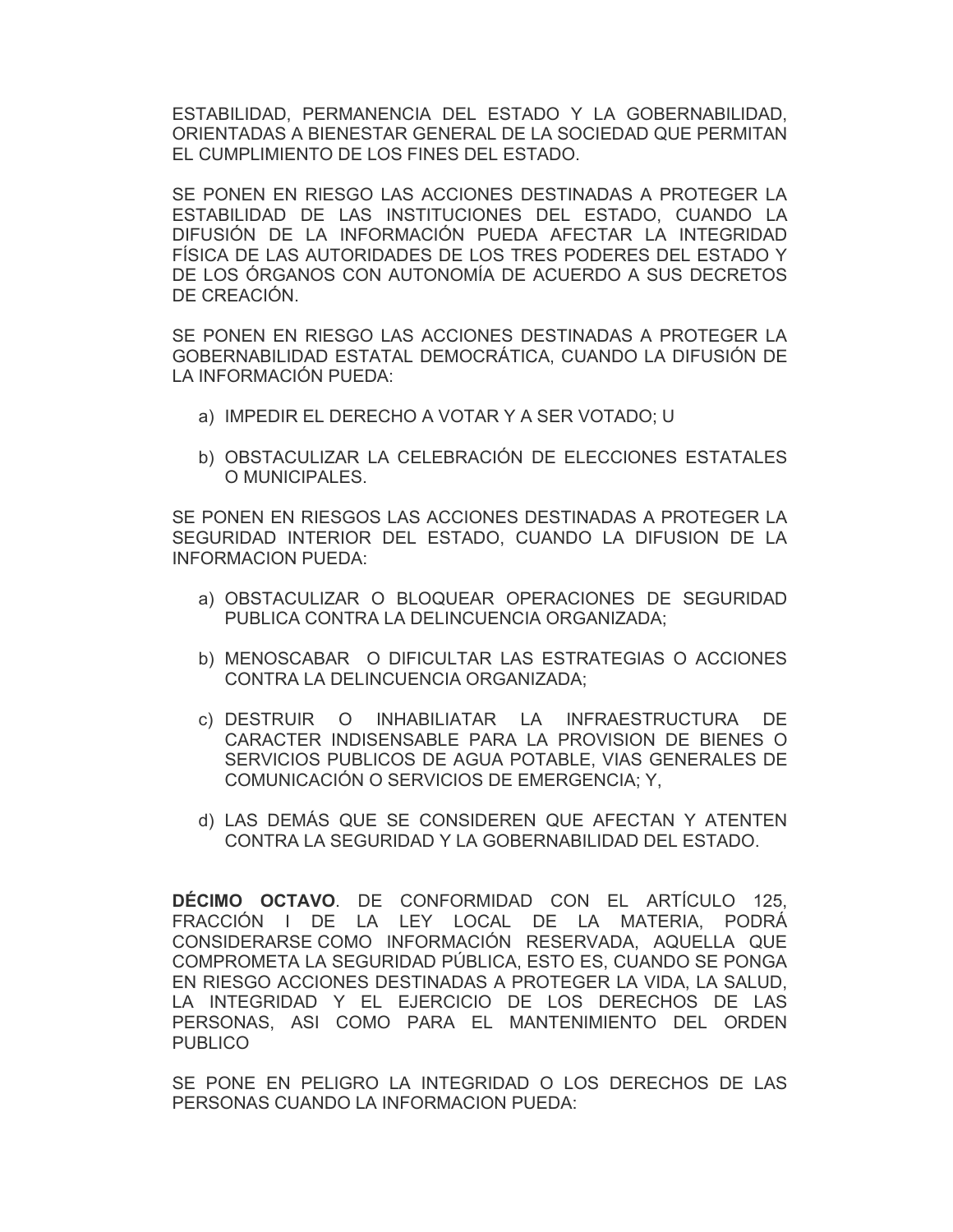ESTABILIDAD, PERMANENCIA DEL ESTADO Y LA GOBERNABILIDAD, ORIENTADAS A BIENESTAR GENERAL DE LA SOCIEDAD QUE PERMITAN EL CUMPLIMIENTO DE LOS FINES DEL ESTADO.

SE PONEN EN RIESGO LAS ACCIONES DESTINADAS A PROTEGER LA ESTABILIDAD DE LAS INSTITUCIONES DEL ESTADO, CUANDO LA DIFUSIÓN DE LA INFORMACIÓN PUEDA AFECTAR LA INTEGRIDAD FÍSICA DE LAS AUTORIDADES DE LOS TRES PODERES DEL ESTADO Y DE LOS ÓRGANOS CON AUTONOMÍA DE ACUERDO A SUS DECRETOS DE CREACIÓN.

SE PONEN EN RIESGO LAS ACCIONES DESTINADAS A PROTEGER LA GOBERNABILIDAD ESTATAL DEMOCRÁTICA, CUANDO LA DIFUSIÓN DE LA INFORMACIÓN PUEDA:

a) IMPEDIR EL DERECHO A VOTAR Y A SER VOTADO; U

b) OBSTACULIZAR LA CELEBRACIÓN DE ELECCIONES ESTATALES O MUNICIPALES.

SE PONEN EN RIESGOS LAS ACCIONES DESTINADAS A PROTEGER LA SEGURIDAD INTERIOR DEL ESTADO, CUANDO LA DIFUSION DE LA INFORMACION PUEDA:

a) OBSTACULIZAR O BLOQUEAR OPERACIONES DE SEGURIDAD PUBLICA CONTRA LA DELINCUENCIA ORGANIZADA;

b) MENOSCABAR O DIFICULTAR LAS ESTRATEGIAS O ACCIONES CONTRA LA DELINCUENCIA ORGANIZADA;

c) DESTRUIR O INHABILIATAR LA INFRAESTRUCTURA DE CARACTER INDISENSABLE PARA LA PROVISION DE BIENES O SERVICIOS PUBLICOS DE AGUA POTABLE, VIAS GENERALES DE COMUNICACIÓN O SERVICIOS DE EMERGENCIA; Y,

d) LAS DEMÁS QUE SE CONSIDEREN QUE AFECTAN Y ATENTEN CONTRA LA SEGURIDAD Y LA GOBERNABILIDAD DEL ESTADO.

**DÉCIMO OCTAVO**. DE CONFORMIDAD CON EL ARTÍCULO 125, FRACCIÓN I DE LA LEY LOCAL DE LA MATERIA, PODRÁ CONSIDERARSE COMO INFORMACIÓN RESERVADA, AQUELLA QUE COMPROMETA LA SEGURIDAD PÚBLICA, ESTO ES, CUANDO SE PONGA EN RIESGO ACCIONES DESTINADAS A PROTEGER LA VIDA, LA SALUD, LA INTEGRIDAD Y EL EJERCICIO DE LOS DERECHOS DE LAS PERSONAS, ASI COMO PARA EL MANTENIMIENTO DEL ORDEN PUBLICO

SE PONE EN PELIGRO LA INTEGRIDAD O LOS DERECHOS DE LAS PERSONAS CUANDO LA INFORMACION PUEDA: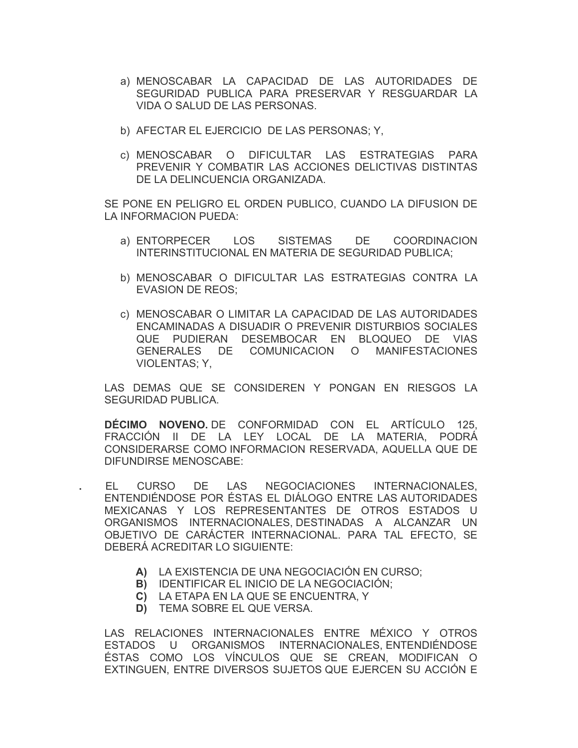a) MENOSCABAR LA CAPACIDAD DE LAS AUTORIDADES DE SEGURIDAD PUBLICA PARA PRESERVAR Y RESGUARDAR LA VIDA O SALUD DE LAS PERSONAS.

b) AFECTAR EL EJERCICIO DE LAS PERSONAS; Y,

c) MENOSCABAR O DIFICULTAR LAS ESTRATEGIAS PARA PREVENIR Y COMBATIR LAS ACCIONES DELICTIVAS DISTINTAS DE LA DELINCUENCIA ORGANIZADA.

SE PONE EN PELIGRO EL ORDEN PUBLICO, CUANDO LA DIFUSION DE LA INFORMACION PUEDA:

a) ENTORPECER LOS SISTEMAS DE COORDINACION INTERINSTITUCIONAL EN MATERIA DE SEGURIDAD PUBLICA;

b) MENOSCABAR O DIFICULTAR LAS ESTRATEGIAS CONTRA LA EVASION DE REOS;

c) MENOSCABAR O LIMITAR LA CAPACIDAD DE LAS AUTORIDADES ENCAMINADAS A DISUADIR O PREVENIR DISTURBIOS SOCIALES QUE PUDIERAN DESEMBOCAR EN BLOQUEO DE VIAS GENERALES DE COMUNICACION O MANIFESTACIONES VIOLENTAS; Y,

LAS DEMAS QUE SE CONSIDEREN Y PONGAN EN RIESGOS LA SEGURIDAD PUBLICA.

**DÉCIMO NOVENO.** DE CONFORMIDAD CON EL ARTÍCULO 125, FRACCIÓN II DE LA LEY LOCAL DE LA MATERIA, PODRÁ CONSIDERARSE COMO INFORMACION RESERVADA, AQUELLA QUE DE DIFUNDIRSE MENOSCABE:

. EL CURSO DE LAS NEGOCIACIONES INTERNACIONALES, ENTENDIÉNDOSE POR ÉSTAS EL DIÁLOGO ENTRE LAS AUTORIDADES MEXICANAS Y LOS REPRESENTANTES DE OTROS ESTADOS U ORGANISMOS INTERNACIONALES, DESTINADAS A ALCANZAR UN OBJETIVO DE CARÁCTER INTERNACIONAL. PARA TAL EFECTO, SE DEBERÁ ACREDITAR LO SIGUIENTE:

**A)** LA EXISTENCIA DE UNA NEGOCIACIÓN EN CURSO;
**B)** IDENTIFICAR EL INICIO DE LA NEGOCIACIÓN;
**C)** LA ETAPA EN LA QUE SE ENCUENTRA, Y
**D)** TEMA SOBRE EL QUE VERSA.

LAS RELACIONES INTERNACIONALES ENTRE MÉXICO Y OTROS ESTADOS U ORGANISMOS INTERNACIONALES, ENTENDIÉNDOSE ÉSTAS COMO LOS VÍNCULOS QUE SE CREAN, MODIFICAN O EXTINGUEN, ENTRE DIVERSOS SUJETOS QUE EJERCEN SU ACCIÓN E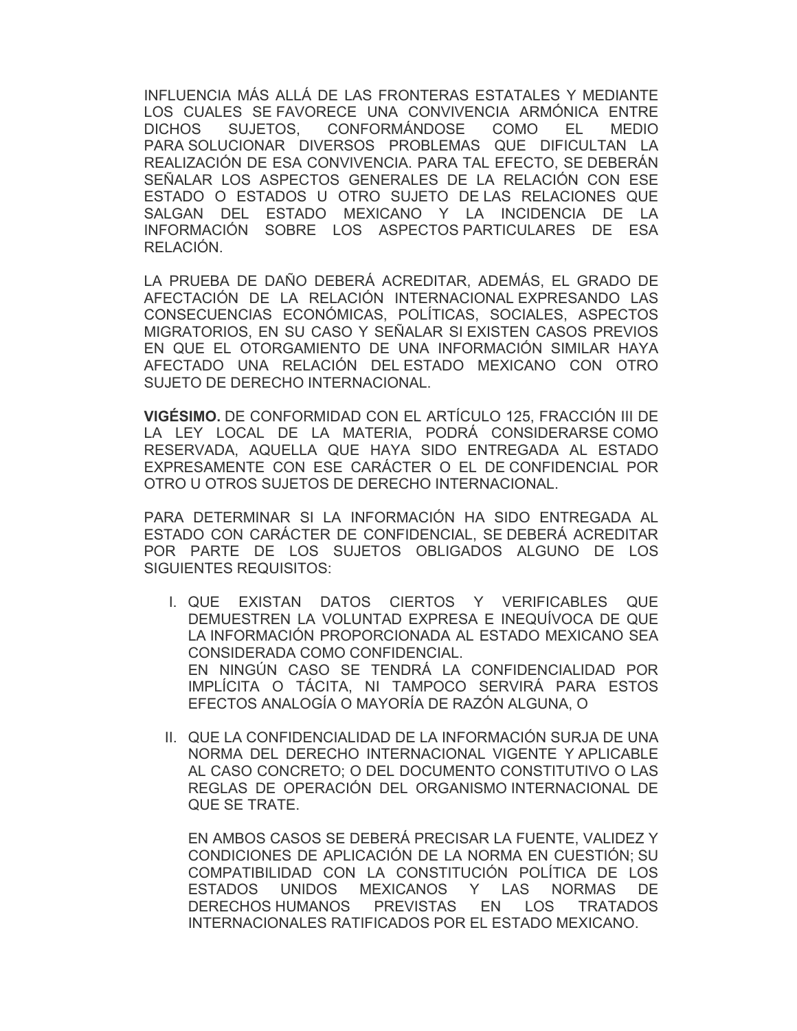INFLUENCIA MÁS ALLÁ DE LAS FRONTERAS ESTATALES Y MEDIANTE LOS CUALES SE FAVORECE UNA CONVIVENCIA ARMÓNICA ENTRE DICHOS SUJETOS, CONFORMÁNDOSE COMO EL MEDIO PARA SOLUCIONAR DIVERSOS PROBLEMAS QUE DIFICULTAN LA REALIZACIÓN DE ESA CONVIVENCIA. PARA TAL EFECTO, SE DEBERÁN SEÑALAR LOS ASPECTOS GENERALES DE LA RELACIÓN CON ESE ESTADO O ESTADOS U OTRO SUJETO DE LAS RELACIONES QUE SALGAN DEL ESTADO MEXICANO Y LA INCIDENCIA DE LA INFORMACIÓN SOBRE LOS ASPECTOS PARTICULARES DE ESA RELACIÓN.

LA PRUEBA DE DAÑO DEBERÁ ACREDITAR, ADEMÁS, EL GRADO DE AFECTACIÓN DE LA RELACIÓN INTERNACIONAL EXPRESANDO LAS CONSECUENCIAS ECONÓMICAS, POLÍTICAS, SOCIALES, ASPECTOS MIGRATORIOS, EN SU CASO Y SEÑALAR SI EXISTEN CASOS PREVIOS EN QUE EL OTORGAMIENTO DE UNA INFORMACIÓN SIMILAR HAYA AFECTADO UNA RELACIÓN DEL ESTADO MEXICANO CON OTRO SUJETO DE DERECHO INTERNACIONAL.

**VIGÉSIMO.** DE CONFORMIDAD CON EL ARTÍCULO 125, FRACCIÓN III DE LA LEY LOCAL DE LA MATERIA, PODRÁ CONSIDERARSE COMO RESERVADA, AQUELLA QUE HAYA SIDO ENTREGADA AL ESTADO EXPRESAMENTE CON ESE CARÁCTER O EL DE CONFIDENCIAL POR OTRO U OTROS SUJETOS DE DERECHO INTERNACIONAL.

PARA DETERMINAR SI LA INFORMACIÓN HA SIDO ENTREGADA AL ESTADO CON CARÁCTER DE CONFIDENCIAL, SE DEBERÁ ACREDITAR POR PARTE DE LOS SUJETOS OBLIGADOS ALGUNO DE LOS SIGUIENTES REQUISITOS:

I. QUE EXISTAN DATOS CIERTOS Y VERIFICABLES QUE DEMUESTREN LA VOLUNTAD EXPRESA E INEQUÍVOCA DE QUE LA INFORMACIÓN PROPORCIONADA AL ESTADO MEXICANO SEA CONSIDERADA COMO CONFIDENCIAL.
   EN NINGÚN CASO SE TENDRÁ LA CONFIDENCIALIDAD POR IMPLÍCITA O TÁCITA, NI TAMPOCO SERVIRÁ PARA ESTOS EFECTOS ANALOGÍA O MAYORÍA DE RAZÓN ALGUNA, O

II. QUE LA CONFIDENCIALIDAD DE LA INFORMACIÓN SURJA DE UNA NORMA DEL DERECHO INTERNACIONAL VIGENTE Y APLICABLE AL CASO CONCRETO; O DEL DOCUMENTO CONSTITUTIVO O LAS REGLAS DE OPERACIÓN DEL ORGANISMO INTERNACIONAL DE QUE SE TRATE.

   EN AMBOS CASOS SE DEBERÁ PRECISAR LA FUENTE, VALIDEZ Y CONDICIONES DE APLICACIÓN DE LA NORMA EN CUESTIÓN; SU COMPATIBILIDAD CON LA CONSTITUCIÓN POLÍTICA DE LOS ESTADOS UNIDOS MEXICANOS Y LAS NORMAS DE DERECHOS HUMANOS PREVISTAS EN LOS TRATADOS INTERNACIONALES RATIFICADOS POR EL ESTADO MEXICANO.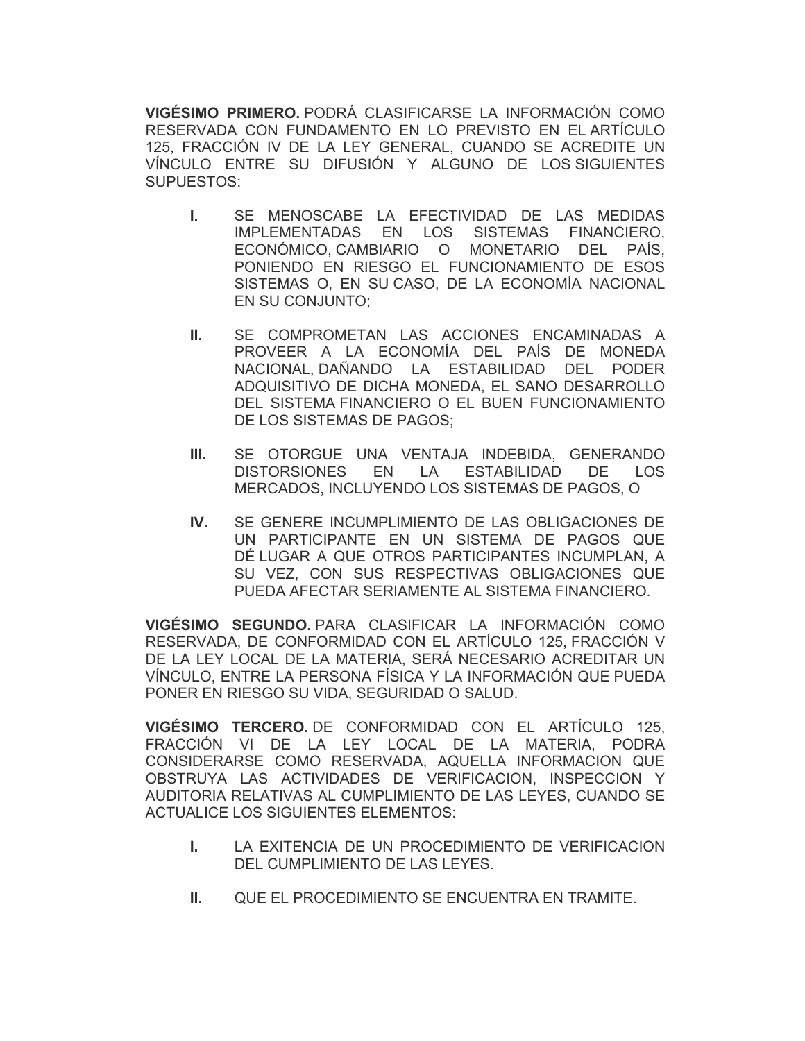**VIGÉSIMO PRIMERO.** PODRÁ CLASIFICARSE LA INFORMACIÓN COMO RESERVADA CON FUNDAMENTO EN LO PREVISTO EN EL ARTÍCULO 125, FRACCIÓN IV DE LA LEY GENERAL, CUANDO SE ACREDITE UN VÍNCULO ENTRE SU DIFUSIÓN Y ALGUNO DE LOS SIGUIENTES SUPUESTOS:

- **I.** SE MENOSCABE LA EFECTIVIDAD DE LAS MEDIDAS IMPLEMENTADAS EN LOS SISTEMAS FINANCIERO, ECONÓMICO, CAMBIARIO O MONETARIO DEL PAÍS, PONIENDO EN RIESGO EL FUNCIONAMIENTO DE ESOS SISTEMAS O, EN SU CASO, DE LA ECONOMÍA NACIONAL EN SU CONJUNTO;

- **II.** SE COMPROMETAN LAS ACCIONES ENCAMINADAS A PROVEER A LA ECONOMÍA DEL PAÍS DE MONEDA NACIONAL, DAÑANDO LA ESTABILIDAD DEL PODER ADQUISITIVO DE DICHA MONEDA, EL SANO DESARROLLO DEL SISTEMA FINANCIERO O EL BUEN FUNCIONAMIENTO DE LOS SISTEMAS DE PAGOS;

- **III.** SE OTORGUE UNA VENTAJA INDEBIDA, GENERANDO DISTORSIONES EN LA ESTABILIDAD DE LOS MERCADOS, INCLUYENDO LOS SISTEMAS DE PAGOS, O

- **IV.** SE GENERE INCUMPLIMIENTO DE LAS OBLIGACIONES DE UN PARTICIPANTE EN UN SISTEMA DE PAGOS QUE DÉ LUGAR A QUE OTROS PARTICIPANTES INCUMPLAN, A SU VEZ, CON SUS RESPECTIVAS OBLIGACIONES QUE PUEDA AFECTAR SERIAMENTE AL SISTEMA FINANCIERO.

**VIGÉSIMO SEGUNDO.** PARA CLASIFICAR LA INFORMACIÓN COMO RESERVADA, DE CONFORMIDAD CON EL ARTÍCULO 125, FRACCIÓN V DE LA LEY LOCAL DE LA MATERIA, SERÁ NECESARIO ACREDITAR UN VÍNCULO, ENTRE LA PERSONA FÍSICA Y LA INFORMACIÓN QUE PUEDA PONER EN RIESGO SU VIDA, SEGURIDAD O SALUD.

**VIGÉSIMO TERCERO.** DE CONFORMIDAD CON EL ARTÍCULO 125, FRACCIÓN VI DE LA LEY LOCAL DE LA MATERIA, PODRA CONSIDERARSE COMO RESERVADA, AQUELLA INFORMACION QUE OBSTRUYA LAS ACTIVIDADES DE VERIFICACION, INSPECCION Y AUDITORIA RELATIVAS AL CUMPLIMIENTO DE LAS LEYES, CUANDO SE ACTUALICE LOS SIGUIENTES ELEMENTOS:

- **I.** LA EXITENCIA DE UN PROCEDIMIENTO DE VERIFICACION DEL CUMPLIMIENTO DE LAS LEYES.

- **II.** QUE EL PROCEDIMIENTO SE ENCUENTRA EN TRAMITE.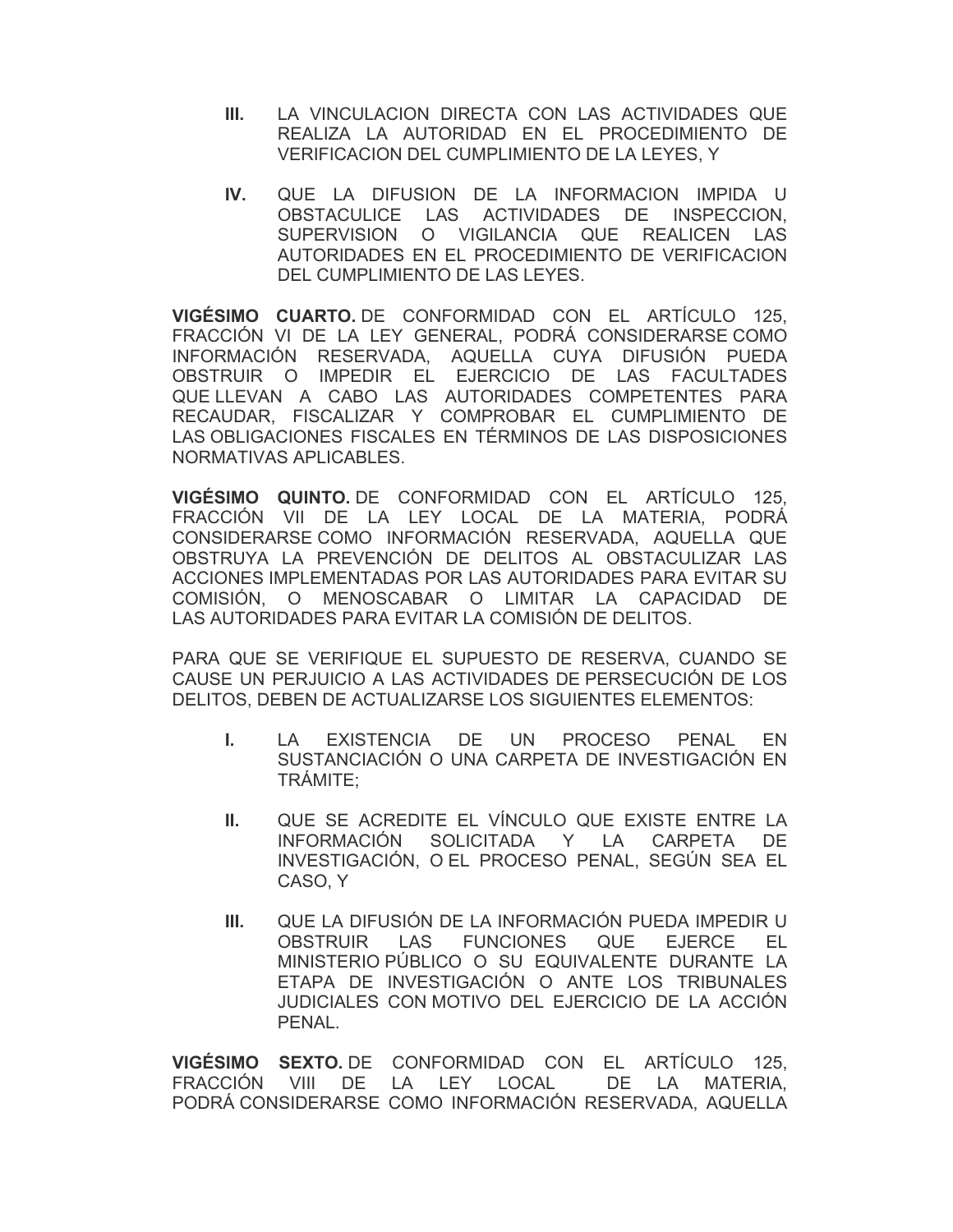**III.** LA VINCULACION DIRECTA CON LAS ACTIVIDADES QUE REALIZA LA AUTORIDAD EN EL PROCEDIMIENTO DE VERIFICACION DEL CUMPLIMIENTO DE LA LEYES, Y

**IV.** QUE LA DIFUSION DE LA INFORMACION IMPIDA U OBSTACULICE LAS ACTIVIDADES DE INSPECCION, SUPERVISION O VIGILANCIA QUE REALICEN LAS AUTORIDADES EN EL PROCEDIMIENTO DE VERIFICACION DEL CUMPLIMIENTO DE LAS LEYES.

**VIGÉSIMO CUARTO.** DE CONFORMIDAD CON EL ARTÍCULO 125, FRACCIÓN VI DE LA LEY GENERAL, PODRÁ CONSIDERARSE COMO INFORMACIÓN RESERVADA, AQUELLA CUYA DIFUSIÓN PUEDA OBSTRUIR O IMPEDIR EL EJERCICIO DE LAS FACULTADES QUE LLEVAN A CABO LAS AUTORIDADES COMPETENTES PARA RECAUDAR, FISCALIZAR Y COMPROBAR EL CUMPLIMIENTO DE LAS OBLIGACIONES FISCALES EN TÉRMINOS DE LAS DISPOSICIONES NORMATIVAS APLICABLES.

**VIGÉSIMO QUINTO.** DE CONFORMIDAD CON EL ARTÍCULO 125, FRACCIÓN VII DE LA LEY LOCAL DE LA MATERIA, PODRÁ CONSIDERARSE COMO INFORMACIÓN RESERVADA, AQUELLA QUE OBSTRUYA LA PREVENCIÓN DE DELITOS AL OBSTACULIZAR LAS ACCIONES IMPLEMENTADAS POR LAS AUTORIDADES PARA EVITAR SU COMISIÓN, O MENOSCABAR O LIMITAR LA CAPACIDAD DE LAS AUTORIDADES PARA EVITAR LA COMISIÓN DE DELITOS.

PARA QUE SE VERIFIQUE EL SUPUESTO DE RESERVA, CUANDO SE CAUSE UN PERJUICIO A LAS ACTIVIDADES DE PERSECUCIÓN DE LOS DELITOS, DEBEN DE ACTUALIZARSE LOS SIGUIENTES ELEMENTOS:

**I.** LA EXISTENCIA DE UN PROCESO PENAL EN SUSTANCIACIÓN O UNA CARPETA DE INVESTIGACIÓN EN TRÁMITE;

**II.** QUE SE ACREDITE EL VÍNCULO QUE EXISTE ENTRE LA INFORMACIÓN SOLICITADA Y LA CARPETA DE INVESTIGACIÓN, O EL PROCESO PENAL, SEGÚN SEA EL CASO, Y

**III.** QUE LA DIFUSIÓN DE LA INFORMACIÓN PUEDA IMPEDIR U OBSTRUIR LAS FUNCIONES QUE EJERCE EL MINISTERIO PÚBLICO O SU EQUIVALENTE DURANTE LA ETAPA DE INVESTIGACIÓN O ANTE LOS TRIBUNALES JUDICIALES CON MOTIVO DEL EJERCICIO DE LA ACCIÓN PENAL.

**VIGÉSIMO SEXTO.** DE CONFORMIDAD CON EL ARTÍCULO 125, FRACCIÓN VIII DE LA LEY LOCAL DE LA MATERIA, PODRÁ CONSIDERARSE COMO INFORMACIÓN RESERVADA, AQUELLA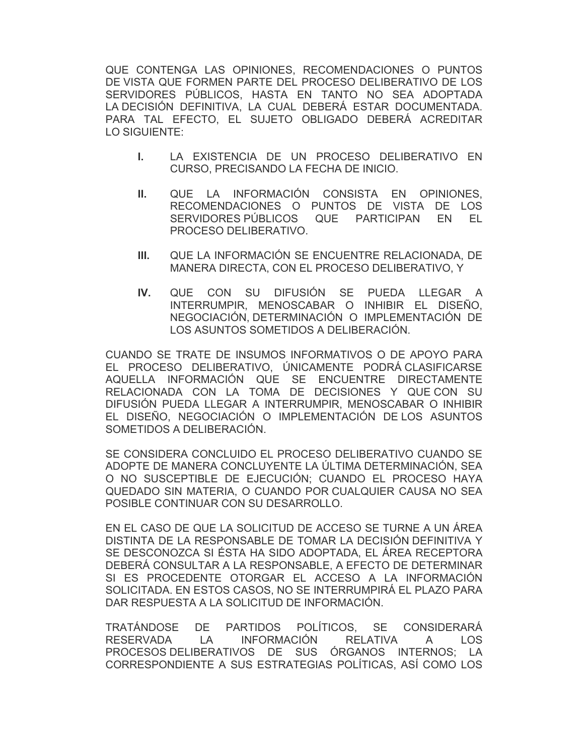QUE CONTENGA LAS OPINIONES, RECOMENDACIONES O PUNTOS DE VISTA QUE FORMEN PARTE DEL PROCESO DELIBERATIVO DE LOS SERVIDORES PÚBLICOS, HASTA EN TANTO NO SEA ADOPTADA LA DECISIÓN DEFINITIVA, LA CUAL DEBERÁ ESTAR DOCUMENTADA. PARA TAL EFECTO, EL SUJETO OBLIGADO DEBERÁ ACREDITAR LO SIGUIENTE:

**I.** LA EXISTENCIA DE UN PROCESO DELIBERATIVO EN CURSO, PRECISANDO LA FECHA DE INICIO.

**II.** QUE LA INFORMACIÓN CONSISTA EN OPINIONES, RECOMENDACIONES O PUNTOS DE VISTA DE LOS SERVIDORES PÚBLICOS QUE PARTICIPAN EN EL PROCESO DELIBERATIVO.

**III.** QUE LA INFORMACIÓN SE ENCUENTRE RELACIONADA, DE MANERA DIRECTA, CON EL PROCESO DELIBERATIVO, Y

**IV.** QUE CON SU DIFUSIÓN SE PUEDA LLEGAR A INTERRUMPIR, MENOSCABAR O INHIBIR EL DISEÑO, NEGOCIACIÓN, DETERMINACIÓN O IMPLEMENTACIÓN DE LOS ASUNTOS SOMETIDOS A DELIBERACIÓN.

CUANDO SE TRATE DE INSUMOS INFORMATIVOS O DE APOYO PARA EL PROCESO DELIBERATIVO, ÚNICAMENTE PODRÁ CLASIFICARSE AQUELLA INFORMACIÓN QUE SE ENCUENTRE DIRECTAMENTE RELACIONADA CON LA TOMA DE DECISIONES Y QUE CON SU DIFUSIÓN PUEDA LLEGAR A INTERRUMPIR, MENOSCABAR O INHIBIR EL DISEÑO, NEGOCIACIÓN O IMPLEMENTACIÓN DE LOS ASUNTOS SOMETIDOS A DELIBERACIÓN.

SE CONSIDERA CONCLUIDO EL PROCESO DELIBERATIVO CUANDO SE ADOPTE DE MANERA CONCLUYENTE LA ÚLTIMA DETERMINACIÓN, SEA O NO SUSCEPTIBLE DE EJECUCIÓN; CUANDO EL PROCESO HAYA QUEDADO SIN MATERIA, O CUANDO POR CUALQUIER CAUSA NO SEA POSIBLE CONTINUAR CON SU DESARROLLO.

EN EL CASO DE QUE LA SOLICITUD DE ACCESO SE TURNE A UN ÁREA DISTINTA DE LA RESPONSABLE DE TOMAR LA DECISIÓN DEFINITIVA Y SE DESCONOZCA SI ÉSTA HA SIDO ADOPTADA, EL ÁREA RECEPTORA DEBERÁ CONSULTAR A LA RESPONSABLE, A EFECTO DE DETERMINAR SI ES PROCEDENTE OTORGAR EL ACCESO A LA INFORMACIÓN SOLICITADA. EN ESTOS CASOS, NO SE INTERRUMPIRÁ EL PLAZO PARA DAR RESPUESTA A LA SOLICITUD DE INFORMACIÓN.

TRATÁNDOSE DE PARTIDOS POLÍTICOS, SE CONSIDERARÁ RESERVADA LA INFORMACIÓN RELATIVA A LOS PROCESOS DELIBERATIVOS DE SUS ÓRGANOS INTERNOS; LA CORRESPONDIENTE A SUS ESTRATEGIAS POLÍTICAS, ASÍ COMO LOS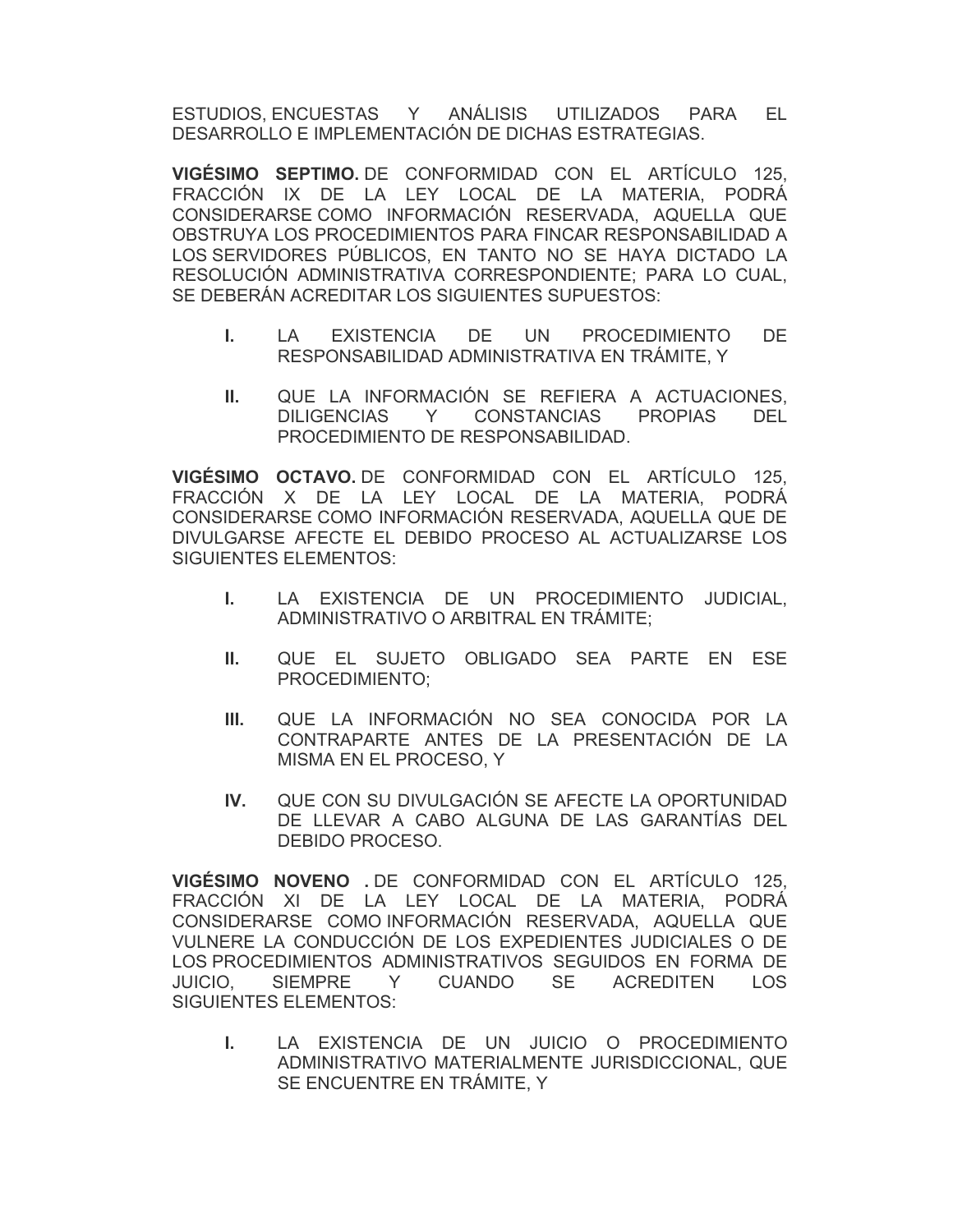ESTUDIOS, ENCUESTAS Y ANÁLISIS UTILIZADOS PARA EL DESARROLLO E IMPLEMENTACIÓN DE DICHAS ESTRATEGIAS.

**VIGÉSIMO SEPTIMO.** DE CONFORMIDAD CON EL ARTÍCULO 125, FRACCIÓN IX DE LA LEY LOCAL DE LA MATERIA, PODRÁ CONSIDERARSE COMO INFORMACIÓN RESERVADA, AQUELLA QUE OBSTRUYA LOS PROCEDIMIENTOS PARA FINCAR RESPONSABILIDAD A LOS SERVIDORES PÚBLICOS, EN TANTO NO SE HAYA DICTADO LA RESOLUCIÓN ADMINISTRATIVA CORRESPONDIENTE; PARA LO CUAL, SE DEBERÁN ACREDITAR LOS SIGUIENTES SUPUESTOS:

**I.** LA EXISTENCIA DE UN PROCEDIMIENTO DE RESPONSABILIDAD ADMINISTRATIVA EN TRÁMITE, Y

**II.** QUE LA INFORMACIÓN SE REFIERA A ACTUACIONES, DILIGENCIAS Y CONSTANCIAS PROPIAS DEL PROCEDIMIENTO DE RESPONSABILIDAD.

**VIGÉSIMO OCTAVO.** DE CONFORMIDAD CON EL ARTÍCULO 125, FRACCIÓN X DE LA LEY LOCAL DE LA MATERIA, PODRÁ CONSIDERARSE COMO INFORMACIÓN RESERVADA, AQUELLA QUE DE DIVULGARSE AFECTE EL DEBIDO PROCESO AL ACTUALIZARSE LOS SIGUIENTES ELEMENTOS:

**I.** LA EXISTENCIA DE UN PROCEDIMIENTO JUDICIAL, ADMINISTRATIVO O ARBITRAL EN TRÁMITE;

**II.** QUE EL SUJETO OBLIGADO SEA PARTE EN ESE PROCEDIMIENTO;

**III.** QUE LA INFORMACIÓN NO SEA CONOCIDA POR LA CONTRAPARTE ANTES DE LA PRESENTACIÓN DE LA MISMA EN EL PROCESO, Y

**IV.** QUE CON SU DIVULGACIÓN SE AFECTE LA OPORTUNIDAD DE LLEVAR A CABO ALGUNA DE LAS GARANTÍAS DEL DEBIDO PROCESO.

**VIGÉSIMO NOVENO .** DE CONFORMIDAD CON EL ARTÍCULO 125, FRACCIÓN XI DE LA LEY LOCAL DE LA MATERIA, PODRÁ CONSIDERARSE COMO INFORMACIÓN RESERVADA, AQUELLA QUE VULNERE LA CONDUCCIÓN DE LOS EXPEDIENTES JUDICIALES O DE LOS PROCEDIMIENTOS ADMINISTRATIVOS SEGUIDOS EN FORMA DE JUICIO, SIEMPRE Y CUANDO SE ACREDITEN LOS SIGUIENTES ELEMENTOS:

**I.** LA EXISTENCIA DE UN JUICIO O PROCEDIMIENTO ADMINISTRATIVO MATERIALMENTE JURISDICCIONAL, QUE SE ENCUENTRE EN TRÁMITE, Y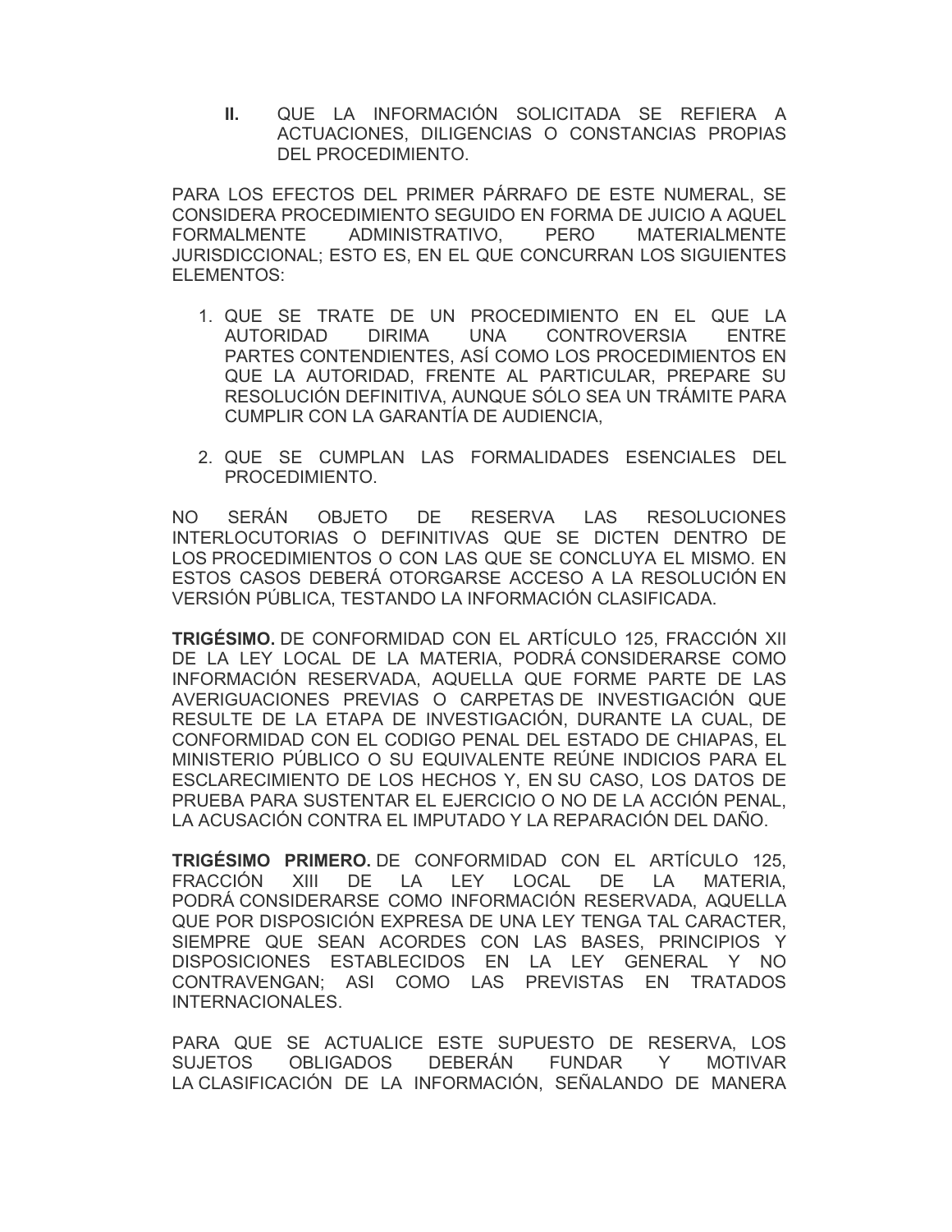II. QUE LA INFORMACIÓN SOLICITADA SE REFIERA A ACTUACIONES, DILIGENCIAS O CONSTANCIAS PROPIAS DEL PROCEDIMIENTO.

PARA LOS EFECTOS DEL PRIMER PÁRRAFO DE ESTE NUMERAL, SE CONSIDERA PROCEDIMIENTO SEGUIDO EN FORMA DE JUICIO A AQUEL FORMALMENTE ADMINISTRATIVO, PERO MATERIALMENTE JURISDICCIONAL; ESTO ES, EN EL QUE CONCURRAN LOS SIGUIENTES ELEMENTOS:

1. QUE SE TRATE DE UN PROCEDIMIENTO EN EL QUE LA AUTORIDAD DIRIMA UNA CONTROVERSIA ENTRE PARTES CONTENDIENTES, ASÍ COMO LOS PROCEDIMIENTOS EN QUE LA AUTORIDAD, FRENTE AL PARTICULAR, PREPARE SU RESOLUCIÓN DEFINITIVA, AUNQUE SÓLO SEA UN TRÁMITE PARA CUMPLIR CON LA GARANTÍA DE AUDIENCIA,

2. QUE SE CUMPLAN LAS FORMALIDADES ESENCIALES DEL PROCEDIMIENTO.

NO SERÁN OBJETO DE RESERVA LAS RESOLUCIONES INTERLOCUTORIAS O DEFINITIVAS QUE SE DICTEN DENTRO DE LOS PROCEDIMIENTOS O CON LAS QUE SE CONCLUYA EL MISMO. EN ESTOS CASOS DEBERÁ OTORGARSE ACCESO A LA RESOLUCIÓN EN VERSIÓN PÚBLICA, TESTANDO LA INFORMACIÓN CLASIFICADA.

**TRIGÉSIMO.** DE CONFORMIDAD CON EL ARTÍCULO 125, FRACCIÓN XII DE LA LEY LOCAL DE LA MATERIA, PODRÁ CONSIDERARSE COMO INFORMACIÓN RESERVADA, AQUELLA QUE FORME PARTE DE LAS AVERIGUACIONES PREVIAS O CARPETAS DE INVESTIGACIÓN QUE RESULTE DE LA ETAPA DE INVESTIGACIÓN, DURANTE LA CUAL, DE CONFORMIDAD CON EL CODIGO PENAL DEL ESTADO DE CHIAPAS, EL MINISTERIO PÚBLICO O SU EQUIVALENTE REÚNE INDICIOS PARA EL ESCLARECIMIENTO DE LOS HECHOS Y, EN SU CASO, LOS DATOS DE PRUEBA PARA SUSTENTAR EL EJERCICIO O NO DE LA ACCIÓN PENAL, LA ACUSACIÓN CONTRA EL IMPUTADO Y LA REPARACIÓN DEL DAÑO.

**TRIGÉSIMO PRIMERO.** DE CONFORMIDAD CON EL ARTÍCULO 125, FRACCIÓN XIII DE LA LEY LOCAL DE LA MATERIA, PODRÁ CONSIDERARSE COMO INFORMACIÓN RESERVADA, AQUELLA QUE POR DISPOSICIÓN EXPRESA DE UNA LEY TENGA TAL CARACTER, SIEMPRE QUE SEAN ACORDES CON LAS BASES, PRINCIPIOS Y DISPOSICIONES ESTABLECIDOS EN LA LEY GENERAL Y NO CONTRAVENGAN; ASI COMO LAS PREVISTAS EN TRATADOS INTERNACIONALES.

PARA QUE SE ACTUALICE ESTE SUPUESTO DE RESERVA, LOS SUJETOS OBLIGADOS DEBERÁN FUNDAR Y MOTIVAR LA CLASIFICACIÓN DE LA INFORMACIÓN, SEÑALANDO DE MANERA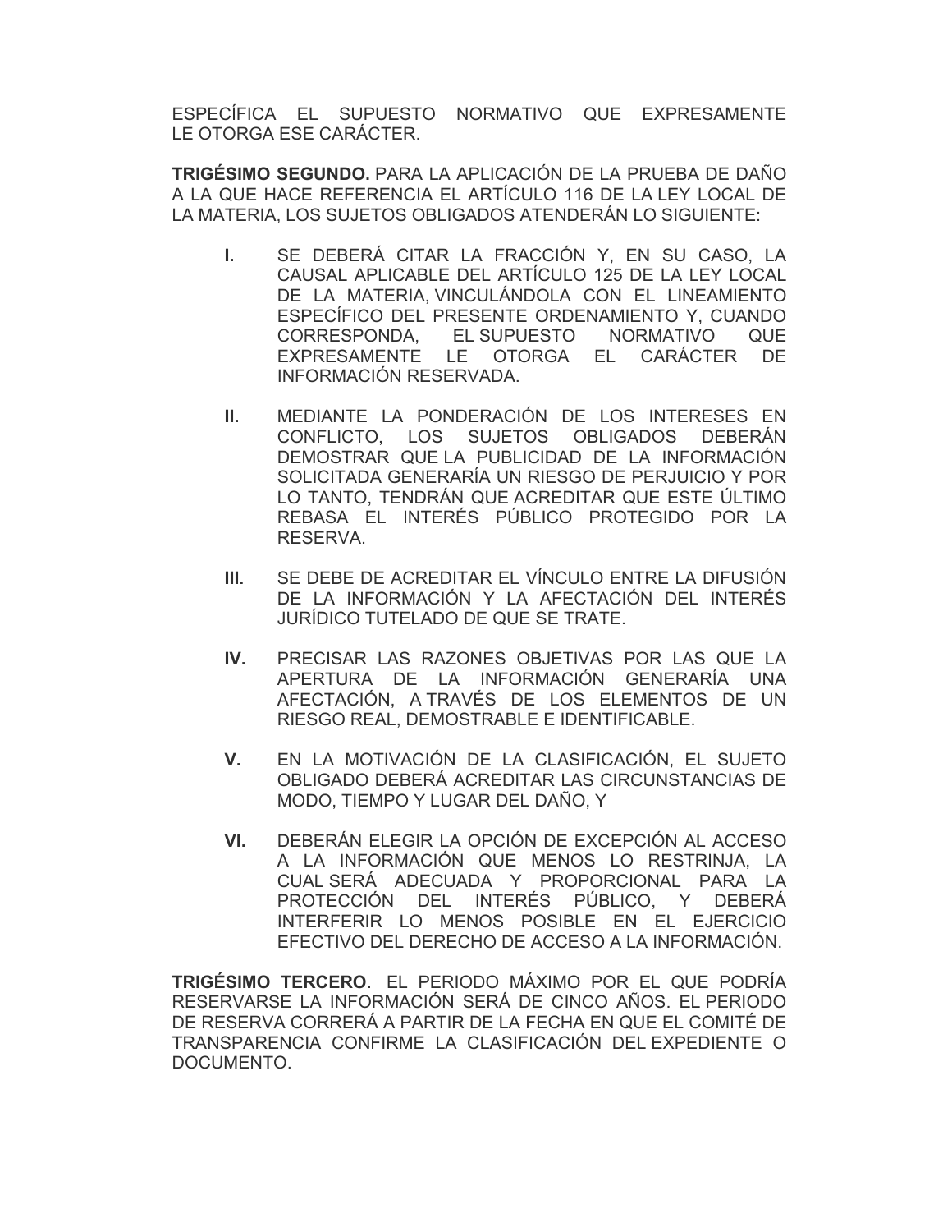ESPECÍFICA EL SUPUESTO NORMATIVO QUE EXPRESAMENTE LE OTORGA ESE CARÁCTER.

**TRIGÉSIMO SEGUNDO.** PARA LA APLICACIÓN DE LA PRUEBA DE DAÑO A LA QUE HACE REFERENCIA EL ARTÍCULO 116 DE LA LEY LOCAL DE LA MATERIA, LOS SUJETOS OBLIGADOS ATENDERÁN LO SIGUIENTE:

- **I.** SE DEBERÁ CITAR LA FRACCIÓN Y, EN SU CASO, LA CAUSAL APLICABLE DEL ARTÍCULO 125 DE LA LEY LOCAL DE LA MATERIA, VINCULÁNDOLA CON EL LINEAMIENTO ESPECÍFICO DEL PRESENTE ORDENAMIENTO Y, CUANDO CORRESPONDA, EL SUPUESTO NORMATIVO QUE EXPRESAMENTE LE OTORGA EL CARÁCTER DE INFORMACIÓN RESERVADA.

- **II.** MEDIANTE LA PONDERACIÓN DE LOS INTERESES EN CONFLICTO, LOS SUJETOS OBLIGADOS DEBERÁN DEMOSTRAR QUE LA PUBLICIDAD DE LA INFORMACIÓN SOLICITADA GENERARÍA UN RIESGO DE PERJUICIO Y POR LO TANTO, TENDRÁN QUE ACREDITAR QUE ESTE ÚLTIMO REBASA EL INTERÉS PÚBLICO PROTEGIDO POR LA RESERVA.

- **III.** SE DEBE DE ACREDITAR EL VÍNCULO ENTRE LA DIFUSIÓN DE LA INFORMACIÓN Y LA AFECTACIÓN DEL INTERÉS JURÍDICO TUTELADO DE QUE SE TRATE.

- **IV.** PRECISAR LAS RAZONES OBJETIVAS POR LAS QUE LA APERTURA DE LA INFORMACIÓN GENERARÍA UNA AFECTACIÓN, A TRAVÉS DE LOS ELEMENTOS DE UN RIESGO REAL, DEMOSTRABLE E IDENTIFICABLE.

- **V.** EN LA MOTIVACIÓN DE LA CLASIFICACIÓN, EL SUJETO OBLIGADO DEBERÁ ACREDITAR LAS CIRCUNSTANCIAS DE MODO, TIEMPO Y LUGAR DEL DAÑO, Y

- **VI.** DEBERÁN ELEGIR LA OPCIÓN DE EXCEPCIÓN AL ACCESO A LA INFORMACIÓN QUE MENOS LO RESTRINJA, LA CUAL SERÁ ADECUADA Y PROPORCIONAL PARA LA PROTECCIÓN DEL INTERÉS PÚBLICO, Y DEBERÁ INTERFERIR LO MENOS POSIBLE EN EL EJERCICIO EFECTIVO DEL DERECHO DE ACCESO A LA INFORMACIÓN.

**TRIGÉSIMO TERCERO.** EL PERIODO MÁXIMO POR EL QUE PODRÍA RESERVARSE LA INFORMACIÓN SERÁ DE CINCO AÑOS. EL PERIODO DE RESERVA CORRERÁ A PARTIR DE LA FECHA EN QUE EL COMITÉ DE TRANSPARENCIA CONFIRME LA CLASIFICACIÓN DEL EXPEDIENTE O DOCUMENTO.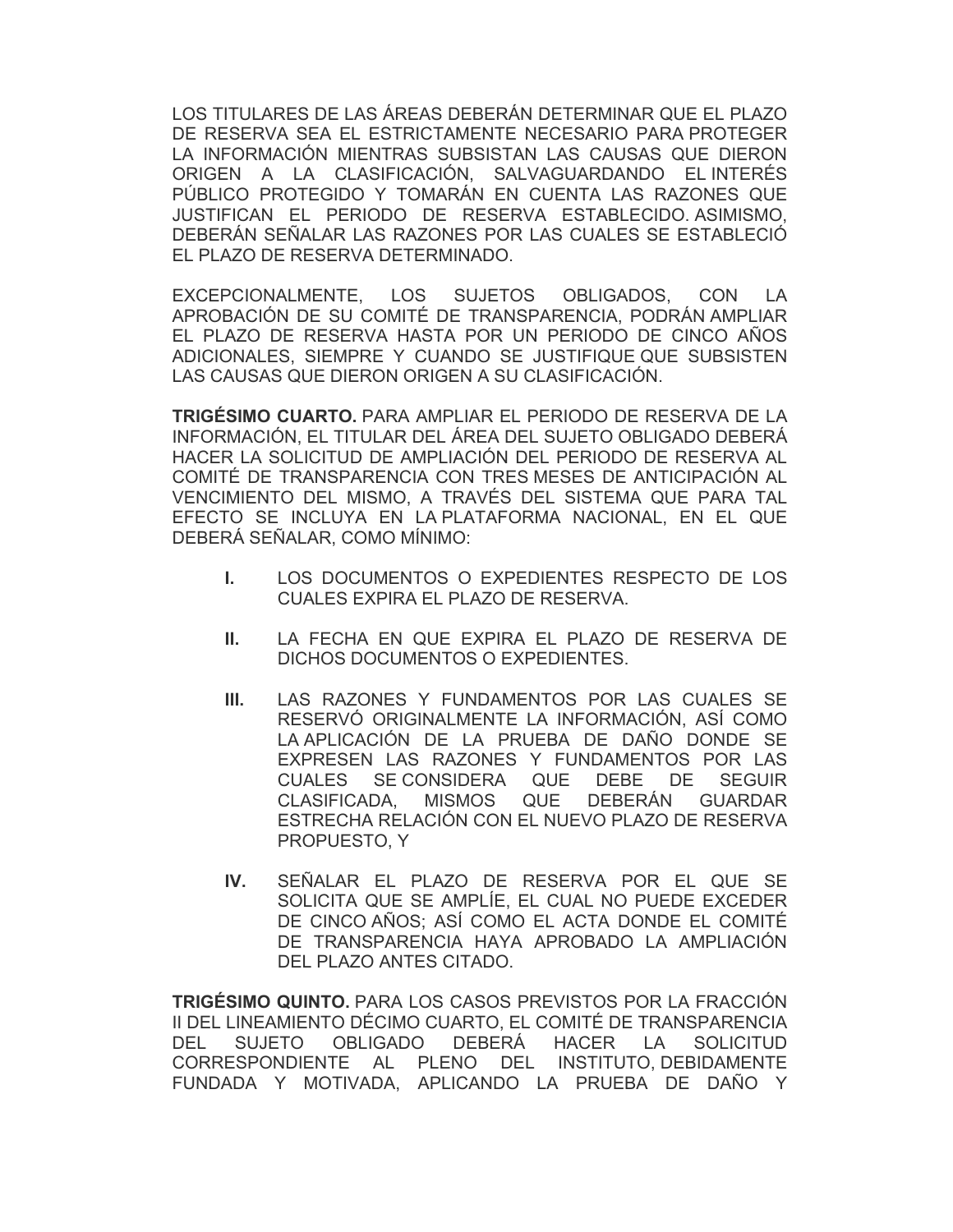LOS TITULARES DE LAS ÁREAS DEBERÁN DETERMINAR QUE EL PLAZO DE RESERVA SEA EL ESTRICTAMENTE NECESARIO PARA PROTEGER LA INFORMACIÓN MIENTRAS SUBSISTAN LAS CAUSAS QUE DIERON ORIGEN A LA CLASIFICACIÓN, SALVAGUARDANDO EL INTERÉS PÚBLICO PROTEGIDO Y TOMARÁN EN CUENTA LAS RAZONES QUE JUSTIFICAN EL PERIODO DE RESERVA ESTABLECIDO. ASIMISMO, DEBERÁN SEÑALAR LAS RAZONES POR LAS CUALES SE ESTABLECIÓ EL PLAZO DE RESERVA DETERMINADO.

EXCEPCIONALMENTE, LOS SUJETOS OBLIGADOS, CON LA APROBACIÓN DE SU COMITÉ DE TRANSPARENCIA, PODRÁN AMPLIAR EL PLAZO DE RESERVA HASTA POR UN PERIODO DE CINCO AÑOS ADICIONALES, SIEMPRE Y CUANDO SE JUSTIFIQUE QUE SUBSISTEN LAS CAUSAS QUE DIERON ORIGEN A SU CLASIFICACIÓN.

**TRIGÉSIMO CUARTO.** PARA AMPLIAR EL PERIODO DE RESERVA DE LA INFORMACIÓN, EL TITULAR DEL ÁREA DEL SUJETO OBLIGADO DEBERÁ HACER LA SOLICITUD DE AMPLIACIÓN DEL PERIODO DE RESERVA AL COMITÉ DE TRANSPARENCIA CON TRES MESES DE ANTICIPACIÓN AL VENCIMIENTO DEL MISMO, A TRAVÉS DEL SISTEMA QUE PARA TAL EFECTO SE INCLUYA EN LA PLATAFORMA NACIONAL, EN EL QUE DEBERÁ SEÑALAR, COMO MÍNIMO:

**I.** LOS DOCUMENTOS O EXPEDIENTES RESPECTO DE LOS CUALES EXPIRA EL PLAZO DE RESERVA.

**II.** LA FECHA EN QUE EXPIRA EL PLAZO DE RESERVA DE DICHOS DOCUMENTOS O EXPEDIENTES.

**III.** LAS RAZONES Y FUNDAMENTOS POR LAS CUALES SE RESERVÓ ORIGINALMENTE LA INFORMACIÓN, ASÍ COMO LA APLICACIÓN DE LA PRUEBA DE DAÑO DONDE SE EXPRESEN LAS RAZONES Y FUNDAMENTOS POR LAS CUALES SE CONSIDERA QUE DEBE DE SEGUIR CLASIFICADA, MISMOS QUE DEBERÁN GUARDAR ESTRECHA RELACIÓN CON EL NUEVO PLAZO DE RESERVA PROPUESTO, Y

**IV.** SEÑALAR EL PLAZO DE RESERVA POR EL QUE SE SOLICITA QUE SE AMPLÍE, EL CUAL NO PUEDE EXCEDER DE CINCO AÑOS; ASÍ COMO EL ACTA DONDE EL COMITÉ DE TRANSPARENCIA HAYA APROBADO LA AMPLIACIÓN DEL PLAZO ANTES CITADO.

**TRIGÉSIMO QUINTO.** PARA LOS CASOS PREVISTOS POR LA FRACCIÓN II DEL LINEAMIENTO DÉCIMO CUARTO, EL COMITÉ DE TRANSPARENCIA DEL SUJETO OBLIGADO DEBERÁ HACER LA SOLICITUD CORRESPONDIENTE AL PLENO DEL INSTITUTO, DEBIDAMENTE FUNDADA Y MOTIVADA, APLICANDO LA PRUEBA DE DAÑO Y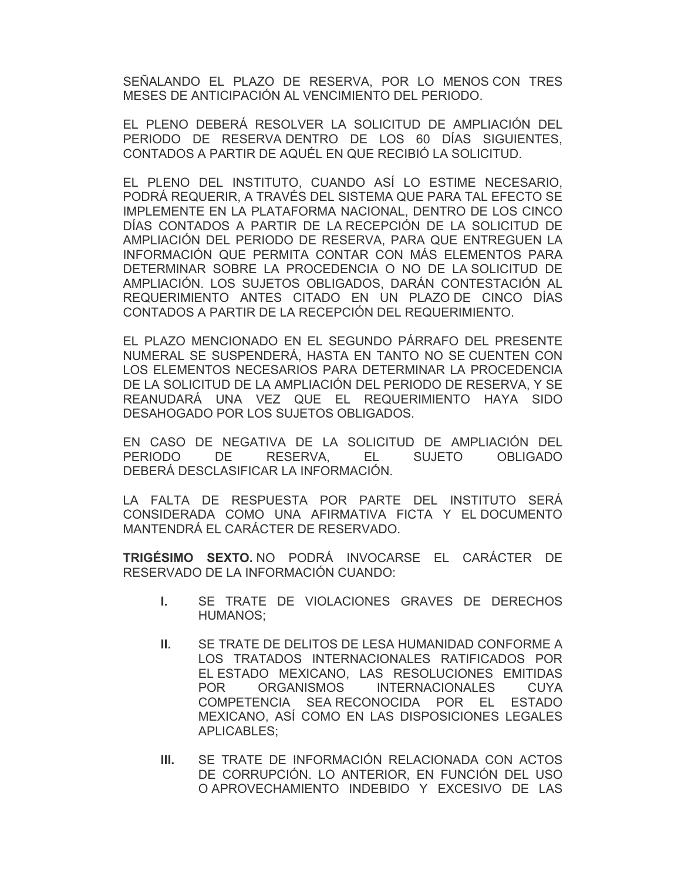SEÑALANDO EL PLAZO DE RESERVA, POR LO MENOS CON TRES MESES DE ANTICIPACIÓN AL VENCIMIENTO DEL PERIODO.

EL PLENO DEBERÁ RESOLVER LA SOLICITUD DE AMPLIACIÓN DEL PERIODO DE RESERVA DENTRO DE LOS 60 DÍAS SIGUIENTES, CONTADOS A PARTIR DE AQUÉL EN QUE RECIBIÓ LA SOLICITUD.

EL PLENO DEL INSTITUTO, CUANDO ASÍ LO ESTIME NECESARIO, PODRÁ REQUERIR, A TRAVÉS DEL SISTEMA QUE PARA TAL EFECTO SE IMPLEMENTE EN LA PLATAFORMA NACIONAL, DENTRO DE LOS CINCO DÍAS CONTADOS A PARTIR DE LA RECEPCIÓN DE LA SOLICITUD DE AMPLIACIÓN DEL PERIODO DE RESERVA, PARA QUE ENTREGUEN LA INFORMACIÓN QUE PERMITA CONTAR CON MÁS ELEMENTOS PARA DETERMINAR SOBRE LA PROCEDENCIA O NO DE LA SOLICITUD DE AMPLIACIÓN. LOS SUJETOS OBLIGADOS, DARÁN CONTESTACIÓN AL REQUERIMIENTO ANTES CITADO EN UN PLAZO DE CINCO DÍAS CONTADOS A PARTIR DE LA RECEPCIÓN DEL REQUERIMIENTO.

EL PLAZO MENCIONADO EN EL SEGUNDO PÁRRAFO DEL PRESENTE NUMERAL SE SUSPENDERÁ, HASTA EN TANTO NO SE CUENTEN CON LOS ELEMENTOS NECESARIOS PARA DETERMINAR LA PROCEDENCIA DE LA SOLICITUD DE LA AMPLIACIÓN DEL PERIODO DE RESERVA, Y SE REANUDARÁ UNA VEZ QUE EL REQUERIMIENTO HAYA SIDO DESAHOGADO POR LOS SUJETOS OBLIGADOS.

EN CASO DE NEGATIVA DE LA SOLICITUD DE AMPLIACIÓN DEL PERIODO DE RESERVA, EL SUJETO OBLIGADO DEBERÁ DESCLASIFICAR LA INFORMACIÓN.

LA FALTA DE RESPUESTA POR PARTE DEL INSTITUTO SERÁ CONSIDERADA COMO UNA AFIRMATIVA FICTA Y EL DOCUMENTO MANTENDRÁ EL CARÁCTER DE RESERVADO.

**TRIGÉSIMO SEXTO.** NO PODRÁ INVOCARSE EL CARÁCTER DE RESERVADO DE LA INFORMACIÓN CUANDO:

- **I.** SE TRATE DE VIOLACIONES GRAVES DE DERECHOS HUMANOS;

- **II.** SE TRATE DE DELITOS DE LESA HUMANIDAD CONFORME A LOS TRATADOS INTERNACIONALES RATIFICADOS POR EL ESTADO MEXICANO, LAS RESOLUCIONES EMITIDAS POR ORGANISMOS INTERNACIONALES CUYA COMPETENCIA SEA RECONOCIDA POR EL ESTADO MEXICANO, ASÍ COMO EN LAS DISPOSICIONES LEGALES APLICABLES;

- **III.** SE TRATE DE INFORMACIÓN RELACIONADA CON ACTOS DE CORRUPCIÓN. LO ANTERIOR, EN FUNCIÓN DEL USO O APROVECHAMIENTO INDEBIDO Y EXCESIVO DE LAS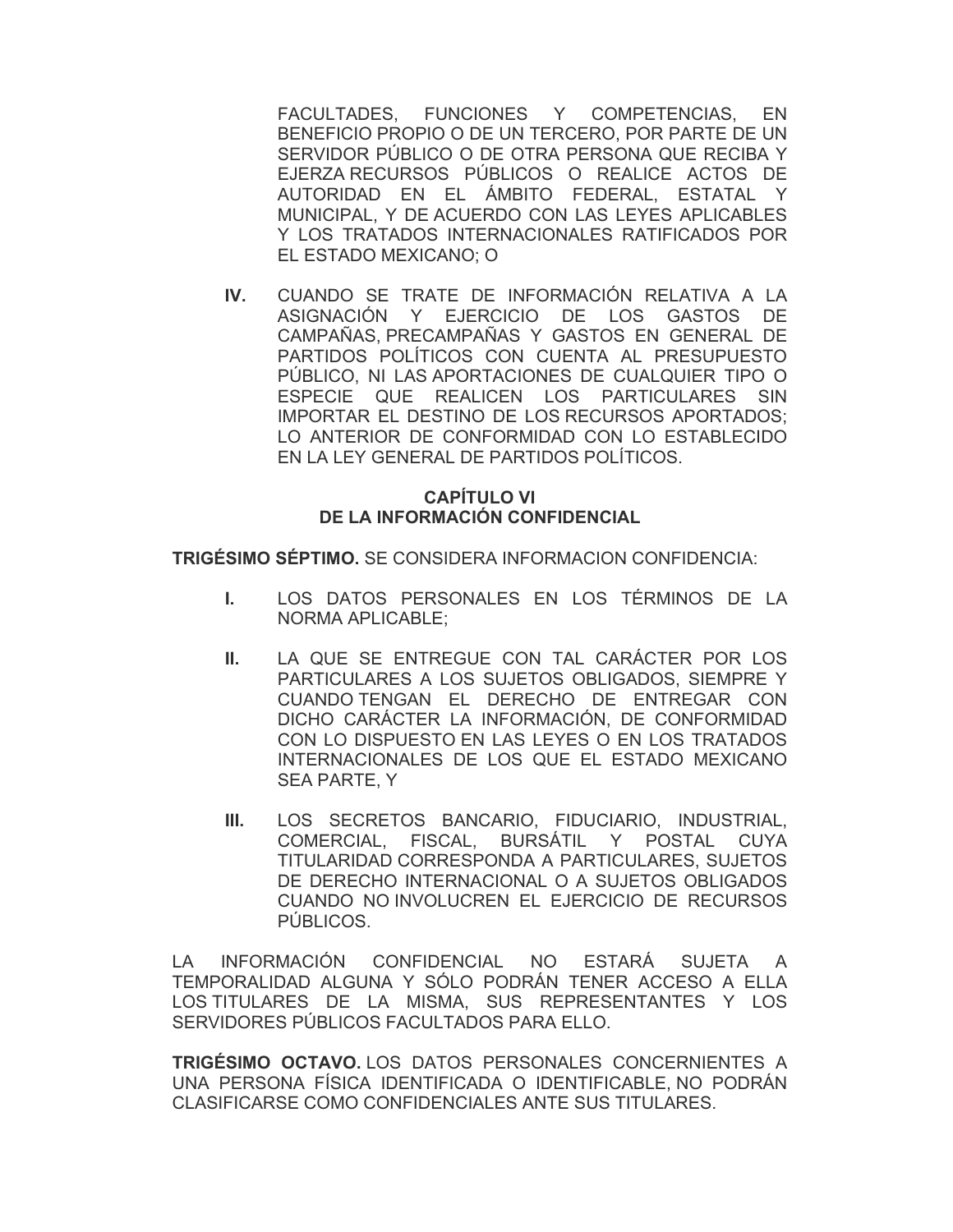FACULTADES, FUNCIONES Y COMPETENCIAS, EN BENEFICIO PROPIO O DE UN TERCERO, POR PARTE DE UN SERVIDOR PÚBLICO O DE OTRA PERSONA QUE RECIBA Y EJERZA RECURSOS PÚBLICOS O REALICE ACTOS DE AUTORIDAD EN EL ÁMBITO FEDERAL, ESTATAL Y MUNICIPAL, Y DE ACUERDO CON LAS LEYES APLICABLES Y LOS TRATADOS INTERNACIONALES RATIFICADOS POR EL ESTADO MEXICANO; O

**IV.** CUANDO SE TRATE DE INFORMACIÓN RELATIVA A LA ASIGNACIÓN Y EJERCICIO DE LOS GASTOS DE CAMPAÑAS, PRECAMPAÑAS Y GASTOS EN GENERAL DE PARTIDOS POLÍTICOS CON CUENTA AL PRESUPUESTO PÚBLICO, NI LAS APORTACIONES DE CUALQUIER TIPO O ESPECIE QUE REALICEN LOS PARTICULARES SIN IMPORTAR EL DESTINO DE LOS RECURSOS APORTADOS; LO ANTERIOR DE CONFORMIDAD CON LO ESTABLECIDO EN LA LEY GENERAL DE PARTIDOS POLÍTICOS.

## CAPÍTULO VI
## DE LA INFORMACIÓN CONFIDENCIAL

**TRIGÉSIMO SÉPTIMO.** SE CONSIDERA INFORMACION CONFIDENCIA:

**I.** LOS DATOS PERSONALES EN LOS TÉRMINOS DE LA NORMA APLICABLE;

**II.** LA QUE SE ENTREGUE CON TAL CARÁCTER POR LOS PARTICULARES A LOS SUJETOS OBLIGADOS, SIEMPRE Y CUANDO TENGAN EL DERECHO DE ENTREGAR CON DICHO CARÁCTER LA INFORMACIÓN, DE CONFORMIDAD CON LO DISPUESTO EN LAS LEYES O EN LOS TRATADOS INTERNACIONALES DE LOS QUE EL ESTADO MEXICANO SEA PARTE, Y

**III.** LOS SECRETOS BANCARIO, FIDUCIARIO, INDUSTRIAL, COMERCIAL, FISCAL, BURSÁTIL Y POSTAL CUYA TITULARIDAD CORRESPONDA A PARTICULARES, SUJETOS DE DERECHO INTERNACIONAL O A SUJETOS OBLIGADOS CUANDO NO INVOLUCREN EL EJERCICIO DE RECURSOS PÚBLICOS.

LA INFORMACIÓN CONFIDENCIAL NO ESTARÁ SUJETA A TEMPORALIDAD ALGUNA Y SÓLO PODRÁN TENER ACCESO A ELLA LOS TITULARES DE LA MISMA, SUS REPRESENTANTES Y LOS SERVIDORES PÚBLICOS FACULTADOS PARA ELLO.

**TRIGÉSIMO OCTAVO.** LOS DATOS PERSONALES CONCERNIENTES A UNA PERSONA FÍSICA IDENTIFICADA O IDENTIFICABLE, NO PODRÁN CLASIFICARSE COMO CONFIDENCIALES ANTE SUS TITULARES.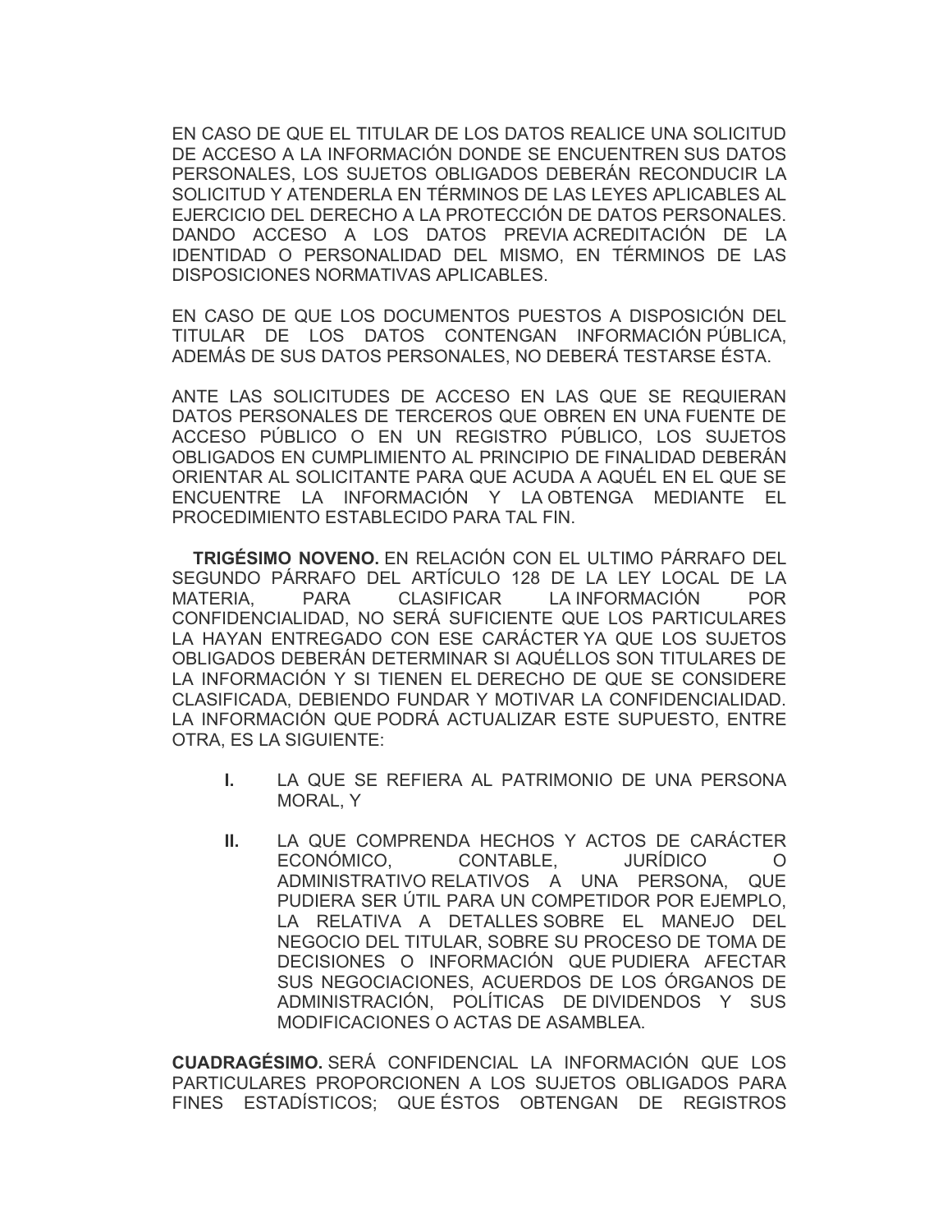EN CASO DE QUE EL TITULAR DE LOS DATOS REALICE UNA SOLICITUD DE ACCESO A LA INFORMACIÓN DONDE SE ENCUENTREN SUS DATOS PERSONALES, LOS SUJETOS OBLIGADOS DEBERÁN RECONDUCIR LA SOLICITUD Y ATENDERLA EN TÉRMINOS DE LAS LEYES APLICABLES AL EJERCICIO DEL DERECHO A LA PROTECCIÓN DE DATOS PERSONALES. DANDO ACCESO A LOS DATOS PREVIA ACREDITACIÓN DE LA IDENTIDAD O PERSONALIDAD DEL MISMO, EN TÉRMINOS DE LAS DISPOSICIONES NORMATIVAS APLICABLES.

EN CASO DE QUE LOS DOCUMENTOS PUESTOS A DISPOSICIÓN DEL TITULAR DE LOS DATOS CONTENGAN INFORMACIÓN PÚBLICA, ADEMÁS DE SUS DATOS PERSONALES, NO DEBERÁ TESTARSE ÉSTA.

ANTE LAS SOLICITUDES DE ACCESO EN LAS QUE SE REQUIERAN DATOS PERSONALES DE TERCEROS QUE OBREN EN UNA FUENTE DE ACCESO PÚBLICO O EN UN REGISTRO PÚBLICO, LOS SUJETOS OBLIGADOS EN CUMPLIMIENTO AL PRINCIPIO DE FINALIDAD DEBERÁN ORIENTAR AL SOLICITANTE PARA QUE ACUDA A AQUÉL EN EL QUE SE ENCUENTRE LA INFORMACIÓN Y LA OBTENGA MEDIANTE EL PROCEDIMIENTO ESTABLECIDO PARA TAL FIN.

**TRIGÉSIMO NOVENO.** EN RELACIÓN CON EL ULTIMO PÁRRAFO DEL SEGUNDO PÁRRAFO DEL ARTÍCULO 128 DE LA LEY LOCAL DE LA MATERIA, PARA CLASIFICAR LA INFORMACIÓN POR CONFIDENCIALIDAD, NO SERÁ SUFICIENTE QUE LOS PARTICULARES LA HAYAN ENTREGADO CON ESE CARÁCTER YA QUE LOS SUJETOS OBLIGADOS DEBERÁN DETERMINAR SI AQUÉLLOS SON TITULARES DE LA INFORMACIÓN Y SI TIENEN EL DERECHO DE QUE SE CONSIDERE CLASIFICADA, DEBIENDO FUNDAR Y MOTIVAR LA CONFIDENCIALIDAD. LA INFORMACIÓN QUE PODRÁ ACTUALIZAR ESTE SUPUESTO, ENTRE OTRA, ES LA SIGUIENTE:

- **I.** LA QUE SE REFIERA AL PATRIMONIO DE UNA PERSONA MORAL, Y

- **II.** LA QUE COMPRENDA HECHOS Y ACTOS DE CARÁCTER ECONÓMICO, CONTABLE, JURÍDICO O ADMINISTRATIVO RELATIVOS A UNA PERSONA, QUE PUDIERA SER ÚTIL PARA UN COMPETIDOR POR EJEMPLO, LA RELATIVA A DETALLES SOBRE EL MANEJO DEL NEGOCIO DEL TITULAR, SOBRE SU PROCESO DE TOMA DE DECISIONES O INFORMACIÓN QUE PUDIERA AFECTAR SUS NEGOCIACIONES, ACUERDOS DE LOS ÓRGANOS DE ADMINISTRACIÓN, POLÍTICAS DE DIVIDENDOS Y SUS MODIFICACIONES O ACTAS DE ASAMBLEA.

**CUADRAGÉSIMO.** SERÁ CONFIDENCIAL LA INFORMACIÓN QUE LOS PARTICULARES PROPORCIONEN A LOS SUJETOS OBLIGADOS PARA FINES ESTADÍSTICOS; QUE ÉSTOS OBTENGAN DE REGISTROS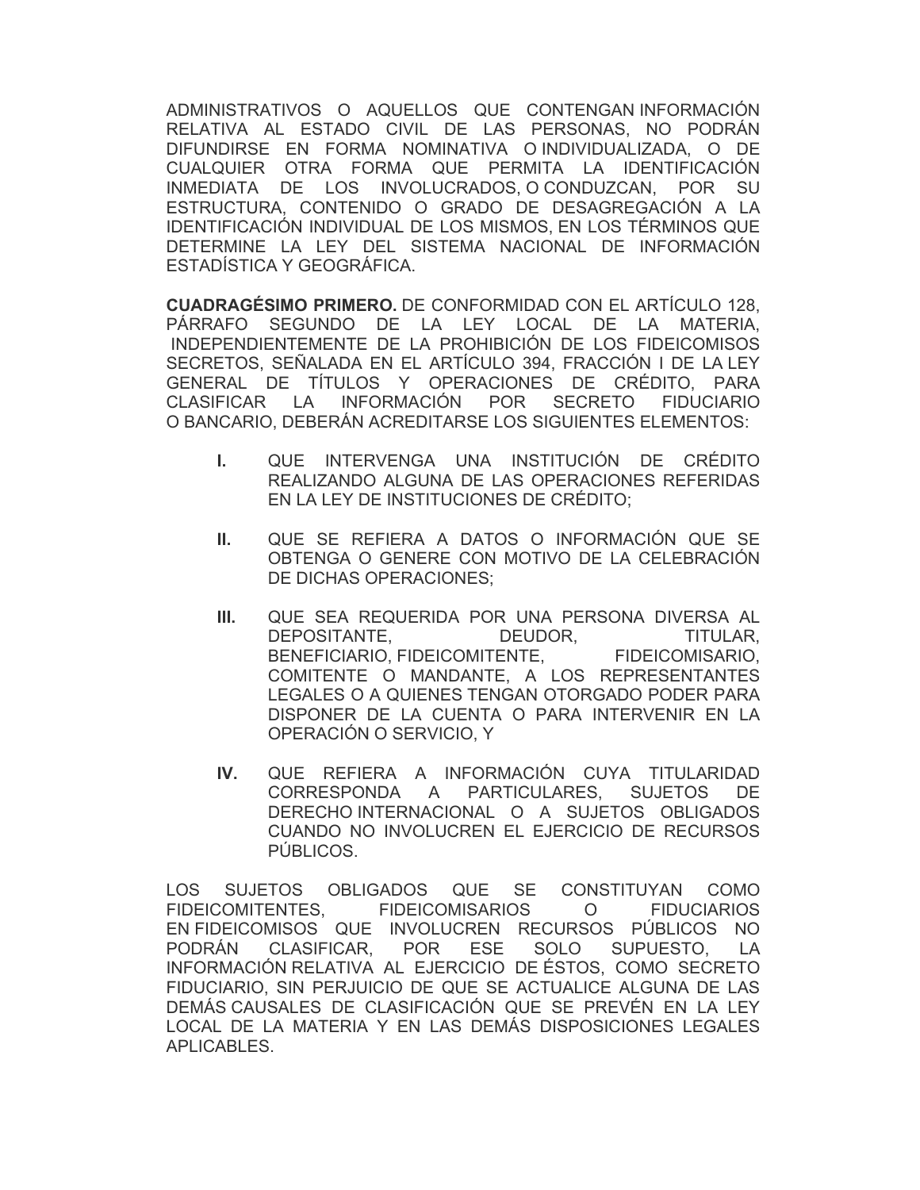ADMINISTRATIVOS O AQUELLOS QUE CONTENGAN INFORMACIÓN RELATIVA AL ESTADO CIVIL DE LAS PERSONAS, NO PODRÁN DIFUNDIRSE EN FORMA NOMINATIVA O INDIVIDUALIZADA, O DE CUALQUIER OTRA FORMA QUE PERMITA LA IDENTIFICACIÓN INMEDIATA DE LOS INVOLUCRADOS, O CONDUZCAN, POR SU ESTRUCTURA, CONTENIDO O GRADO DE DESAGREGACIÓN A LA IDENTIFICACIÓN INDIVIDUAL DE LOS MISMOS, EN LOS TÉRMINOS QUE DETERMINE LA LEY DEL SISTEMA NACIONAL DE INFORMACIÓN ESTADÍSTICA Y GEOGRÁFICA.

**CUADRAGÉSIMO PRIMERO.** DE CONFORMIDAD CON EL ARTÍCULO 128, PÁRRAFO SEGUNDO DE LA LEY LOCAL DE LA MATERIA, INDEPENDIENTEMENTE DE LA PROHIBICIÓN DE LOS FIDEICOMISOS SECRETOS, SEÑALADA EN EL ARTÍCULO 394, FRACCIÓN I DE LA LEY GENERAL DE TÍTULOS Y OPERACIONES DE CRÉDITO, PARA CLASIFICAR LA INFORMACIÓN POR SECRETO FIDUCIARIO O BANCARIO, DEBERÁN ACREDITARSE LOS SIGUIENTES ELEMENTOS:

- **I.** QUE INTERVENGA UNA INSTITUCIÓN DE CRÉDITO REALIZANDO ALGUNA DE LAS OPERACIONES REFERIDAS EN LA LEY DE INSTITUCIONES DE CRÉDITO;

- **II.** QUE SE REFIERA A DATOS O INFORMACIÓN QUE SE OBTENGA O GENERE CON MOTIVO DE LA CELEBRACIÓN DE DICHAS OPERACIONES;

- **III.** QUE SEA REQUERIDA POR UNA PERSONA DIVERSA AL DEPOSITANTE, DEUDOR, TITULAR, BENEFICIARIO, FIDEICOMITENTE, FIDEICOMISARIO, COMITENTE O MANDANTE, A LOS REPRESENTANTES LEGALES O A QUIENES TENGAN OTORGADO PODER PARA DISPONER DE LA CUENTA O PARA INTERVENIR EN LA OPERACIÓN O SERVICIO, Y

- **IV.** QUE REFIERA A INFORMACIÓN CUYA TITULARIDAD CORRESPONDA A PARTICULARES, SUJETOS DE DERECHO INTERNACIONAL O A SUJETOS OBLIGADOS CUANDO NO INVOLUCREN EL EJERCICIO DE RECURSOS PÚBLICOS.

LOS SUJETOS OBLIGADOS QUE SE CONSTITUYAN COMO FIDEICOMITENTES, FIDEICOMISARIOS O FIDUCIARIOS EN FIDEICOMISOS QUE INVOLUCREN RECURSOS PÚBLICOS NO PODRÁN CLASIFICAR, POR ESE SOLO SUPUESTO, LA INFORMACIÓN RELATIVA AL EJERCICIO DE ÉSTOS, COMO SECRETO FIDUCIARIO, SIN PERJUICIO DE QUE SE ACTUALICE ALGUNA DE LAS DEMÁS CAUSALES DE CLASIFICACIÓN QUE SE PREVÉN EN LA LEY LOCAL DE LA MATERIA Y EN LAS DEMÁS DISPOSICIONES LEGALES APLICABLES.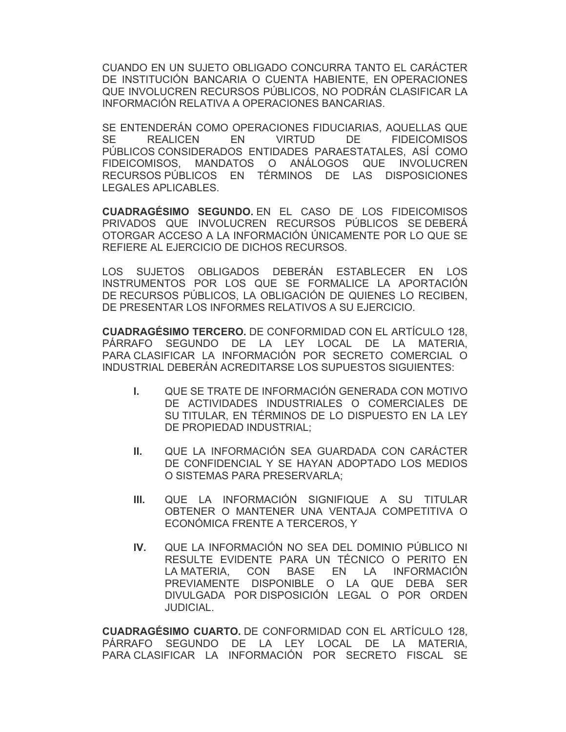CUANDO EN UN SUJETO OBLIGADO CONCURRA TANTO EL CARÁCTER DE INSTITUCIÓN BANCARIA O CUENTA HABIENTE, EN OPERACIONES QUE INVOLUCREN RECURSOS PÚBLICOS, NO PODRÁN CLASIFICAR LA INFORMACIÓN RELATIVA A OPERACIONES BANCARIAS.

SE ENTENDERÁN COMO OPERACIONES FIDUCIARIAS, AQUELLAS QUE SE REALICEN EN VIRTUD DE FIDEICOMISOS PÚBLICOS CONSIDERADOS ENTIDADES PARAESTATALES, ASÍ COMO FIDEICOMISOS, MANDATOS O ANÁLOGOS QUE INVOLUCREN RECURSOS PÚBLICOS EN TÉRMINOS DE LAS DISPOSICIONES LEGALES APLICABLES.

**CUADRAGÉSIMO SEGUNDO.** EN EL CASO DE LOS FIDEICOMISOS PRIVADOS QUE INVOLUCREN RECURSOS PÚBLICOS SE DEBERÁ OTORGAR ACCESO A LA INFORMACIÓN ÚNICAMENTE POR LO QUE SE REFIERE AL EJERCICIO DE DICHOS RECURSOS.

LOS SUJETOS OBLIGADOS DEBERÁN ESTABLECER EN LOS INSTRUMENTOS POR LOS QUE SE FORMALICE LA APORTACIÓN DE RECURSOS PÚBLICOS, LA OBLIGACIÓN DE QUIENES LO RECIBEN, DE PRESENTAR LOS INFORMES RELATIVOS A SU EJERCICIO.

**CUADRAGÉSIMO TERCERO.** DE CONFORMIDAD CON EL ARTÍCULO 128, PÁRRAFO SEGUNDO DE LA LEY LOCAL DE LA MATERIA, PARA CLASIFICAR LA INFORMACIÓN POR SECRETO COMERCIAL O INDUSTRIAL DEBERÁN ACREDITARSE LOS SUPUESTOS SIGUIENTES:

- **I.** QUE SE TRATE DE INFORMACIÓN GENERADA CON MOTIVO DE ACTIVIDADES INDUSTRIALES O COMERCIALES DE SU TITULAR, EN TÉRMINOS DE LO DISPUESTO EN LA LEY DE PROPIEDAD INDUSTRIAL;
- **II.** QUE LA INFORMACIÓN SEA GUARDADA CON CARÁCTER DE CONFIDENCIAL Y SE HAYAN ADOPTADO LOS MEDIOS O SISTEMAS PARA PRESERVARLA;
- **III.** QUE LA INFORMACIÓN SIGNIFIQUE A SU TITULAR OBTENER O MANTENER UNA VENTAJA COMPETITIVA O ECONÓMICA FRENTE A TERCEROS, Y
- **IV.** QUE LA INFORMACIÓN NO SEA DEL DOMINIO PÚBLICO NI RESULTE EVIDENTE PARA UN TÉCNICO O PERITO EN LA MATERIA, CON BASE EN LA INFORMACIÓN PREVIAMENTE DISPONIBLE O LA QUE DEBA SER DIVULGADA POR DISPOSICIÓN LEGAL O POR ORDEN JUDICIAL.

**CUADRAGÉSIMO CUARTO.** DE CONFORMIDAD CON EL ARTÍCULO 128, PÁRRAFO SEGUNDO DE LA LEY LOCAL DE LA MATERIA, PARA CLASIFICAR LA INFORMACIÓN POR SECRETO FISCAL SE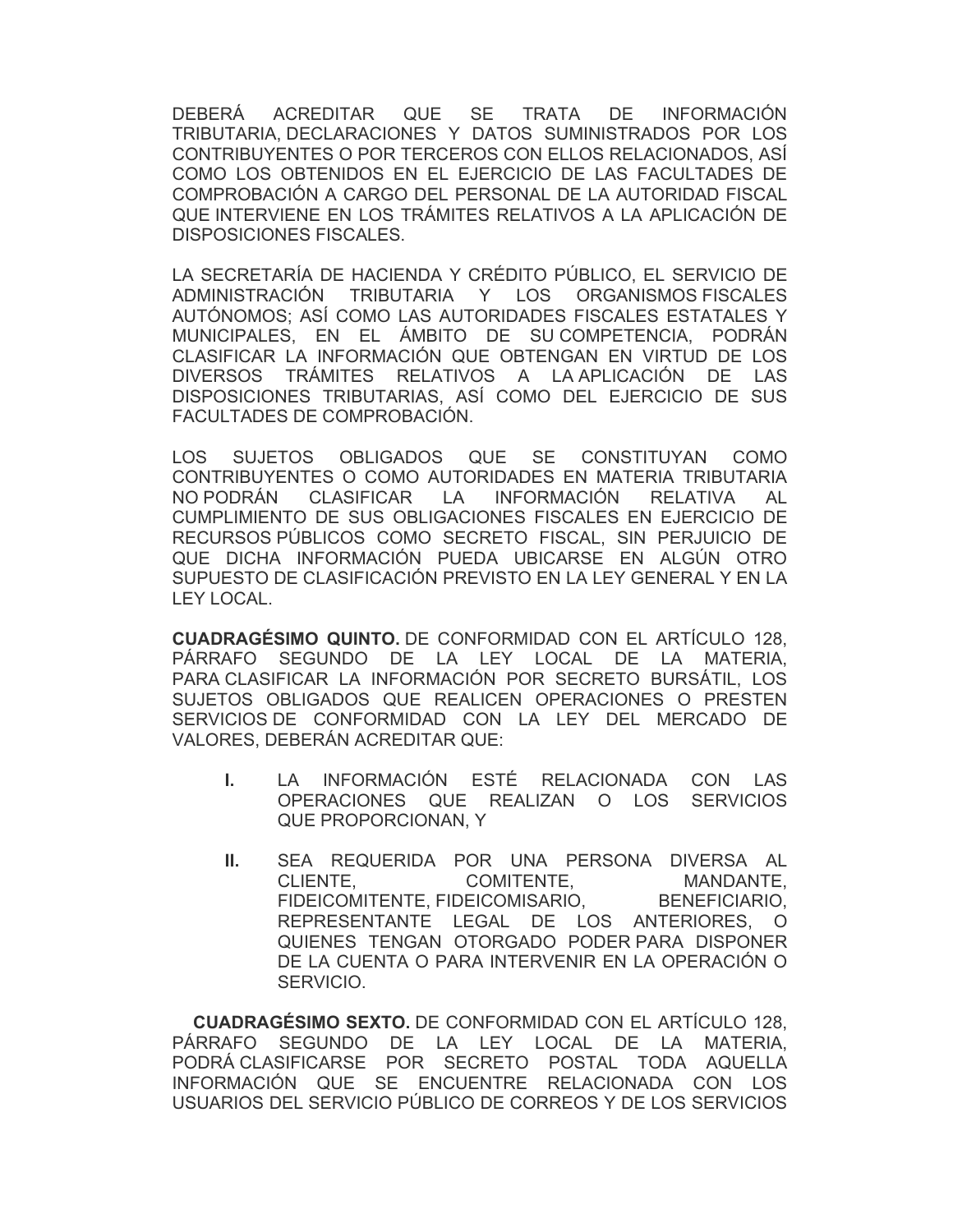DEBERÁ ACREDITAR QUE SE TRATA DE INFORMACIÓN TRIBUTARIA, DECLARACIONES Y DATOS SUMINISTRADOS POR LOS CONTRIBUYENTES O POR TERCEROS CON ELLOS RELACIONADOS, ASÍ COMO LOS OBTENIDOS EN EL EJERCICIO DE LAS FACULTADES DE COMPROBACIÓN A CARGO DEL PERSONAL DE LA AUTORIDAD FISCAL QUE INTERVIENE EN LOS TRÁMITES RELATIVOS A LA APLICACIÓN DE DISPOSICIONES FISCALES.

LA SECRETARÍA DE HACIENDA Y CRÉDITO PÚBLICO, EL SERVICIO DE ADMINISTRACIÓN TRIBUTARIA Y LOS ORGANISMOS FISCALES AUTÓNOMOS; ASÍ COMO LAS AUTORIDADES FISCALES ESTATALES Y MUNICIPALES, EN EL ÁMBITO DE SU COMPETENCIA, PODRÁN CLASIFICAR LA INFORMACIÓN QUE OBTENGAN EN VIRTUD DE LOS DIVERSOS TRÁMITES RELATIVOS A LA APLICACIÓN DE LAS DISPOSICIONES TRIBUTARIAS, ASÍ COMO DEL EJERCICIO DE SUS FACULTADES DE COMPROBACIÓN.

LOS SUJETOS OBLIGADOS QUE SE CONSTITUYAN COMO CONTRIBUYENTES O COMO AUTORIDADES EN MATERIA TRIBUTARIA NO PODRÁN CLASIFICAR LA INFORMACIÓN RELATIVA AL CUMPLIMIENTO DE SUS OBLIGACIONES FISCALES EN EJERCICIO DE RECURSOS PÚBLICOS COMO SECRETO FISCAL, SIN PERJUICIO DE QUE DICHA INFORMACIÓN PUEDA UBICARSE EN ALGÚN OTRO SUPUESTO DE CLASIFICACIÓN PREVISTO EN LA LEY GENERAL Y EN LA LEY LOCAL.

**CUADRAGÉSIMO QUINTO.** DE CONFORMIDAD CON EL ARTÍCULO 128, PÁRRAFO SEGUNDO DE LA LEY LOCAL DE LA MATERIA, PARA CLASIFICAR LA INFORMACIÓN POR SECRETO BURSÁTIL, LOS SUJETOS OBLIGADOS QUE REALICEN OPERACIONES O PRESTEN SERVICIOS DE CONFORMIDAD CON LA LEY DEL MERCADO DE VALORES, DEBERÁN ACREDITAR QUE:

**I.** LA INFORMACIÓN ESTÉ RELACIONADA CON LAS OPERACIONES QUE REALIZAN O LOS SERVICIOS QUE PROPORCIONAN, Y

**II.** SEA REQUERIDA POR UNA PERSONA DIVERSA AL CLIENTE, COMITENTE, MANDANTE, FIDEICOMITENTE, FIDEICOMISARIO, BENEFICIARIO, REPRESENTANTE LEGAL DE LOS ANTERIORES, O QUIENES TENGAN OTORGADO PODER PARA DISPONER DE LA CUENTA O PARA INTERVENIR EN LA OPERACIÓN O SERVICIO.

**CUADRAGÉSIMO SEXTO.** DE CONFORMIDAD CON EL ARTÍCULO 128, PÁRRAFO SEGUNDO DE LA LEY LOCAL DE LA MATERIA, PODRÁ CLASIFICARSE POR SECRETO POSTAL TODA AQUELLA INFORMACIÓN QUE SE ENCUENTRE RELACIONADA CON LOS USUARIOS DEL SERVICIO PÚBLICO DE CORREOS Y DE LOS SERVICIOS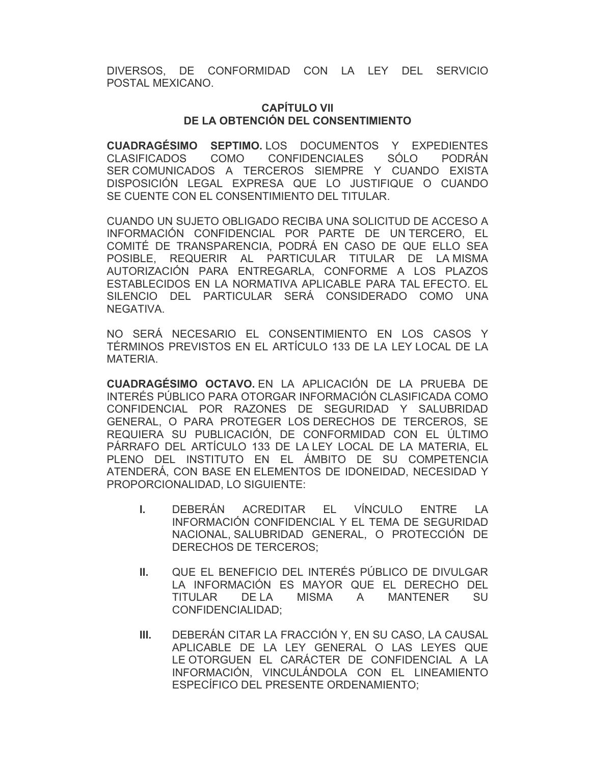DIVERSOS, DE CONFORMIDAD CON LA LEY DEL SERVICIO POSTAL MEXICANO.

## CAPÍTULO VII
## DE LA OBTENCIÓN DEL CONSENTIMIENTO

**CUADRAGÉSIMO SEPTIMO.** LOS DOCUMENTOS Y EXPEDIENTES CLASIFICADOS COMO CONFIDENCIALES SÓLO PODRÁN SER COMUNICADOS A TERCEROS SIEMPRE Y CUANDO EXISTA DISPOSICIÓN LEGAL EXPRESA QUE LO JUSTIFIQUE O CUANDO SE CUENTE CON EL CONSENTIMIENTO DEL TITULAR.

CUANDO UN SUJETO OBLIGADO RECIBA UNA SOLICITUD DE ACCESO A INFORMACIÓN CONFIDENCIAL POR PARTE DE UN TERCERO, EL COMITÉ DE TRANSPARENCIA, PODRÁ EN CASO DE QUE ELLO SEA POSIBLE, REQUERIR AL PARTICULAR TITULAR DE LA MISMA AUTORIZACIÓN PARA ENTREGARLA, CONFORME A LOS PLAZOS ESTABLECIDOS EN LA NORMATIVA APLICABLE PARA TAL EFECTO. EL SILENCIO DEL PARTICULAR SERÁ CONSIDERADO COMO UNA NEGATIVA.

NO SERÁ NECESARIO EL CONSENTIMIENTO EN LOS CASOS Y TÉRMINOS PREVISTOS EN EL ARTÍCULO 133 DE LA LEY LOCAL DE LA MATERIA.

**CUADRAGÉSIMO OCTAVO.** EN LA APLICACIÓN DE LA PRUEBA DE INTERÉS PÚBLICO PARA OTORGAR INFORMACIÓN CLASIFICADA COMO CONFIDENCIAL POR RAZONES DE SEGURIDAD Y SALUBRIDAD GENERAL, O PARA PROTEGER LOS DERECHOS DE TERCEROS, SE REQUIERA SU PUBLICACIÓN, DE CONFORMIDAD CON EL ÚLTIMO PÁRRAFO DEL ARTÍCULO 133 DE LA LEY LOCAL DE LA MATERIA, EL PLENO DEL INSTITUTO EN EL ÁMBITO DE SU COMPETENCIA ATENDERÁ, CON BASE EN ELEMENTOS DE IDONEIDAD, NECESIDAD Y PROPORCIONALIDAD, LO SIGUIENTE:

- **I.** DEBERÁN ACREDITAR EL VÍNCULO ENTRE LA INFORMACIÓN CONFIDENCIAL Y EL TEMA DE SEGURIDAD NACIONAL, SALUBRIDAD GENERAL, O PROTECCIÓN DE DERECHOS DE TERCEROS;

- **II.** QUE EL BENEFICIO DEL INTERÉS PÚBLICO DE DIVULGAR LA INFORMACIÓN ES MAYOR QUE EL DERECHO DEL TITULAR DE LA MISMA A MANTENER SU CONFIDENCIALIDAD;

- **III.** DEBERÁN CITAR LA FRACCIÓN Y, EN SU CASO, LA CAUSAL APLICABLE DE LA LEY GENERAL O LAS LEYES QUE LE OTORGUEN EL CARÁCTER DE CONFIDENCIAL A LA INFORMACIÓN, VINCULÁNDOLA CON EL LINEAMIENTO ESPECÍFICO DEL PRESENTE ORDENAMIENTO;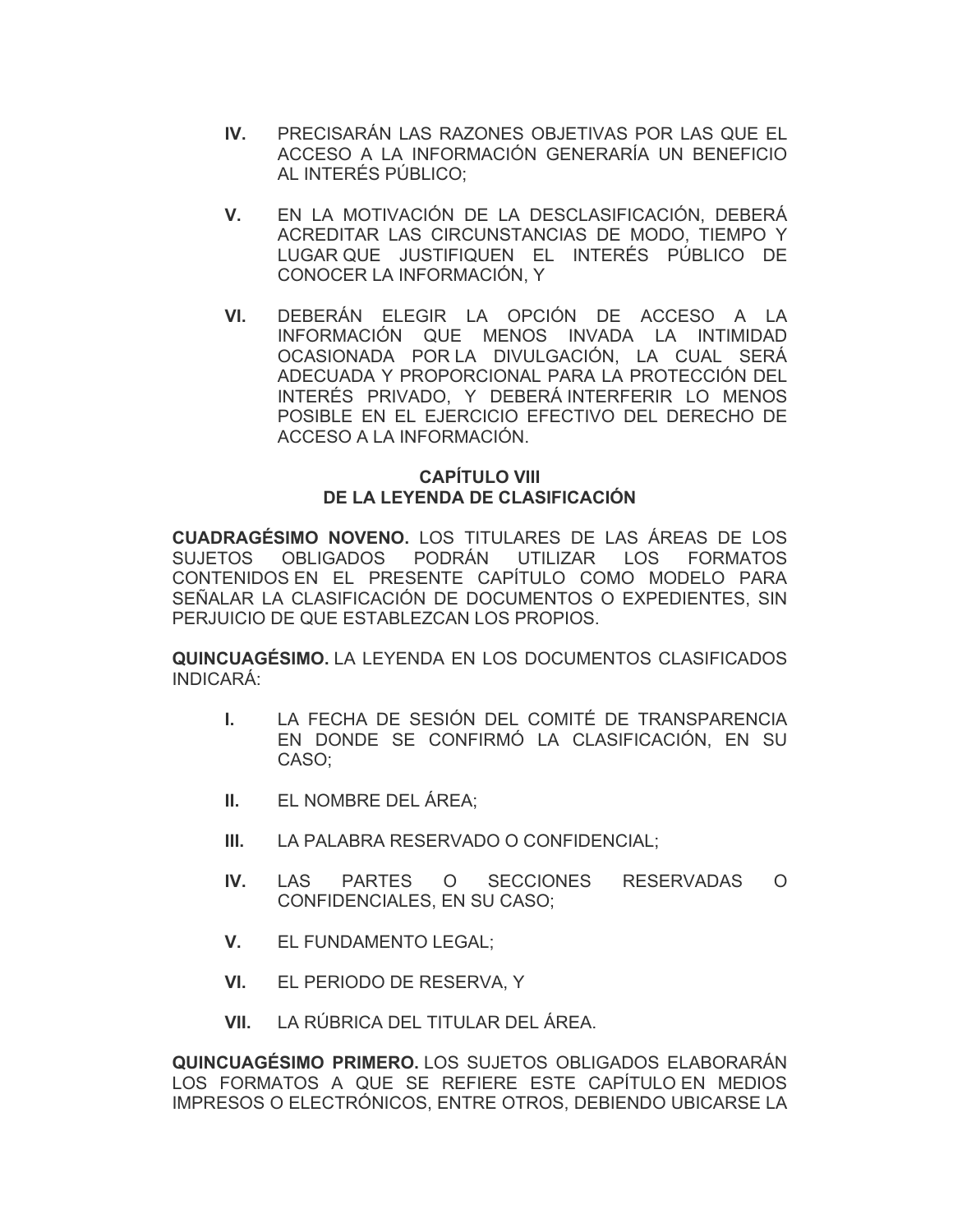**IV.** PRECISARÁN LAS RAZONES OBJETIVAS POR LAS QUE EL ACCESO A LA INFORMACIÓN GENERARÍA UN BENEFICIO AL INTERÉS PÚBLICO;

**V.** EN LA MOTIVACIÓN DE LA DESCLASIFICACIÓN, DEBERÁ ACREDITAR LAS CIRCUNSTANCIAS DE MODO, TIEMPO Y LUGAR QUE JUSTIFIQUEN EL INTERÉS PÚBLICO DE CONOCER LA INFORMACIÓN, Y

**VI.** DEBERÁN ELEGIR LA OPCIÓN DE ACCESO A LA INFORMACIÓN QUE MENOS INVADA LA INTIMIDAD OCASIONADA POR LA DIVULGACIÓN, LA CUAL SERÁ ADECUADA Y PROPORCIONAL PARA LA PROTECCIÓN DEL INTERÉS PRIVADO, Y DEBERÁ INTERFERIR LO MENOS POSIBLE EN EL EJERCICIO EFECTIVO DEL DERECHO DE ACCESO A LA INFORMACIÓN.

## CAPÍTULO VIII
## DE LA LEYENDA DE CLASIFICACIÓN

**CUADRAGÉSIMO NOVENO.** LOS TITULARES DE LAS ÁREAS DE LOS SUJETOS OBLIGADOS PODRÁN UTILIZAR LOS FORMATOS CONTENIDOS EN EL PRESENTE CAPÍTULO COMO MODELO PARA SEÑALAR LA CLASIFICACIÓN DE DOCUMENTOS O EXPEDIENTES, SIN PERJUICIO DE QUE ESTABLEZCAN LOS PROPIOS.

**QUINCUAGÉSIMO.** LA LEYENDA EN LOS DOCUMENTOS CLASIFICADOS INDICARÁ:

**I.** LA FECHA DE SESIÓN DEL COMITÉ DE TRANSPARENCIA EN DONDE SE CONFIRMÓ LA CLASIFICACIÓN, EN SU CASO;

**II.** EL NOMBRE DEL ÁREA;

**III.** LA PALABRA RESERVADO O CONFIDENCIAL;

**IV.** LAS PARTES O SECCIONES RESERVADAS O CONFIDENCIALES, EN SU CASO;

**V.** EL FUNDAMENTO LEGAL;

**VI.** EL PERIODO DE RESERVA, Y

**VII.** LA RÚBRICA DEL TITULAR DEL ÁREA.

**QUINCUAGÉSIMO PRIMERO.** LOS SUJETOS OBLIGADOS ELABORARÁN LOS FORMATOS A QUE SE REFIERE ESTE CAPÍTULO EN MEDIOS IMPRESOS O ELECTRÓNICOS, ENTRE OTROS, DEBIENDO UBICARSE LA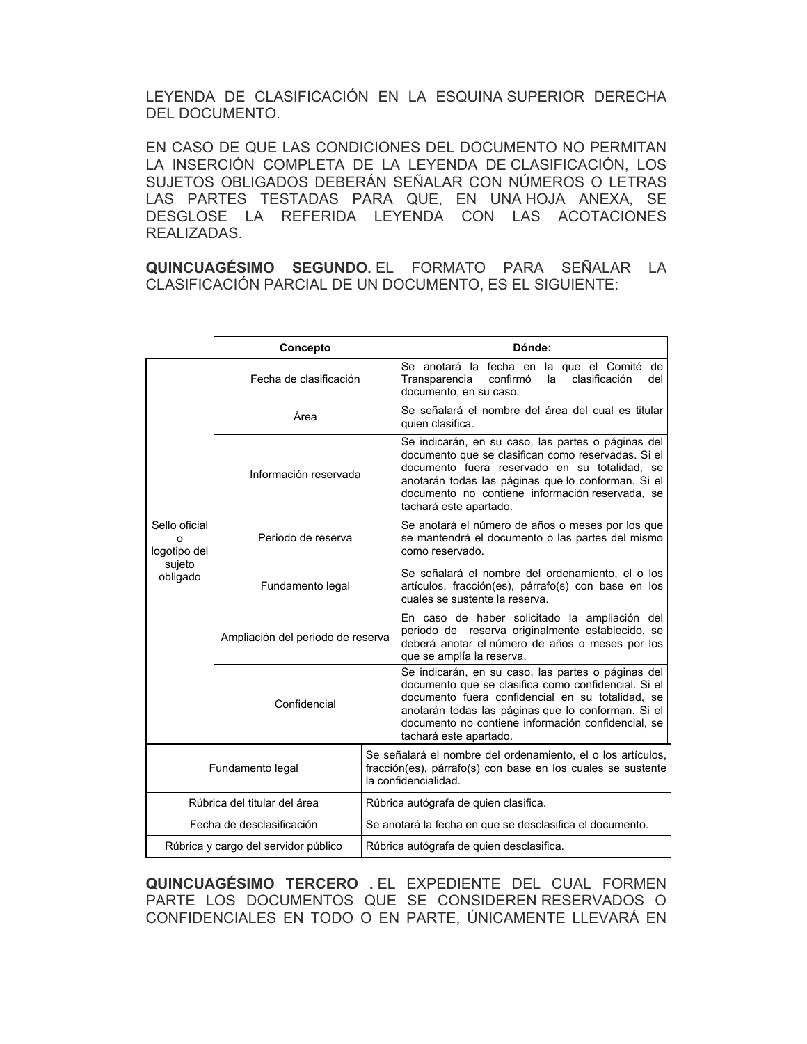LEYENDA DE CLASIFICACIÓN EN LA ESQUINA SUPERIOR DERECHA DEL DOCUMENTO.

EN CASO DE QUE LAS CONDICIONES DEL DOCUMENTO NO PERMITAN LA INSERCIÓN COMPLETA DE LA LEYENDA DE CLASIFICACIÓN, LOS SUJETOS OBLIGADOS DEBERÁN SEÑALAR CON NÚMEROS O LETRAS LAS PARTES TESTADAS PARA QUE, EN UNA HOJA ANEXA, SE DESGLOSE LA REFERIDA LEYENDA CON LAS ACOTACIONES REALIZADAS.

**QUINCUAGÉSIMO SEGUNDO.** EL FORMATO PARA SEÑALAR LA CLASIFICACIÓN PARCIAL DE UN DOCUMENTO, ES EL SIGUIENTE:

| | Concepto | Dónde: |
|---|---|---|
| Sello oficial o logotipo del sujeto obligado | Fecha de clasificación | Se anotará la fecha en la que el Comité de Transparencia confirmó la clasificación del documento, en su caso. |
| | Área | Se señalará el nombre del área del cual es titular quien clasifica. |
| | Información reservada | Se indicarán, en su caso, las partes o páginas del documento que se clasifican como reservadas. Si el documento fuera reservado en su totalidad, se anotarán todas las páginas que lo conforman. Si el documento no contiene información reservada, se tachará este apartado. |
| | Periodo de reserva | Se anotará el número de años o meses por los que se mantendrá el documento o las partes del mismo como reservado. |
| | Fundamento legal | Se señalará el nombre del ordenamiento, el o los artículos, fracción(es), párrafo(s) con base en los cuales se sustente la reserva. |
| | Ampliación del periodo de reserva | En caso de haber solicitado la ampliación del periodo de reserva originalmente establecido, se deberá anotar el número de años o meses por los que se amplía la reserva. |
| | Confidencial | Se indicarán, en su caso, las partes o páginas del documento que se clasifica como confidencial. Si el documento fuera confidencial en su totalidad, se anotarán todas las páginas que lo conforman. Si el documento no contiene información confidencial, se tachará este apartado. |
| Fundamento legal | | Se señalará el nombre del ordenamiento, el o los artículos, fracción(es), párrafo(s) con base en los cuales se sustente la confidencialidad. |
| Rúbrica del titular del área | | Rúbrica autógrafa de quien clasifica. |
| Fecha de desclasificación | | Se anotará la fecha en que se desclasifica el documento. |
| Rúbrica y cargo del servidor público | | Rúbrica autógrafa de quien desclasifica. |

**QUINCUAGÉSIMO TERCERO .** EL EXPEDIENTE DEL CUAL FORMEN PARTE LOS DOCUMENTOS QUE SE CONSIDEREN RESERVADOS O CONFIDENCIALES EN TODO O EN PARTE, ÚNICAMENTE LLEVARÁ EN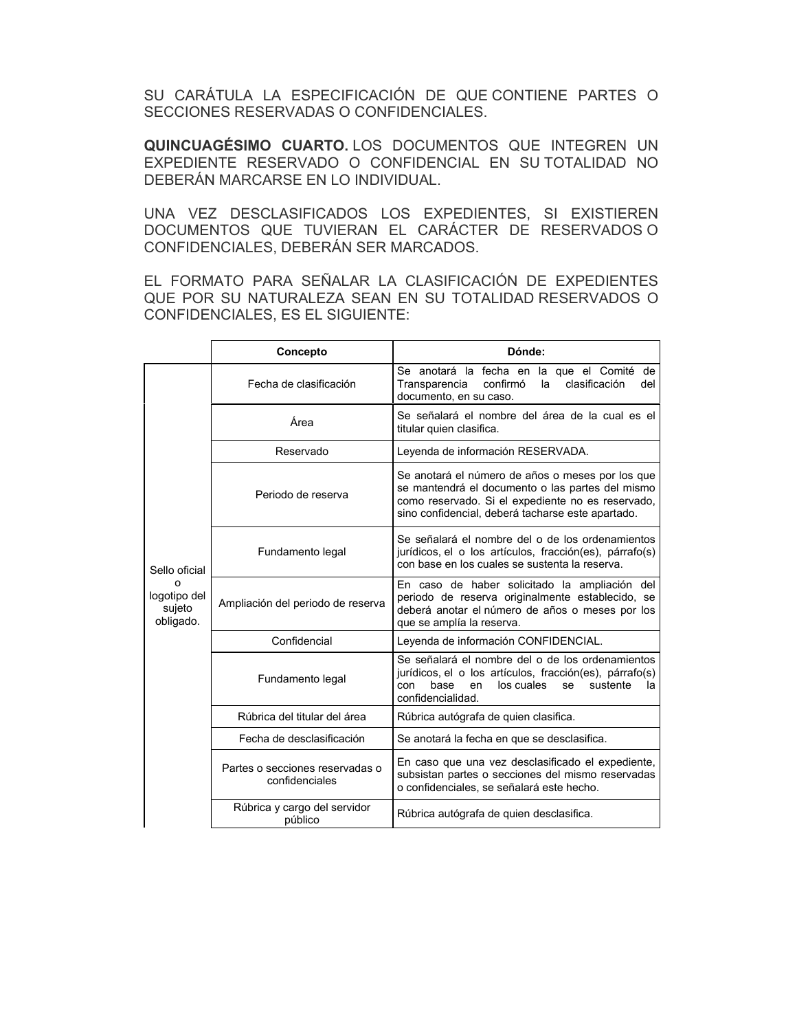SU CARÁTULA LA ESPECIFICACIÓN DE QUE CONTIENE PARTES O SECCIONES RESERVADAS O CONFIDENCIALES.

**QUINCUAGÉSIMO CUARTO.** LOS DOCUMENTOS QUE INTEGREN UN EXPEDIENTE RESERVADO O CONFIDENCIAL EN SU TOTALIDAD NO DEBERÁN MARCARSE EN LO INDIVIDUAL.

UNA VEZ DESCLASIFICADOS LOS EXPEDIENTES, SI EXISTIEREN DOCUMENTOS QUE TUVIERAN EL CARÁCTER DE RESERVADOS O CONFIDENCIALES, DEBERÁN SER MARCADOS.

EL FORMATO PARA SEÑALAR LA CLASIFICACIÓN DE EXPEDIENTES QUE POR SU NATURALEZA SEAN EN SU TOTALIDAD RESERVADOS O CONFIDENCIALES, ES EL SIGUIENTE:

| | Concepto | Dónde: |
|---|---|---|
| Sello oficial o logotipo del sujeto obligado. | Fecha de clasificación | Se anotará la fecha en la que el Comité de Transparencia confirmó la clasificación del documento, en su caso. |
| | Área | Se señalará el nombre del área de la cual es el titular quien clasifica. |
| | Reservado | Leyenda de información RESERVADA. |
| | Periodo de reserva | Se anotará el número de años o meses por los que se mantendrá el documento o las partes del mismo como reservado. Si el expediente no es reservado, sino confidencial, deberá tacharse este apartado. |
| | Fundamento legal | Se señalará el nombre del o de los ordenamientos jurídicos, el o los artículos, fracción(es), párrafo(s) con base en los cuales se sustenta la reserva. |
| | Ampliación del periodo de reserva | En caso de haber solicitado la ampliación del periodo de reserva originalmente establecido, se deberá anotar el número de años o meses por los que se amplía la reserva. |
| | Confidencial | Leyenda de información CONFIDENCIAL. |
| | Fundamento legal | Se señalará el nombre del o de los ordenamientos jurídicos, el o los artículos, fracción(es), párrafo(s) con base en los cuales se sustente la confidencialidad. |
| | Rúbrica del titular del área | Rúbrica autógrafa de quien clasifica. |
| | Fecha de desclasificación | Se anotará la fecha en que se desclasifica. |
| | Partes o secciones reservadas o confidenciales | En caso que una vez desclasificado el expediente, subsistan partes o secciones del mismo reservadas o confidenciales, se señalará este hecho. |
| | Rúbrica y cargo del servidor público | Rúbrica autógrafa de quien desclasifica. |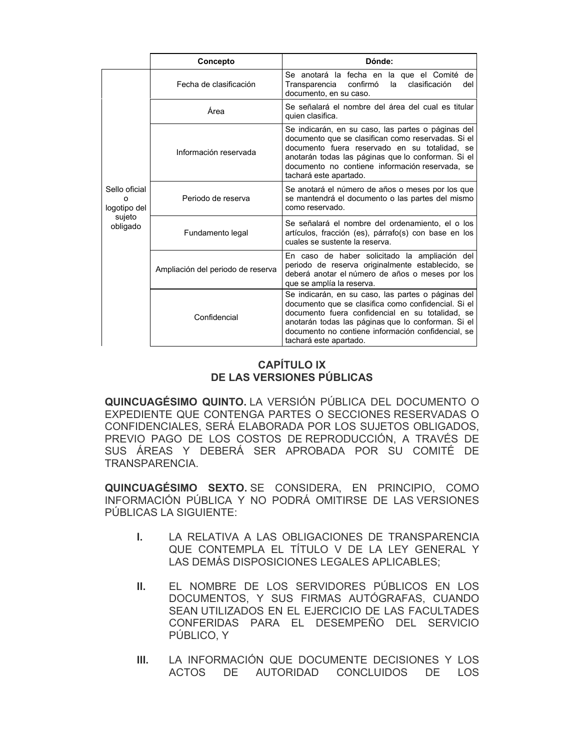| | Concepto | Dónde: |
|---|---|---|
| Sello oficial o logotipo del sujeto obligado | Fecha de clasificación | Se anotará la fecha en la que el Comité de Transparencia confirmó la clasificación del documento, en su caso. |
| | Área | Se señalará el nombre del área del cual es titular quien clasifica. |
| | Información reservada | Se indicarán, en su caso, las partes o páginas del documento que se clasifican como reservadas. Si el documento fuera reservado en su totalidad, se anotarán todas las páginas que lo conforman. Si el documento no contiene información reservada, se tachará este apartado. |
| | Periodo de reserva | Se anotará el número de años o meses por los que se mantendrá el documento o las partes del mismo como reservado. |
| | Fundamento legal | Se señalará el nombre del ordenamiento, el o los artículos, fracción (es), párrafo(s) con base en los cuales se sustente la reserva. |
| | Ampliación del periodo de reserva | En caso de haber solicitado la ampliación del periodo de reserva originalmente establecido, se deberá anotar el número de años o meses por los que se amplía la reserva. |
| | Confidencial | Se indicarán, en su caso, las partes o páginas del documento que se clasifica como confidencial. Si el documento fuera confidencial en su totalidad, se anotarán todas las páginas que lo conforman. Si el documento no contiene información confidencial, se tachará este apartado. |

## CAPÍTULO IX
## DE LAS VERSIONES PÚBLICAS

**QUINCUAGÉSIMO QUINTO.** LA VERSIÓN PÚBLICA DEL DOCUMENTO O EXPEDIENTE QUE CONTENGA PARTES O SECCIONES RESERVADAS O CONFIDENCIALES, SERÁ ELABORADA POR LOS SUJETOS OBLIGADOS, PREVIO PAGO DE LOS COSTOS DE REPRODUCCIÓN, A TRAVÉS DE SUS ÁREAS Y DEBERÁ SER APROBADA POR SU COMITÉ DE TRANSPARENCIA.

**QUINCUAGÉSIMO SEXTO.** SE CONSIDERA, EN PRINCIPIO, COMO INFORMACIÓN PÚBLICA Y NO PODRÁ OMITIRSE DE LAS VERSIONES PÚBLICAS LA SIGUIENTE:

**I.** LA RELATIVA A LAS OBLIGACIONES DE TRANSPARENCIA QUE CONTEMPLA EL TÍTULO V DE LA LEY GENERAL Y LAS DEMÁS DISPOSICIONES LEGALES APLICABLES;

**II.** EL NOMBRE DE LOS SERVIDORES PÚBLICOS EN LOS DOCUMENTOS, Y SUS FIRMAS AUTÓGRAFAS, CUANDO SEAN UTILIZADOS EN EL EJERCICIO DE LAS FACULTADES CONFERIDAS PARA EL DESEMPEÑO DEL SERVICIO PÚBLICO, Y

**III.** LA INFORMACIÓN QUE DOCUMENTE DECISIONES Y LOS ACTOS DE AUTORIDAD CONCLUIDOS DE LOS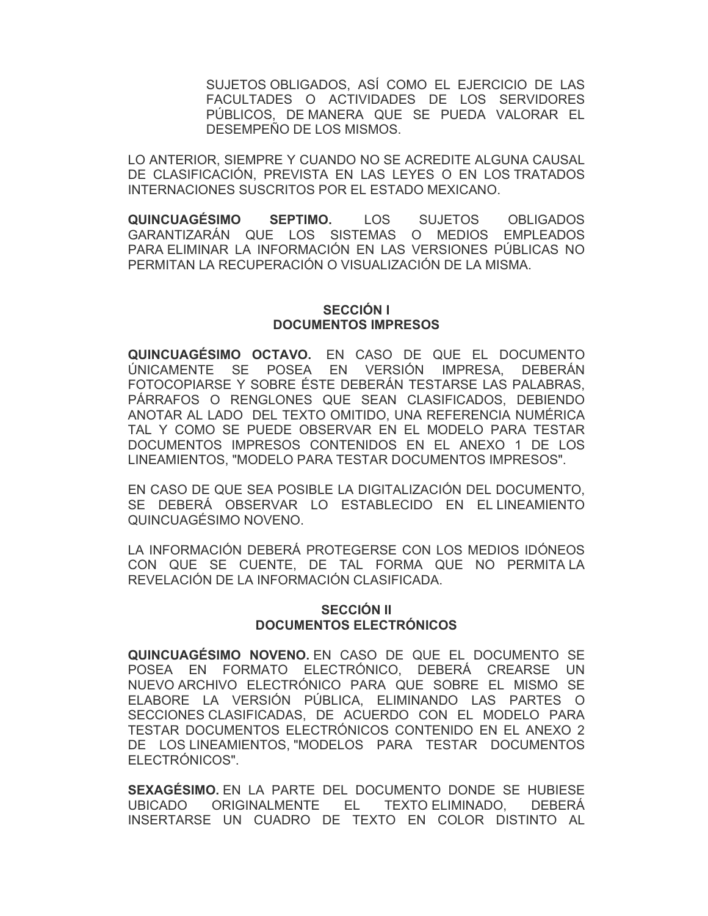SUJETOS OBLIGADOS, ASÍ COMO EL EJERCICIO DE LAS FACULTADES O ACTIVIDADES DE LOS SERVIDORES PÚBLICOS, DE MANERA QUE SE PUEDA VALORAR EL DESEMPEÑO DE LOS MISMOS.

LO ANTERIOR, SIEMPRE Y CUANDO NO SE ACREDITE ALGUNA CAUSAL DE CLASIFICACIÓN, PREVISTA EN LAS LEYES O EN LOS TRATADOS INTERNACIONES SUSCRITOS POR EL ESTADO MEXICANO.

**QUINCUAGÉSIMO SEPTIMO.** LOS SUJETOS OBLIGADOS GARANTIZARÁN QUE LOS SISTEMAS O MEDIOS EMPLEADOS PARA ELIMINAR LA INFORMACIÓN EN LAS VERSIONES PÚBLICAS NO PERMITAN LA RECUPERACIÓN O VISUALIZACIÓN DE LA MISMA.

## SECCIÓN I
## DOCUMENTOS IMPRESOS

**QUINCUAGÉSIMO OCTAVO.** EN CASO DE QUE EL DOCUMENTO ÚNICAMENTE SE POSEA EN VERSIÓN IMPRESA, DEBERÁN FOTOCOPIARSE Y SOBRE ÉSTE DEBERÁN TESTARSE LAS PALABRAS, PÁRRAFOS O RENGLONES QUE SEAN CLASIFICADOS, DEBIENDO ANOTAR AL LADO DEL TEXTO OMITIDO, UNA REFERENCIA NUMÉRICA TAL Y COMO SE PUEDE OBSERVAR EN EL MODELO PARA TESTAR DOCUMENTOS IMPRESOS CONTENIDOS EN EL ANEXO 1 DE LOS LINEAMIENTOS, "MODELO PARA TESTAR DOCUMENTOS IMPRESOS".

EN CASO DE QUE SEA POSIBLE LA DIGITALIZACIÓN DEL DOCUMENTO, SE DEBERÁ OBSERVAR LO ESTABLECIDO EN EL LINEAMIENTO QUINCUAGÉSIMO NOVENO.

LA INFORMACIÓN DEBERÁ PROTEGERSE CON LOS MEDIOS IDÓNEOS CON QUE SE CUENTE, DE TAL FORMA QUE NO PERMITA LA REVELACIÓN DE LA INFORMACIÓN CLASIFICADA.

## SECCIÓN II
## DOCUMENTOS ELECTRÓNICOS

**QUINCUAGÉSIMO NOVENO.** EN CASO DE QUE EL DOCUMENTO SE POSEA EN FORMATO ELECTRÓNICO, DEBERÁ CREARSE UN NUEVO ARCHIVO ELECTRÓNICO PARA QUE SOBRE EL MISMO SE ELABORE LA VERSIÓN PÚBLICA, ELIMINANDO LAS PARTES O SECCIONES CLASIFICADAS, DE ACUERDO CON EL MODELO PARA TESTAR DOCUMENTOS ELECTRÓNICOS CONTENIDO EN EL ANEXO 2 DE LOS LINEAMIENTOS, "MODELOS PARA TESTAR DOCUMENTOS ELECTRÓNICOS".

**SEXAGÉSIMO.** EN LA PARTE DEL DOCUMENTO DONDE SE HUBIESE UBICADO ORIGINALMENTE EL TEXTO ELIMINADO, DEBERÁ INSERTARSE UN CUADRO DE TEXTO EN COLOR DISTINTO AL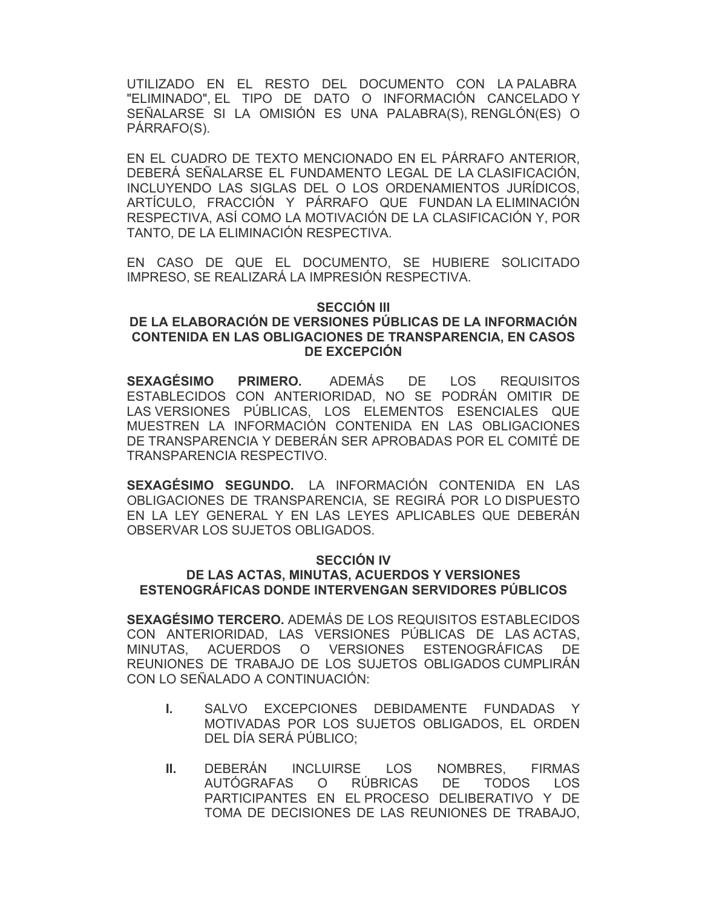UTILIZADO EN EL RESTO DEL DOCUMENTO CON LA PALABRA "ELIMINADO", EL TIPO DE DATO O INFORMACIÓN CANCELADO Y SEÑALARSE SI LA OMISIÓN ES UNA PALABRA(S), RENGLÓN(ES) O PÁRRAFO(S).

EN EL CUADRO DE TEXTO MENCIONADO EN EL PÁRRAFO ANTERIOR, DEBERÁ SEÑALARSE EL FUNDAMENTO LEGAL DE LA CLASIFICACIÓN, INCLUYENDO LAS SIGLAS DEL O LOS ORDENAMIENTOS JURÍDICOS, ARTÍCULO, FRACCIÓN Y PÁRRAFO QUE FUNDAN LA ELIMINACIÓN RESPECTIVA, ASÍ COMO LA MOTIVACIÓN DE LA CLASIFICACIÓN Y, POR TANTO, DE LA ELIMINACIÓN RESPECTIVA.

EN CASO DE QUE EL DOCUMENTO, SE HUBIERE SOLICITADO IMPRESO, SE REALIZARÁ LA IMPRESIÓN RESPECTIVA.

## SECCIÓN III
## DE LA ELABORACIÓN DE VERSIONES PÚBLICAS DE LA INFORMACIÓN CONTENIDA EN LAS OBLIGACIONES DE TRANSPARENCIA, EN CASOS DE EXCEPCIÓN

**SEXAGÉSIMO PRIMERO.** ADEMÁS DE LOS REQUISITOS ESTABLECIDOS CON ANTERIORIDAD, NO SE PODRÁN OMITIR DE LAS VERSIONES PÚBLICAS, LOS ELEMENTOS ESENCIALES QUE MUESTREN LA INFORMACIÓN CONTENIDA EN LAS OBLIGACIONES DE TRANSPARENCIA Y DEBERÁN SER APROBADAS POR EL COMITÉ DE TRANSPARENCIA RESPECTIVO.

**SEXAGÉSIMO SEGUNDO.** LA INFORMACIÓN CONTENIDA EN LAS OBLIGACIONES DE TRANSPARENCIA, SE REGIRÁ POR LO DISPUESTO EN LA LEY GENERAL Y EN LAS LEYES APLICABLES QUE DEBERÁN OBSERVAR LOS SUJETOS OBLIGADOS.

## SECCIÓN IV
## DE LAS ACTAS, MINUTAS, ACUERDOS Y VERSIONES ESTENOGRÁFICAS DONDE INTERVENGAN SERVIDORES PÚBLICOS

**SEXAGÉSIMO TERCERO.** ADEMÁS DE LOS REQUISITOS ESTABLECIDOS CON ANTERIORIDAD, LAS VERSIONES PÚBLICAS DE LAS ACTAS, MINUTAS, ACUERDOS O VERSIONES ESTENOGRÁFICAS DE REUNIONES DE TRABAJO DE LOS SUJETOS OBLIGADOS CUMPLIRÁN CON LO SEÑALADO A CONTINUACIÓN:

**I.** SALVO EXCEPCIONES DEBIDAMENTE FUNDADAS Y MOTIVADAS POR LOS SUJETOS OBLIGADOS, EL ORDEN DEL DÍA SERÁ PÚBLICO;

**II.** DEBERÁN INCLUIRSE LOS NOMBRES, FIRMAS AUTÓGRAFAS O RÚBRICAS DE TODOS LOS PARTICIPANTES EN EL PROCESO DELIBERATIVO Y DE TOMA DE DECISIONES DE LAS REUNIONES DE TRABAJO,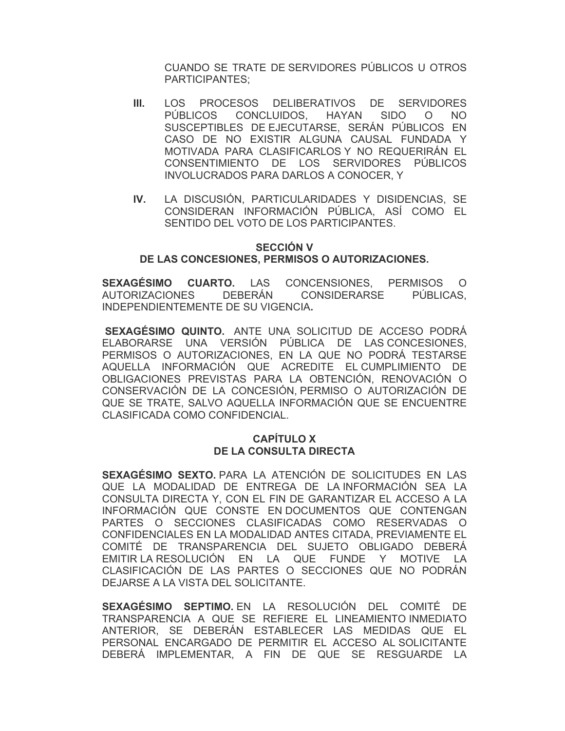CUANDO SE TRATE DE SERVIDORES PÚBLICOS U OTROS PARTICIPANTES;

**III.** LOS PROCESOS DELIBERATIVOS DE SERVIDORES PÚBLICOS CONCLUIDOS, HAYAN SIDO O NO SUSCEPTIBLES DE EJECUTARSE, SERÁN PÚBLICOS EN CASO DE NO EXISTIR ALGUNA CAUSAL FUNDADA Y MOTIVADA PARA CLASIFICARLOS Y NO REQUERIRÁN EL CONSENTIMIENTO DE LOS SERVIDORES PÚBLICOS INVOLUCRADOS PARA DARLOS A CONOCER, Y

**IV.** LA DISCUSIÓN, PARTICULARIDADES Y DISIDENCIAS, SE CONSIDERAN INFORMACIÓN PÚBLICA, ASÍ COMO EL SENTIDO DEL VOTO DE LOS PARTICIPANTES.

### SECCIÓN V
### DE LAS CONCESIONES, PERMISOS O AUTORIZACIONES.

**SEXAGÉSIMO CUARTO.** LAS CONCENSIONES, PERMISOS O AUTORIZACIONES DEBERÁN CONSIDERARSE PÚBLICAS, INDEPENDIENTEMENTE DE SU VIGENCIA**.**

**SEXAGÉSIMO QUINTO.** ANTE UNA SOLICITUD DE ACCESO PODRÁ ELABORARSE UNA VERSIÓN PÚBLICA DE LAS CONCESIONES, PERMISOS O AUTORIZACIONES, EN LA QUE NO PODRÁ TESTARSE AQUELLA INFORMACIÓN QUE ACREDITE EL CUMPLIMIENTO DE OBLIGACIONES PREVISTAS PARA LA OBTENCIÓN, RENOVACIÓN O CONSERVACIÓN DE LA CONCESIÓN, PERMISO O AUTORIZACIÓN DE QUE SE TRATE, SALVO AQUELLA INFORMACIÓN QUE SE ENCUENTRE CLASIFICADA COMO CONFIDENCIAL.

## CAPÍTULO X
## DE LA CONSULTA DIRECTA

**SEXAGÉSIMO SEXTO.** PARA LA ATENCIÓN DE SOLICITUDES EN LAS QUE LA MODALIDAD DE ENTREGA DE LA INFORMACIÓN SEA LA CONSULTA DIRECTA Y, CON EL FIN DE GARANTIZAR EL ACCESO A LA INFORMACIÓN QUE CONSTE EN DOCUMENTOS QUE CONTENGAN PARTES O SECCIONES CLASIFICADAS COMO RESERVADAS O CONFIDENCIALES EN LA MODALIDAD ANTES CITADA, PREVIAMENTE EL COMITÉ DE TRANSPARENCIA DEL SUJETO OBLIGADO DEBERÁ EMITIR LA RESOLUCIÓN EN LA QUE FUNDE Y MOTIVE LA CLASIFICACIÓN DE LAS PARTES O SECCIONES QUE NO PODRÁN DEJARSE A LA VISTA DEL SOLICITANTE.

**SEXAGÉSIMO SEPTIMO.** EN LA RESOLUCIÓN DEL COMITÉ DE TRANSPARENCIA A QUE SE REFIERE EL LINEAMIENTO INMEDIATO ANTERIOR, SE DEBERÁN ESTABLECER LAS MEDIDAS QUE EL PERSONAL ENCARGADO DE PERMITIR EL ACCESO AL SOLICITANTE DEBERÁ IMPLEMENTAR, A FIN DE QUE SE RESGUARDE LA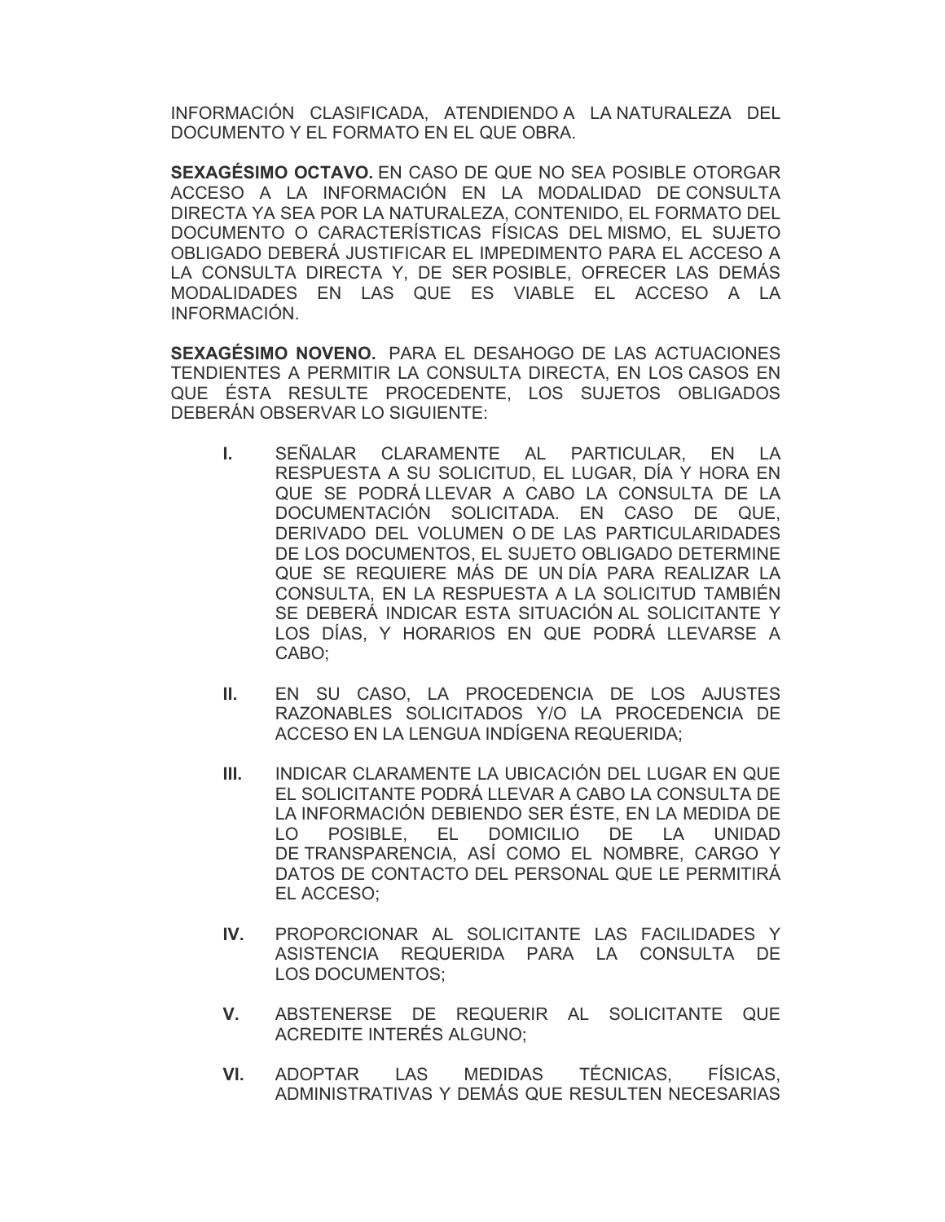INFORMACIÓN CLASIFICADA, ATENDIENDO A LA NATURALEZA DEL DOCUMENTO Y EL FORMATO EN EL QUE OBRA.

**SEXAGÉSIMO OCTAVO.** EN CASO DE QUE NO SEA POSIBLE OTORGAR ACCESO A LA INFORMACIÓN EN LA MODALIDAD DE CONSULTA DIRECTA YA SEA POR LA NATURALEZA, CONTENIDO, EL FORMATO DEL DOCUMENTO O CARACTERÍSTICAS FÍSICAS DEL MISMO, EL SUJETO OBLIGADO DEBERÁ JUSTIFICAR EL IMPEDIMENTO PARA EL ACCESO A LA CONSULTA DIRECTA Y, DE SER POSIBLE, OFRECER LAS DEMÁS MODALIDADES EN LAS QUE ES VIABLE EL ACCESO A LA INFORMACIÓN.

**SEXAGÉSIMO NOVENO.** PARA EL DESAHOGO DE LAS ACTUACIONES TENDIENTES A PERMITIR LA CONSULTA DIRECTA, EN LOS CASOS EN QUE ÉSTA RESULTE PROCEDENTE, LOS SUJETOS OBLIGADOS DEBERÁN OBSERVAR LO SIGUIENTE:

- **I.** SEÑALAR CLARAMENTE AL PARTICULAR, EN LA RESPUESTA A SU SOLICITUD, EL LUGAR, DÍA Y HORA EN QUE SE PODRÁ LLEVAR A CABO LA CONSULTA DE LA DOCUMENTACIÓN SOLICITADA. EN CASO DE QUE, DERIVADO DEL VOLUMEN O DE LAS PARTICULARIDADES DE LOS DOCUMENTOS, EL SUJETO OBLIGADO DETERMINE QUE SE REQUIERE MÁS DE UN DÍA PARA REALIZAR LA CONSULTA, EN LA RESPUESTA A LA SOLICITUD TAMBIÉN SE DEBERÁ INDICAR ESTA SITUACIÓN AL SOLICITANTE Y LOS DÍAS, Y HORARIOS EN QUE PODRÁ LLEVARSE A CABO;

- **II.** EN SU CASO, LA PROCEDENCIA DE LOS AJUSTES RAZONABLES SOLICITADOS Y/O LA PROCEDENCIA DE ACCESO EN LA LENGUA INDÍGENA REQUERIDA;

- **III.** INDICAR CLARAMENTE LA UBICACIÓN DEL LUGAR EN QUE EL SOLICITANTE PODRÁ LLEVAR A CABO LA CONSULTA DE LA INFORMACIÓN DEBIENDO SER ÉSTE, EN LA MEDIDA DE LO POSIBLE, EL DOMICILIO DE LA UNIDAD DE TRANSPARENCIA, ASÍ COMO EL NOMBRE, CARGO Y DATOS DE CONTACTO DEL PERSONAL QUE LE PERMITIRÁ EL ACCESO;

- **IV.** PROPORCIONAR AL SOLICITANTE LAS FACILIDADES Y ASISTENCIA REQUERIDA PARA LA CONSULTA DE LOS DOCUMENTOS;

- **V.** ABSTENERSE DE REQUERIR AL SOLICITANTE QUE ACREDITE INTERÉS ALGUNO;

- **VI.** ADOPTAR LAS MEDIDAS TÉCNICAS, FÍSICAS, ADMINISTRATIVAS Y DEMÁS QUE RESULTEN NECESARIAS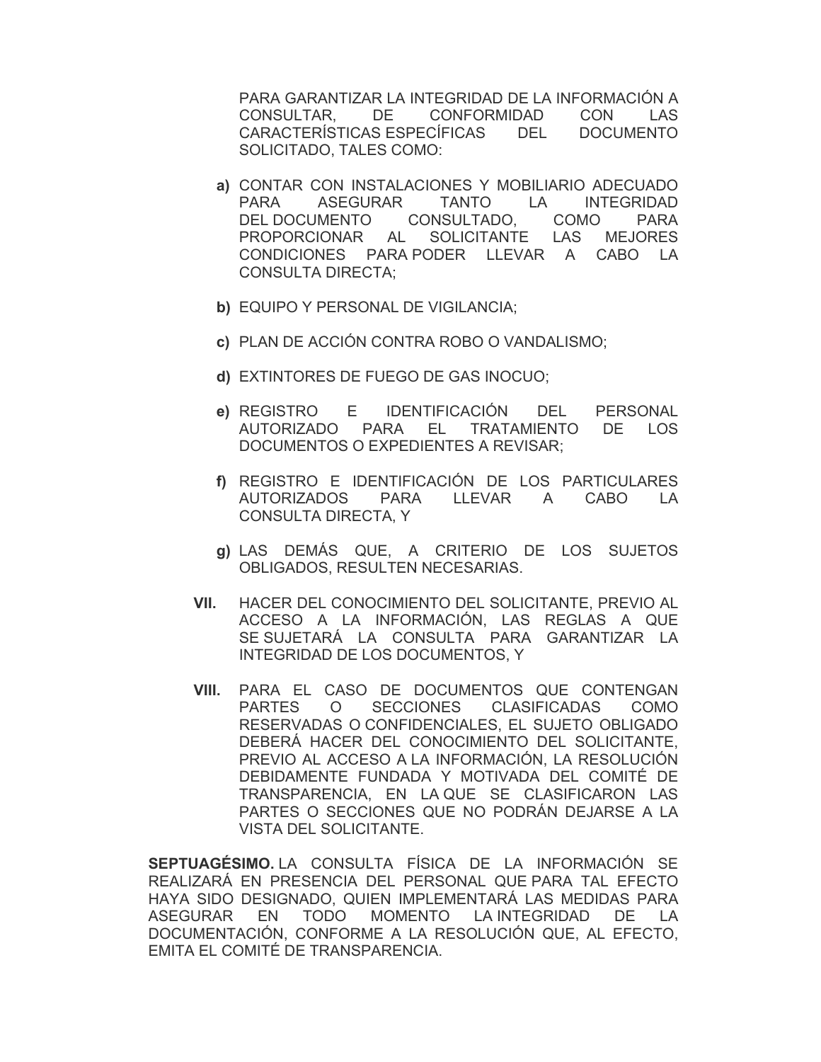PARA GARANTIZAR LA INTEGRIDAD DE LA INFORMACIÓN A CONSULTAR, DE CONFORMIDAD CON LAS CARACTERÍSTICAS ESPECÍFICAS DEL DOCUMENTO SOLICITADO, TALES COMO:

**a)** CONTAR CON INSTALACIONES Y MOBILIARIO ADECUADO PARA ASEGURAR TANTO LA INTEGRIDAD DEL DOCUMENTO CONSULTADO, COMO PARA PROPORCIONAR AL SOLICITANTE LAS MEJORES CONDICIONES PARA PODER LLEVAR A CABO LA CONSULTA DIRECTA;

**b)** EQUIPO Y PERSONAL DE VIGILANCIA;

**c)** PLAN DE ACCIÓN CONTRA ROBO O VANDALISMO;

**d)** EXTINTORES DE FUEGO DE GAS INOCUO;

**e)** REGISTRO E IDENTIFICACIÓN DEL PERSONAL AUTORIZADO PARA EL TRATAMIENTO DE LOS DOCUMENTOS O EXPEDIENTES A REVISAR;

**f)** REGISTRO E IDENTIFICACIÓN DE LOS PARTICULARES AUTORIZADOS PARA LLEVAR A CABO LA CONSULTA DIRECTA, Y

**g)** LAS DEMÁS QUE, A CRITERIO DE LOS SUJETOS OBLIGADOS, RESULTEN NECESARIAS.

**VII.** HACER DEL CONOCIMIENTO DEL SOLICITANTE, PREVIO AL ACCESO A LA INFORMACIÓN, LAS REGLAS A QUE SE SUJETARÁ LA CONSULTA PARA GARANTIZAR LA INTEGRIDAD DE LOS DOCUMENTOS, Y

**VIII.** PARA EL CASO DE DOCUMENTOS QUE CONTENGAN PARTES O SECCIONES CLASIFICADAS COMO RESERVADAS O CONFIDENCIALES, EL SUJETO OBLIGADO DEBERÁ HACER DEL CONOCIMIENTO DEL SOLICITANTE, PREVIO AL ACCESO A LA INFORMACIÓN, LA RESOLUCIÓN DEBIDAMENTE FUNDADA Y MOTIVADA DEL COMITÉ DE TRANSPARENCIA, EN LA QUE SE CLASIFICARON LAS PARTES O SECCIONES QUE NO PODRÁN DEJARSE A LA VISTA DEL SOLICITANTE.

**SEPTUAGÉSIMO.** LA CONSULTA FÍSICA DE LA INFORMACIÓN SE REALIZARÁ EN PRESENCIA DEL PERSONAL QUE PARA TAL EFECTO HAYA SIDO DESIGNADO, QUIEN IMPLEMENTARÁ LAS MEDIDAS PARA ASEGURAR EN TODO MOMENTO LA INTEGRIDAD DE LA DOCUMENTACIÓN, CONFORME A LA RESOLUCIÓN QUE, AL EFECTO, EMITA EL COMITÉ DE TRANSPARENCIA.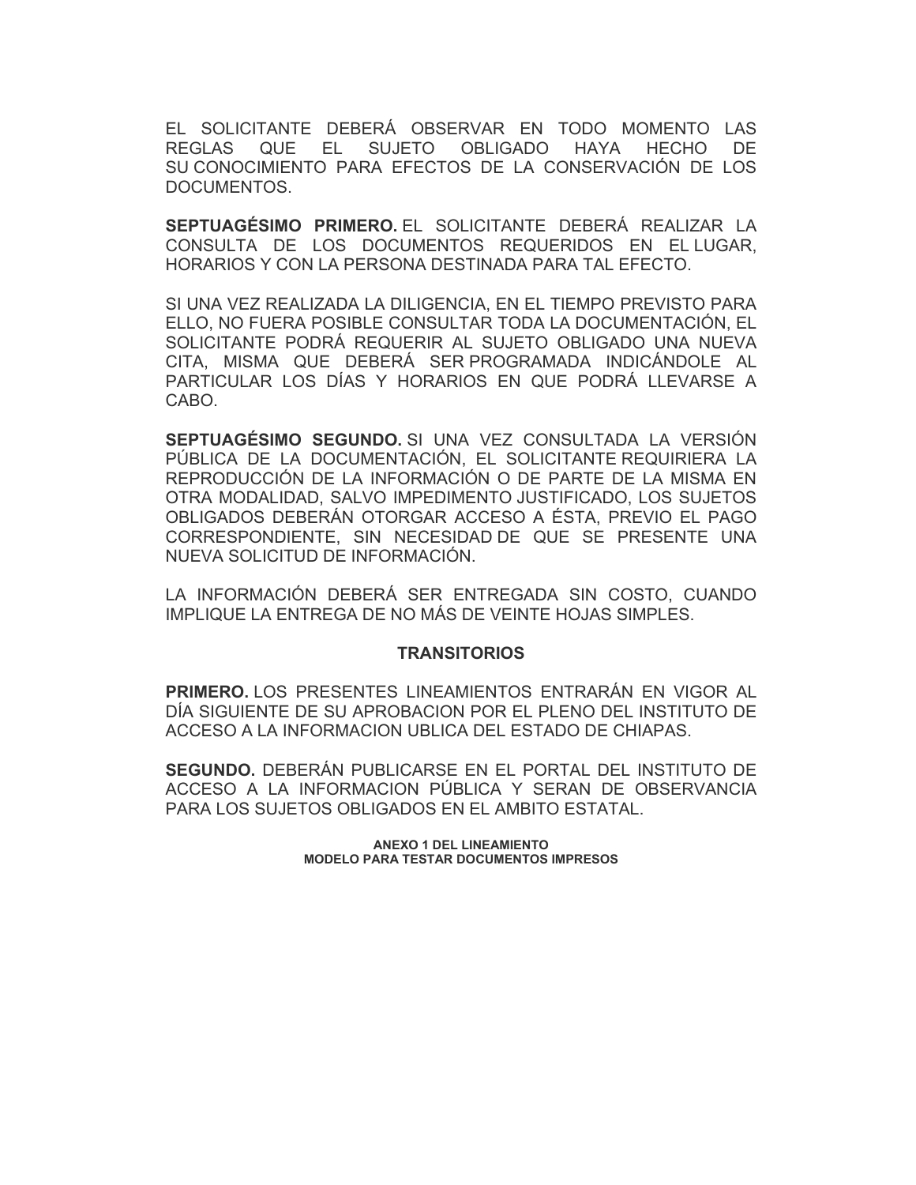EL SOLICITANTE DEBERÁ OBSERVAR EN TODO MOMENTO LAS REGLAS QUE EL SUJETO OBLIGADO HAYA HECHO DE SU CONOCIMIENTO PARA EFECTOS DE LA CONSERVACIÓN DE LOS DOCUMENTOS.

**SEPTUAGÉSIMO PRIMERO.** EL SOLICITANTE DEBERÁ REALIZAR LA CONSULTA DE LOS DOCUMENTOS REQUERIDOS EN EL LUGAR, HORARIOS Y CON LA PERSONA DESTINADA PARA TAL EFECTO.

SI UNA VEZ REALIZADA LA DILIGENCIA, EN EL TIEMPO PREVISTO PARA ELLO, NO FUERA POSIBLE CONSULTAR TODA LA DOCUMENTACIÓN, EL SOLICITANTE PODRÁ REQUERIR AL SUJETO OBLIGADO UNA NUEVA CITA, MISMA QUE DEBERÁ SER PROGRAMADA INDICÁNDOLE AL PARTICULAR LOS DÍAS Y HORARIOS EN QUE PODRÁ LLEVARSE A CABO.

**SEPTUAGÉSIMO SEGUNDO.** SI UNA VEZ CONSULTADA LA VERSIÓN PÚBLICA DE LA DOCUMENTACIÓN, EL SOLICITANTE REQUIRIERA LA REPRODUCCIÓN DE LA INFORMACIÓN O DE PARTE DE LA MISMA EN OTRA MODALIDAD, SALVO IMPEDIMENTO JUSTIFICADO, LOS SUJETOS OBLIGADOS DEBERÁN OTORGAR ACCESO A ÉSTA, PREVIO EL PAGO CORRESPONDIENTE, SIN NECESIDAD DE QUE SE PRESENTE UNA NUEVA SOLICITUD DE INFORMACIÓN.

LA INFORMACIÓN DEBERÁ SER ENTREGADA SIN COSTO, CUANDO IMPLIQUE LA ENTREGA DE NO MÁS DE VEINTE HOJAS SIMPLES.

## TRANSITORIOS

**PRIMERO.** LOS PRESENTES LINEAMIENTOS ENTRARÁN EN VIGOR AL DÍA SIGUIENTE DE SU APROBACION POR EL PLENO DEL INSTITUTO DE ACCESO A LA INFORMACION UBLICA DEL ESTADO DE CHIAPAS.

**SEGUNDO.** DEBERÁN PUBLICARSE EN EL PORTAL DEL INSTITUTO DE ACCESO A LA INFORMACION PÚBLICA Y SERAN DE OBSERVANCIA PARA LOS SUJETOS OBLIGADOS EN EL AMBITO ESTATAL.

### ANEXO 1 DEL LINEAMIENTO
### MODELO PARA TESTAR DOCUMENTOS IMPRESOS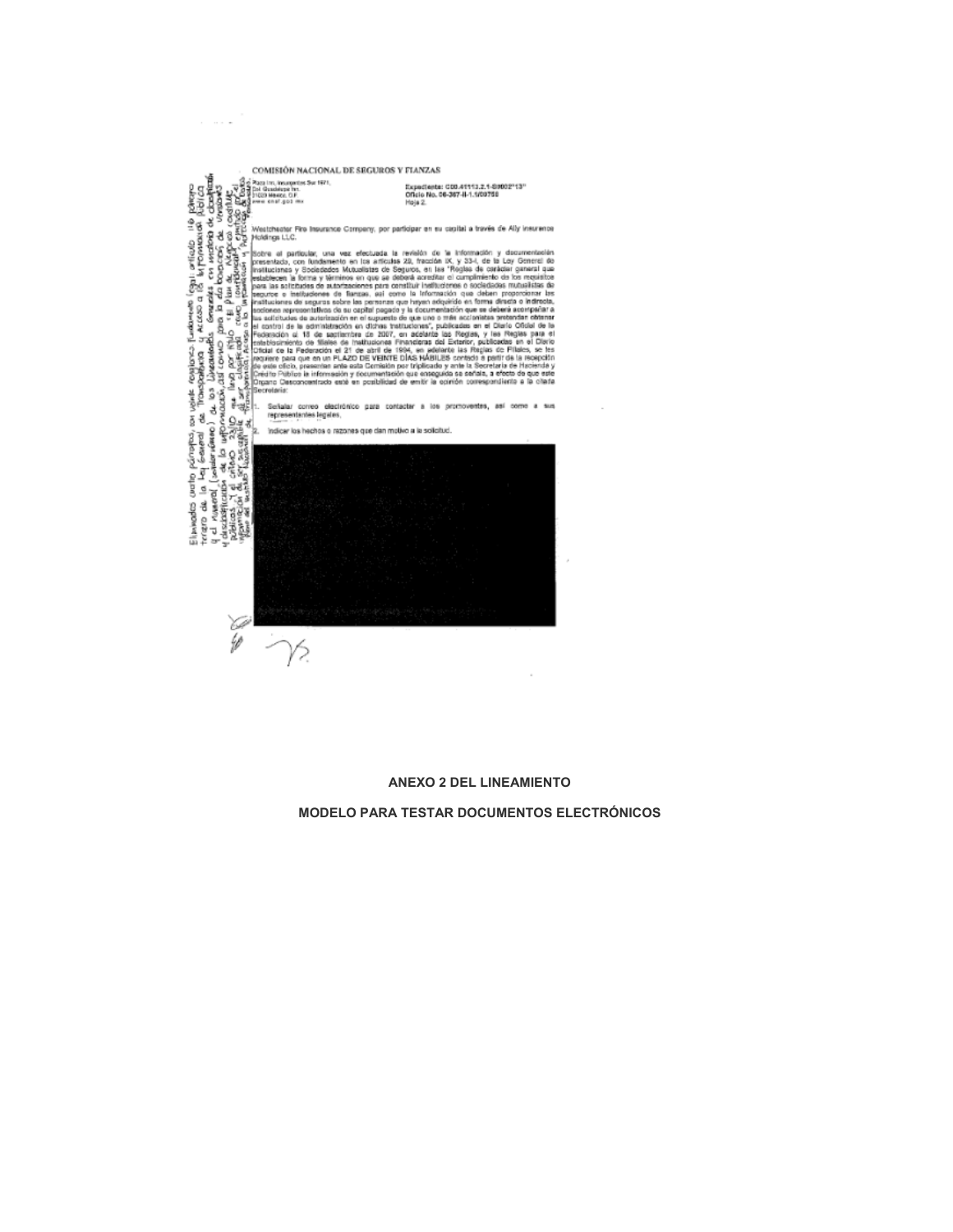COMISIÓN NACIONAL DE SEGUROS Y FIANZAS

Plaza Inn, Insurgentes Sur 1971,
Col. Guadalupe Inn,
01020 México, D.F.
www.cnsf.gob.mx

Expediente: C00.41113.2.1-S0002*13"
Oficio No. 06-367-II-1.1/03758
Hoja 2.

Westchester Fire Insurance Company, por participar en su capital a través de Ally Insurance Holdings LLC.

Sobre el particular, una vez efectuada la revisión de la información y documentación presentada, con fundamento en los artículos 29, fracción IX, y 33-I, de la Ley General de Instituciones y Sociedades Mutualistas de Seguros, en las "Reglas de carácter general que establecen la forma y términos en que se deberá acreditar el cumplimiento de los requisitos para las solicitudes de autorizaciones para constituir instituciones o sociedades mutualistas de seguros e instituciones de fianzas, así como la información que deben proporcionar las instituciones de seguros sobre las personas que hayan adquirido en forma directa o indirecta, acciones representativas de su capital pagado y la documentación que se deberá acompañar a las solicitudes de autorización en el supuesto de que uno o más accionistas pretendan obtener el control de la administración en dichas instituciones", publicadas en el Diario Oficial de la Federación el 18 de septiembre de 2007, en adelante las Reglas, y las Reglas para el establecimiento de filiales de instituciones Financieras del Exterior, publicadas en el Diario Oficial de la Federación el 21 de abril de 1994, en adelante las Reglas de Filiales, se les requiere para que en un PLAZO DE VEINTE DÍAS HÁBILES contado a partir de la recepción de este oficio, presenten ante esta Comisión por triplicado y ante la Secretaría de Hacienda y Crédito Público la información y documentación que enseguida se señala, a efecto de que este Órgano Desconcentrado esté en posibilidad de emitir la opinión correspondiente a la citada Secretaría:

1. Señalar correo electrónico para contactar a los promoventes, así como a sus representantes legales,
2. Indicar los hechos o razones que dan motivo a la solicitud.

Eliminados cuatro párrafos, con veinte renglones. Fundamento legal: artículo 116 párrafo tercero de la Ley General de Transparencia y Acceso a la Información Pública y el numeral (trigésimo) de los Lineamientos Generales en materia de clasificación y desclasificación de la información, así como para la elaboración de versiones públicas, y el criterio 23/10 que lleva por rubro "El plan de negocios constituye información de carácter confidencial" emitido por el Pleno del Instituto Nacional de Transparencia, Acceso a la Información y Protección de Datos.

**ANEXO 2 DEL LINEAMIENTO**

**MODELO PARA TESTAR DOCUMENTOS ELECTRÓNICOS**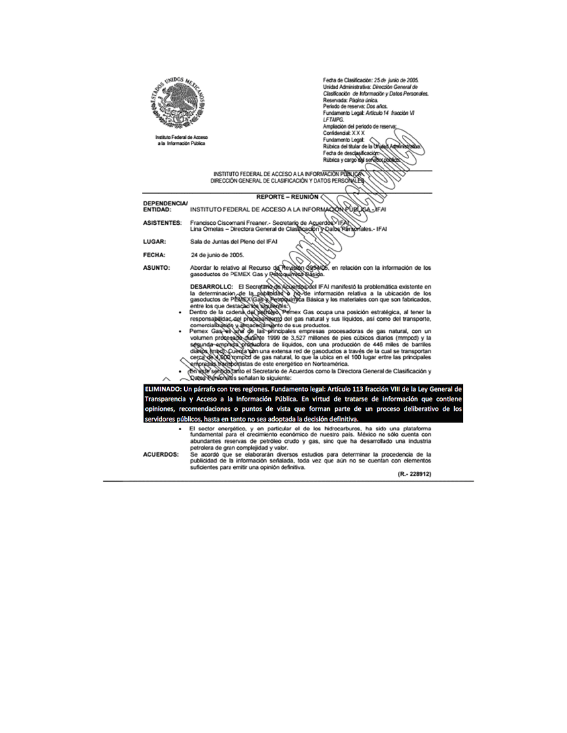Instituto Federal de Acceso a la Información Pública

Fecha de Clasificación: *25 de junio de 2005.*
Unidad Administrativa: *Dirección General de Clasificación de Información y Datos Personales.*
Reservada: *Página única.*
Periodo de reserva: *Dos años.*
Fundamento Legal: *Artículo 14 fracción VI LFTAIPG.*
Ampliación del periodo de reserva:
Confidencial: X X X
Fundamento Legal:
Rúbrica del titular de la Unidad Administrativa:
Fecha de desclasificación:
Rúbrica y cargo del servidor público:

INSTITUTO FEDERAL DE ACCESO A LA INFORMACIÓN PÚBLICA
DIRECCIÓN GENERAL DE CLASIFICACIÓN Y DATOS PERSONALES

**REPORTE – REUNIÓN**

**DEPENDENCIA/ ENTIDAD:** INSTITUTO FEDERAL DE ACCESO A LA INFORMACIÓN PÚBLICA - IFAI

**ASISTENTES:** Francisco Ciscomani Freaner.- Secretario de Acuerdos.- IFAI
Lina Ornelas – Directora General de Clasificación y Datos Personales.- IFAI

**LUGAR:** Sala de Juntas del Pleno del IFAI

**FECHA:** 24 de junio de 2005.

**ASUNTO:** Abordar lo relativo al Recurso de Revisión 0954/05, en relación con la información de los gasoductos de PEMEX Gas y Petroquímica Básica.

**DESARROLLO:** El Secretario de Acuerdos del IFAI manifestó la problemática existente en la determinación de la publicidad o no de información relativa a la ubicación de los gasoductos de PEMEX Gas y Petroquímica Básica y los materiales con que son fabricados, entre los que destacan los siguientes:

- Dentro de la cadena del petróleo, Pemex Gas ocupa una posición estratégica, al tener la responsabilidad del procesamiento del gas natural y sus líquidos, así como del transporte, comercialización y almacenamiento de sus productos.
- Pemex Gas es una de las principales empresas procesadoras de gas natural, con un volumen procesado durante 1999 de 3,527 millones de pies cúbicos diarios (mmpcd) y la segunda empresa productora de líquidos, con una producción de 446 miles de barriles diarios (mbd). Cuenta con una extensa red de gasoductos a través de la cual se transportan cerca de 4,000 mmpcd de gas natural, lo que la ubica en el 100 lugar entre las principales empresas transportistas de este energético en Norteamérica.
- En este sentido tanto el Secretario de Acuerdos como la Directora General de Clasificación y Datos Personales señalan lo siguiente:

**ELIMINADO:** Un párrafo con tres regiones. Fundamento legal: Artículo 113 fracción VIII de la Ley General de Transparencia y Acceso a la Información Pública. En virtud de tratarse de información que contiene opiniones, recomendaciones o puntos de vista que forman parte de un proceso deliberativo de los servidores públicos, hasta en tanto no sea adoptada la decisión definitiva.

- El sector energético, y en particular el de los hidrocarburos, ha sido una plataforma fundamental para el crecimiento económico de nuestro país. México no sólo cuenta con abundantes reservas de petróleo crudo y gas, sino que ha desarrollado una industria petrolera de gran complejidad y valor.

**ACUERDOS:** Se acordó que se elaborarán diversos estudios para determinar la procedencia de la publicidad de la información señalada, toda vez que aún no se cuentan con elementos suficientes para emitir una opinión definitiva.

**(R.- 228912)**